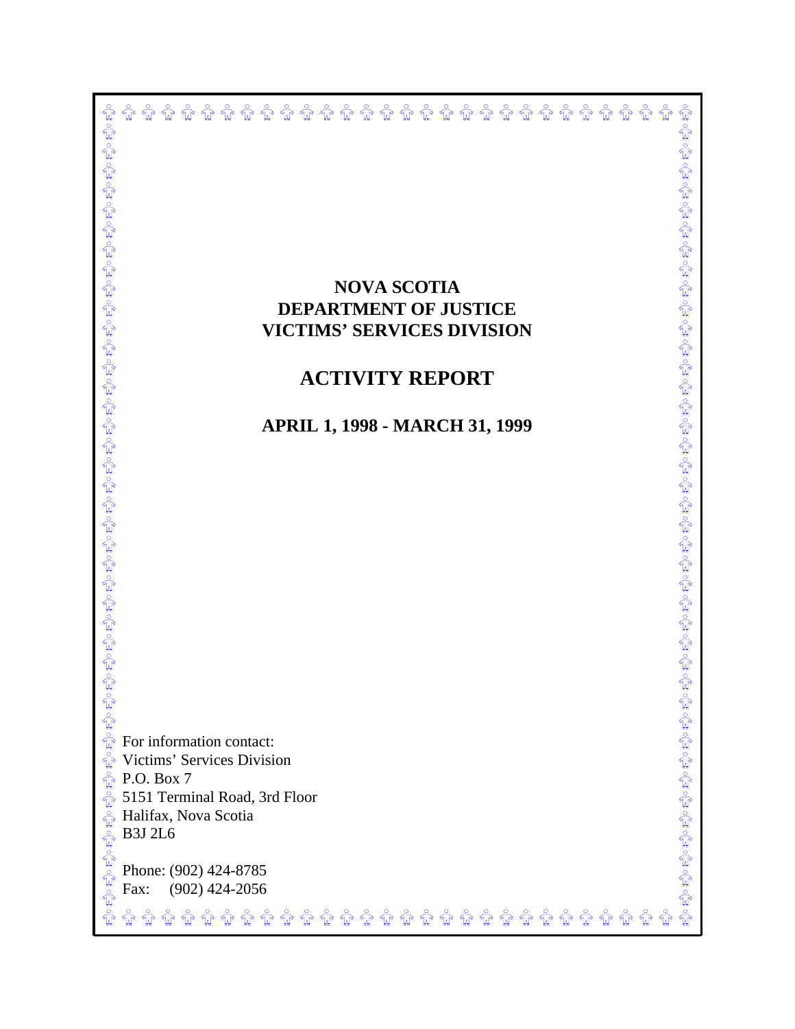# NOVA SCOTIA DEPARTMENT OF JUSTICE VICTIMS' SERVICES DIVISION

## ACTIVITY REPORT

### APRIL 1, 1998 - MARCH 31, 1999

For information contact:
Victims' Services Division
P.O. Box 7
5151 Terminal Road, 3rd Floor
Halifax, Nova Scotia
B3J 2L6

Phone: (902) 424-8785
Fax: (902) 424-2056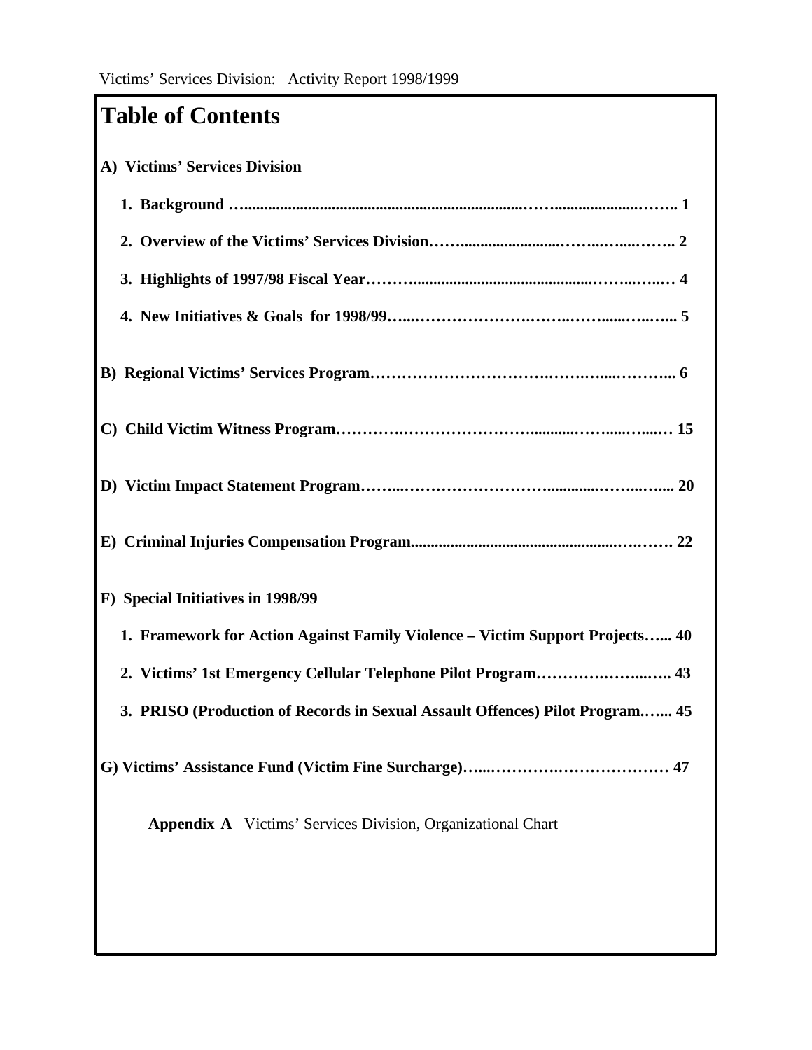# Table of Contents

**A) Victims' Services Division**

1. **Background …… 1**
2. **Overview of the Victims' Services Division…… 2**
3. **Highlights of 1997/98 Fiscal Year…… 4**
4. **New Initiatives & Goals for 1998/99…… 5**

**B) Regional Victims' Services Program…… 6**

**C) Child Victim Witness Program…… 15**

**D) Victim Impact Statement Program…… 20**

**E) Criminal Injuries Compensation Program…… 22**

**F) Special Initiatives in 1998/99**

1. **Framework for Action Against Family Violence – Victim Support Projects…… 40**
2. **Victims' 1st Emergency Cellular Telephone Pilot Program…… 43**
3. **PRISO (Production of Records in Sexual Assault Offences) Pilot Program…… 45**

**G) Victims' Assistance Fund (Victim Fine Surcharge)…… 47**

**Appendix A** Victims' Services Division, Organizational Chart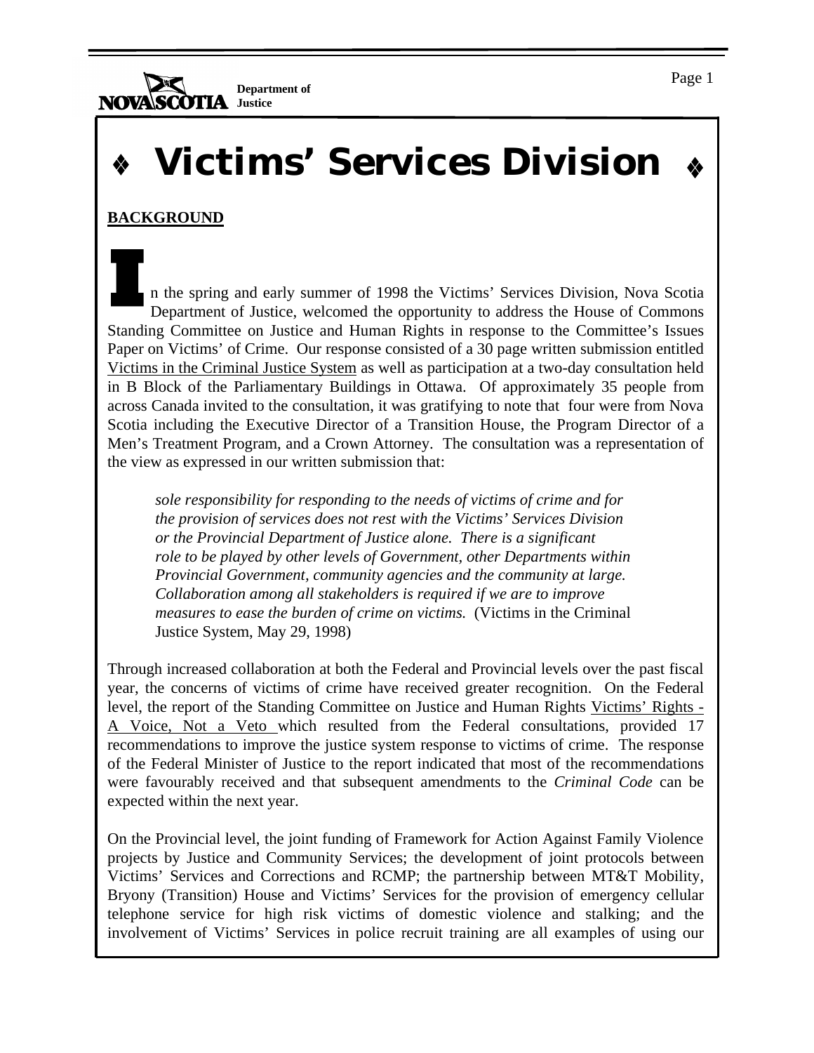# ❖ Victims' Services Division ❖

**BACKGROUND**

In the spring and early summer of 1998 the Victims' Services Division, Nova Scotia Department of Justice, welcomed the opportunity to address the House of Commons Standing Committee on Justice and Human Rights in response to the Committee's Issues Paper on Victims' of Crime. Our response consisted of a 30 page written submission entitled Victims in the Criminal Justice System as well as participation at a two-day consultation held in B Block of the Parliamentary Buildings in Ottawa. Of approximately 35 people from across Canada invited to the consultation, it was gratifying to note that four were from Nova Scotia including the Executive Director of a Transition House, the Program Director of a Men's Treatment Program, and a Crown Attorney. The consultation was a representation of the view as expressed in our written submission that:

> *sole responsibility for responding to the needs of victims of crime and for the provision of services does not rest with the Victims' Services Division or the Provincial Department of Justice alone. There is a significant role to be played by other levels of Government, other Departments within Provincial Government, community agencies and the community at large. Collaboration among all stakeholders is required if we are to improve measures to ease the burden of crime on victims.* (Victims in the Criminal Justice System, May 29, 1998)

Through increased collaboration at both the Federal and Provincial levels over the past fiscal year, the concerns of victims of crime have received greater recognition. On the Federal level, the report of the Standing Committee on Justice and Human Rights Victims' Rights - A Voice, Not a Veto which resulted from the Federal consultations, provided 17 recommendations to improve the justice system response to victims of crime. The response of the Federal Minister of Justice to the report indicated that most of the recommendations were favourably received and that subsequent amendments to the *Criminal Code* can be expected within the next year.

On the Provincial level, the joint funding of Framework for Action Against Family Violence projects by Justice and Community Services; the development of joint protocols between Victims' Services and Corrections and RCMP; the partnership between MT&T Mobility, Bryony (Transition) House and Victims' Services for the provision of emergency cellular telephone service for high risk victims of domestic violence and stalking; and the involvement of Victims' Services in police recruit training are all examples of using our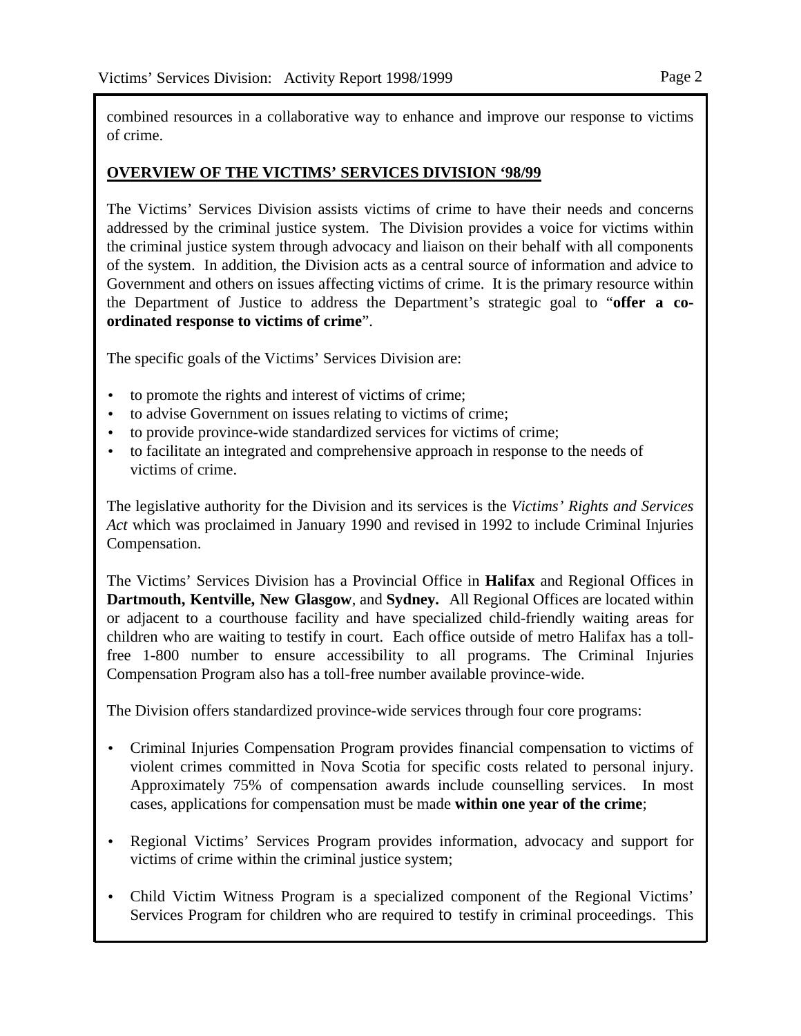combined resources in a collaborative way to enhance and improve our response to victims of crime.

## OVERVIEW OF THE VICTIMS' SERVICES DIVISION '98/99

The Victims' Services Division assists victims of crime to have their needs and concerns addressed by the criminal justice system. The Division provides a voice for victims within the criminal justice system through advocacy and liaison on their behalf with all components of the system. In addition, the Division acts as a central source of information and advice to Government and others on issues affecting victims of crime. It is the primary resource within the Department of Justice to address the Department's strategic goal to "**offer a co-ordinated response to victims of crime**".

The specific goals of the Victims' Services Division are:

- to promote the rights and interest of victims of crime;
- to advise Government on issues relating to victims of crime;
- to provide province-wide standardized services for victims of crime;
- to facilitate an integrated and comprehensive approach in response to the needs of victims of crime.

The legislative authority for the Division and its services is the *Victims' Rights and Services Act* which was proclaimed in January 1990 and revised in 1992 to include Criminal Injuries Compensation.

The Victims' Services Division has a Provincial Office in **Halifax** and Regional Offices in **Dartmouth, Kentville, New Glasgow**, and **Sydney.** All Regional Offices are located within or adjacent to a courthouse facility and have specialized child-friendly waiting areas for children who are waiting to testify in court. Each office outside of metro Halifax has a toll-free 1-800 number to ensure accessibility to all programs. The Criminal Injuries Compensation Program also has a toll-free number available province-wide.

The Division offers standardized province-wide services through four core programs:

- Criminal Injuries Compensation Program provides financial compensation to victims of violent crimes committed in Nova Scotia for specific costs related to personal injury. Approximately 75% of compensation awards include counselling services. In most cases, applications for compensation must be made **within one year of the crime**;

- Regional Victims' Services Program provides information, advocacy and support for victims of crime within the criminal justice system;

- Child Victim Witness Program is a specialized component of the Regional Victims' Services Program for children who are required to testify in criminal proceedings. This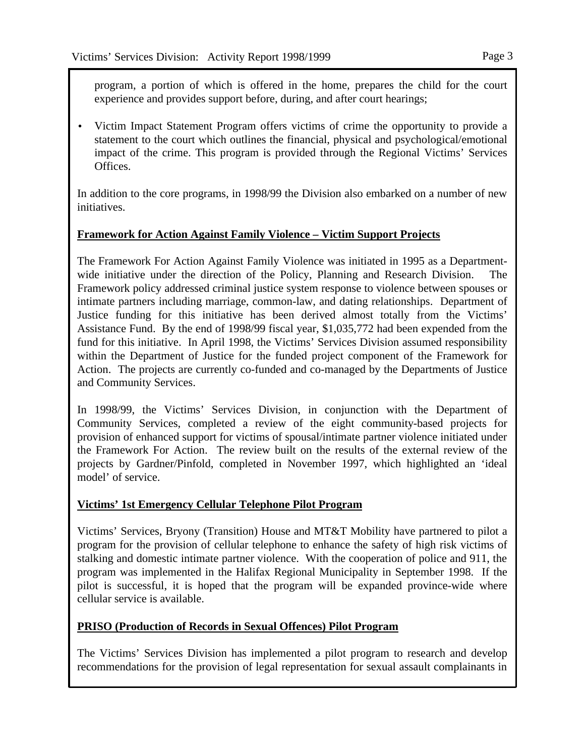program, a portion of which is offered in the home, prepares the child for the court experience and provides support before, during, and after court hearings;

- Victim Impact Statement Program offers victims of crime the opportunity to provide a statement to the court which outlines the financial, physical and psychological/emotional impact of the crime. This program is provided through the Regional Victims' Services Offices.

In addition to the core programs, in 1998/99 the Division also embarked on a number of new initiatives.

**Framework for Action Against Family Violence – Victim Support Projects**

The Framework For Action Against Family Violence was initiated in 1995 as a Department-wide initiative under the direction of the Policy, Planning and Research Division. The Framework policy addressed criminal justice system response to violence between spouses or intimate partners including marriage, common-law, and dating relationships. Department of Justice funding for this initiative has been derived almost totally from the Victims' Assistance Fund. By the end of 1998/99 fiscal year, $1,035,772 had been expended from the fund for this initiative. In April 1998, the Victims' Services Division assumed responsibility within the Department of Justice for the funded project component of the Framework for Action. The projects are currently co-funded and co-managed by the Departments of Justice and Community Services.

In 1998/99, the Victims' Services Division, in conjunction with the Department of Community Services, completed a review of the eight community-based projects for provision of enhanced support for victims of spousal/intimate partner violence initiated under the Framework For Action. The review built on the results of the external review of the projects by Gardner/Pinfold, completed in November 1997, which highlighted an 'ideal model' of service.

**Victims' 1st Emergency Cellular Telephone Pilot Program**

Victims' Services, Bryony (Transition) House and MT&T Mobility have partnered to pilot a program for the provision of cellular telephone to enhance the safety of high risk victims of stalking and domestic intimate partner violence. With the cooperation of police and 911, the program was implemented in the Halifax Regional Municipality in September 1998. If the pilot is successful, it is hoped that the program will be expanded province-wide where cellular service is available.

**PRISO (Production of Records in Sexual Offences) Pilot Program**

The Victims' Services Division has implemented a pilot program to research and develop recommendations for the provision of legal representation for sexual assault complainants in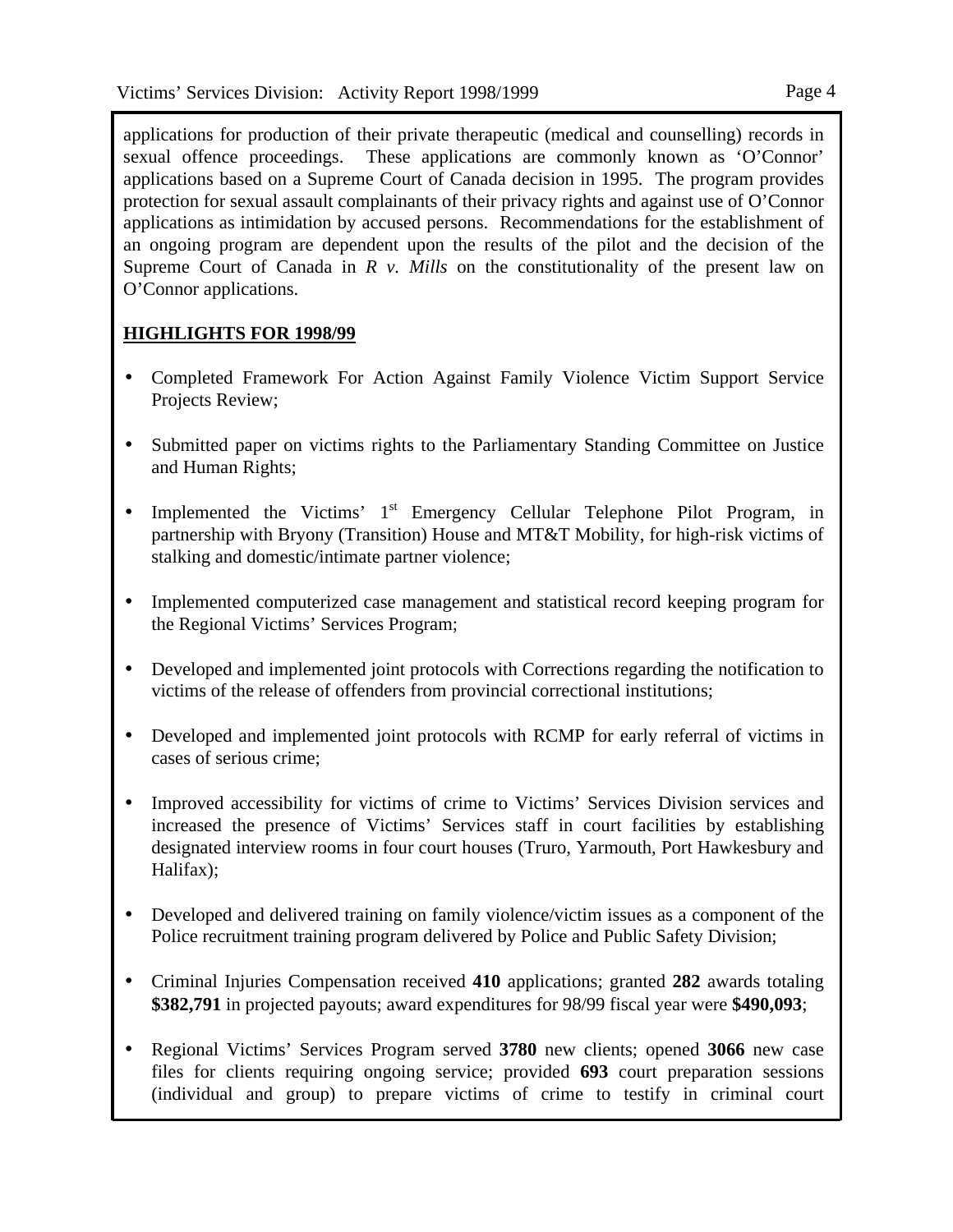applications for production of their private therapeutic (medical and counselling) records in sexual offence proceedings. These applications are commonly known as 'O'Connor' applications based on a Supreme Court of Canada decision in 1995. The program provides protection for sexual assault complainants of their privacy rights and against use of O'Connor applications as intimidation by accused persons. Recommendations for the establishment of an ongoing program are dependent upon the results of the pilot and the decision of the Supreme Court of Canada in *R v. Mills* on the constitutionality of the present law on O'Connor applications.

**HIGHLIGHTS FOR 1998/99**

- Completed Framework For Action Against Family Violence Victim Support Service Projects Review;
- Submitted paper on victims rights to the Parliamentary Standing Committee on Justice and Human Rights;
- Implemented the Victims' 1st Emergency Cellular Telephone Pilot Program, in partnership with Bryony (Transition) House and MT&T Mobility, for high-risk victims of stalking and domestic/intimate partner violence;
- Implemented computerized case management and statistical record keeping program for the Regional Victims' Services Program;
- Developed and implemented joint protocols with Corrections regarding the notification to victims of the release of offenders from provincial correctional institutions;
- Developed and implemented joint protocols with RCMP for early referral of victims in cases of serious crime;
- Improved accessibility for victims of crime to Victims' Services Division services and increased the presence of Victims' Services staff in court facilities by establishing designated interview rooms in four court houses (Truro, Yarmouth, Port Hawkesbury and Halifax);
- Developed and delivered training on family violence/victim issues as a component of the Police recruitment training program delivered by Police and Public Safety Division;
- Criminal Injuries Compensation received **410** applications; granted **282** awards totaling **$382,791** in projected payouts; award expenditures for 98/99 fiscal year were **$490,093**;
- Regional Victims' Services Program served **3780** new clients; opened **3066** new case files for clients requiring ongoing service; provided **693** court preparation sessions (individual and group) to prepare victims of crime to testify in criminal court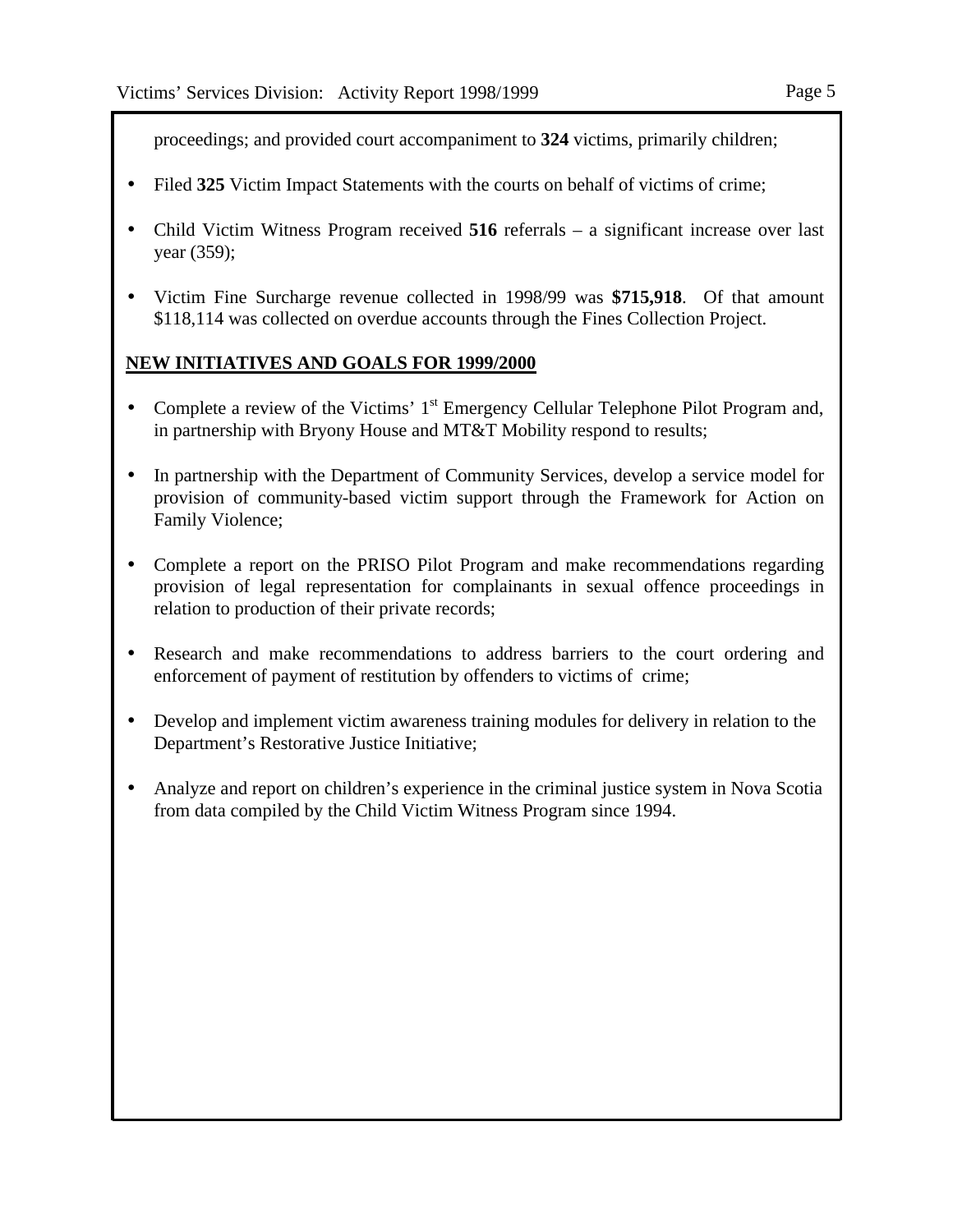proceedings; and provided court accompaniment to **324** victims, primarily children;

- Filed **325** Victim Impact Statements with the courts on behalf of victims of crime;
- Child Victim Witness Program received **516** referrals – a significant increase over last year (359);
- Victim Fine Surcharge revenue collected in 1998/99 was **$715,918**. Of that amount $118,114 was collected on overdue accounts through the Fines Collection Project.

**NEW INITIATIVES AND GOALS FOR 1999/2000**

- Complete a review of the Victims' 1st Emergency Cellular Telephone Pilot Program and, in partnership with Bryony House and MT&T Mobility respond to results;
- In partnership with the Department of Community Services, develop a service model for provision of community-based victim support through the Framework for Action on Family Violence;
- Complete a report on the PRISO Pilot Program and make recommendations regarding provision of legal representation for complainants in sexual offence proceedings in relation to production of their private records;
- Research and make recommendations to address barriers to the court ordering and enforcement of payment of restitution by offenders to victims of crime;
- Develop and implement victim awareness training modules for delivery in relation to the Department's Restorative Justice Initiative;
- Analyze and report on children's experience in the criminal justice system in Nova Scotia from data compiled by the Child Victim Witness Program since 1994.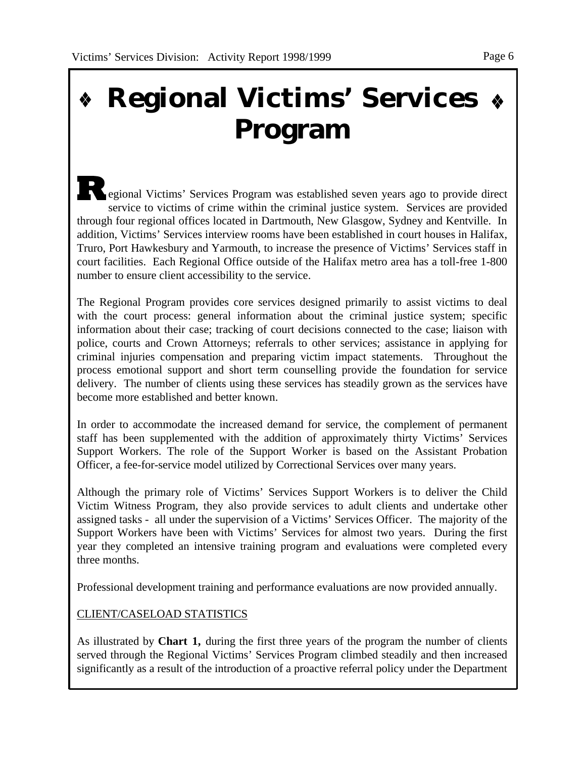# ❖ Regional Victims' Services Program ❖

Regional Victims' Services Program was established seven years ago to provide direct service to victims of crime within the criminal justice system. Services are provided through four regional offices located in Dartmouth, New Glasgow, Sydney and Kentville. In addition, Victims' Services interview rooms have been established in court houses in Halifax, Truro, Port Hawkesbury and Yarmouth, to increase the presence of Victims' Services staff in court facilities. Each Regional Office outside of the Halifax metro area has a toll-free 1-800 number to ensure client accessibility to the service.

The Regional Program provides core services designed primarily to assist victims to deal with the court process: general information about the criminal justice system; specific information about their case; tracking of court decisions connected to the case; liaison with police, courts and Crown Attorneys; referrals to other services; assistance in applying for criminal injuries compensation and preparing victim impact statements. Throughout the process emotional support and short term counselling provide the foundation for service delivery. The number of clients using these services has steadily grown as the services have become more established and better known.

In order to accommodate the increased demand for service, the complement of permanent staff has been supplemented with the addition of approximately thirty Victims' Services Support Workers. The role of the Support Worker is based on the Assistant Probation Officer, a fee-for-service model utilized by Correctional Services over many years.

Although the primary role of Victims' Services Support Workers is to deliver the Child Victim Witness Program, they also provide services to adult clients and undertake other assigned tasks - all under the supervision of a Victims' Services Officer. The majority of the Support Workers have been with Victims' Services for almost two years. During the first year they completed an intensive training program and evaluations were completed every three months.

Professional development training and performance evaluations are now provided annually.

CLIENT/CASELOAD STATISTICS

As illustrated by **Chart 1,** during the first three years of the program the number of clients served through the Regional Victims' Services Program climbed steadily and then increased significantly as a result of the introduction of a proactive referral policy under the Department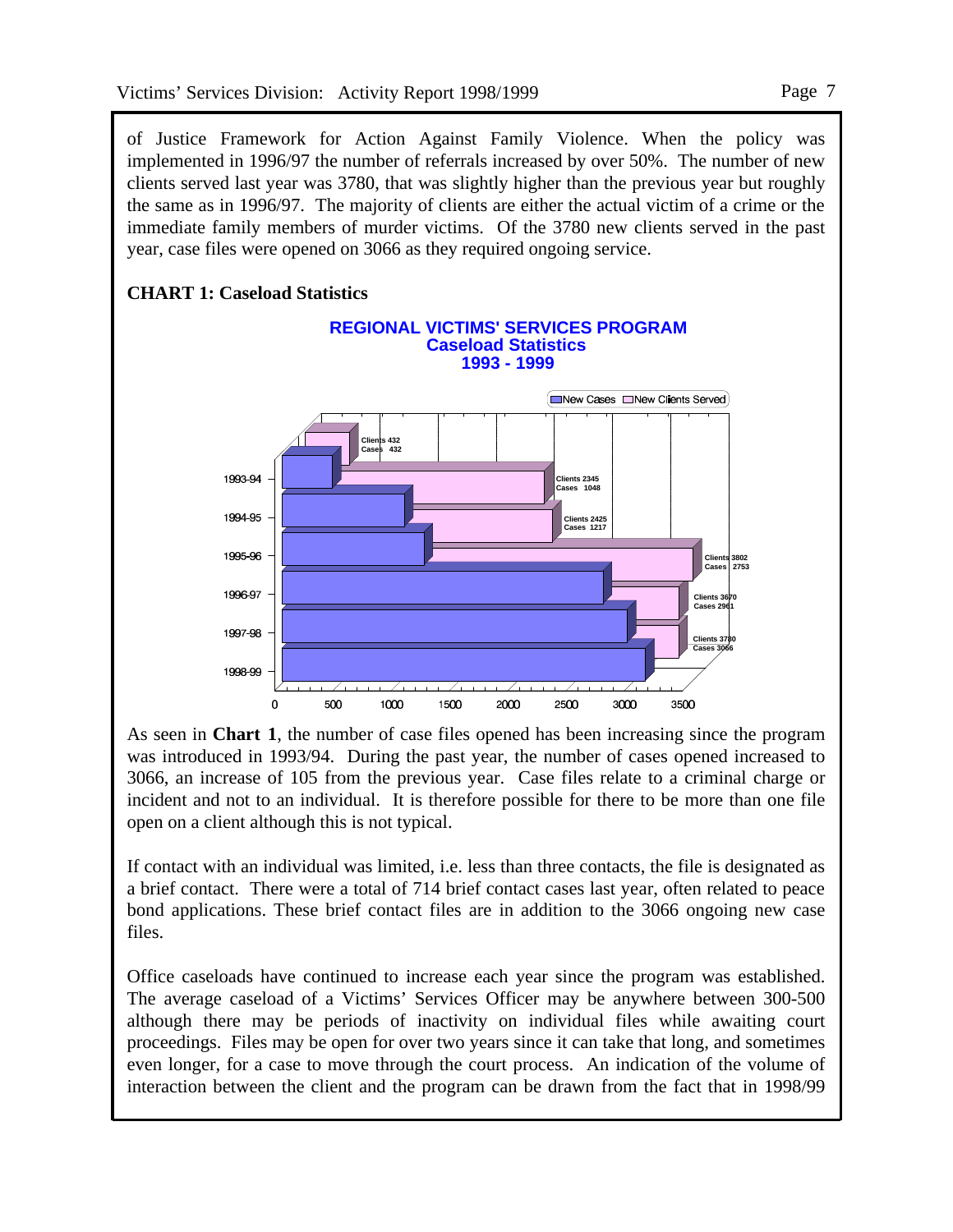of Justice Framework for Action Against Family Violence. When the policy was implemented in 1996/97 the number of referrals increased by over 50%. The number of new clients served last year was 3780, that was slightly higher than the previous year but roughly the same as in 1996/97. The majority of clients are either the actual victim of a crime or the immediate family members of murder victims. Of the 3780 new clients served in the past year, case files were opened on 3066 as they required ongoing service.

**CHART 1: Caseload Statistics**

**REGIONAL VICTIMS' SERVICES PROGRAM**
**Caseload Statistics**
**1993 - 1999**

| Year | New Clients Served | New Cases |
|---|---|---|
| 1993-94 | 432 | 432 |
| 1994-95 | 2345 | 1048 |
| 1995-96 | 2425 | 1217 |
| 1996-97 | 3802 | 2753 |
| 1997-98 | 3670 | 2961 |
| 1998-99 | 3780 | 3066 |

As seen in **Chart 1**, the number of case files opened has been increasing since the program was introduced in 1993/94. During the past year, the number of cases opened increased to 3066, an increase of 105 from the previous year. Case files relate to a criminal charge or incident and not to an individual. It is therefore possible for there to be more than one file open on a client although this is not typical.

If contact with an individual was limited, i.e. less than three contacts, the file is designated as a brief contact. There were a total of 714 brief contact cases last year, often related to peace bond applications. These brief contact files are in addition to the 3066 ongoing new case files.

Office caseloads have continued to increase each year since the program was established. The average caseload of a Victims' Services Officer may be anywhere between 300-500 although there may be periods of inactivity on individual files while awaiting court proceedings. Files may be open for over two years since it can take that long, and sometimes even longer, for a case to move through the court process. An indication of the volume of interaction between the client and the program can be drawn from the fact that in 1998/99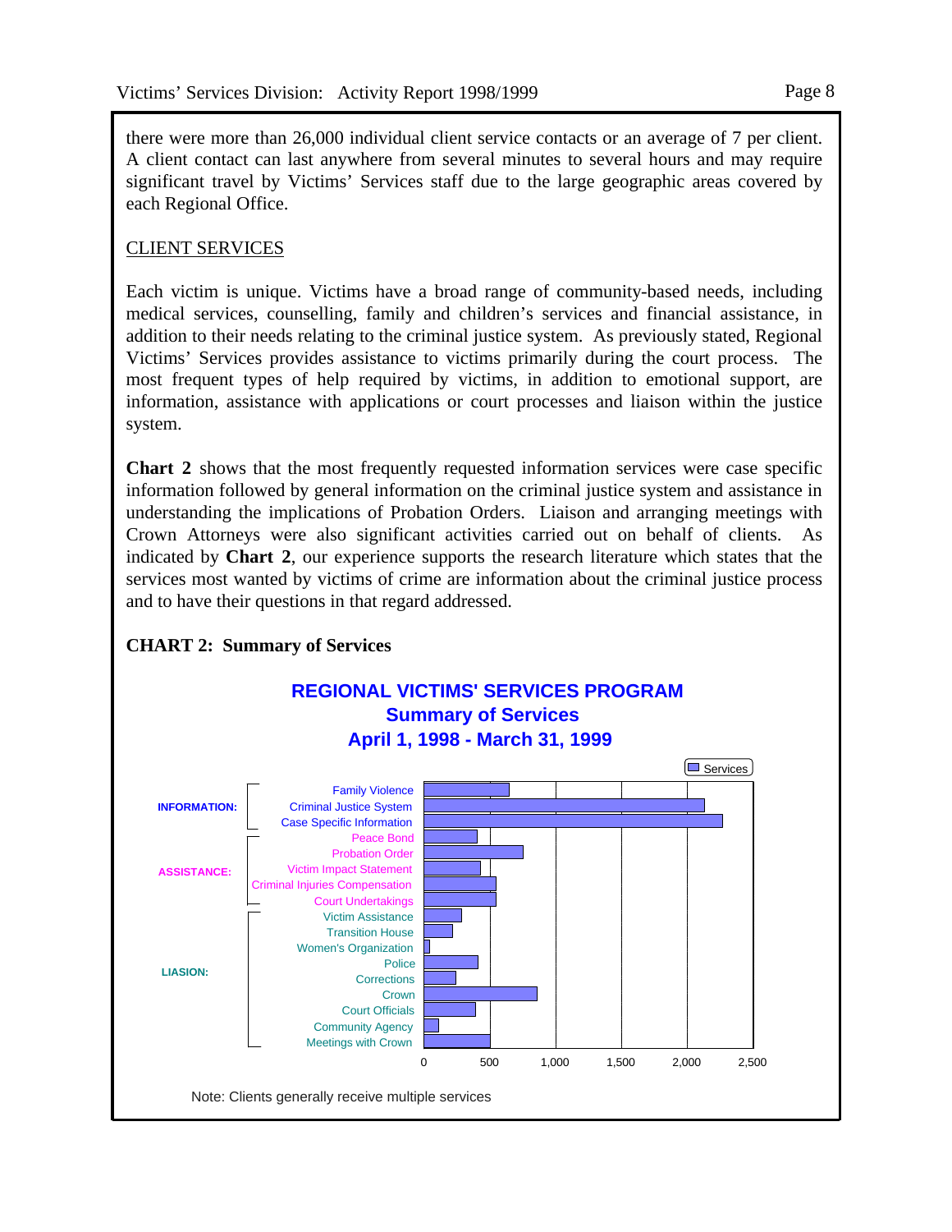there were more than 26,000 individual client service contacts or an average of 7 per client. A client contact can last anywhere from several minutes to several hours and may require significant travel by Victims' Services staff due to the large geographic areas covered by each Regional Office.

CLIENT SERVICES

Each victim is unique. Victims have a broad range of community-based needs, including medical services, counselling, family and children's services and financial assistance, in addition to their needs relating to the criminal justice system. As previously stated, Regional Victims' Services provides assistance to victims primarily during the court process. The most frequent types of help required by victims, in addition to emotional support, are information, assistance with applications or court processes and liaison within the justice system.

**Chart 2** shows that the most frequently requested information services were case specific information followed by general information on the criminal justice system and assistance in understanding the implications of Probation Orders. Liaison and arranging meetings with Crown Attorneys were also significant activities carried out on behalf of clients. As indicated by **Chart 2**, our experience supports the research literature which states that the services most wanted by victims of crime are information about the criminal justice process and to have their questions in that regard addressed.

**CHART 2: Summary of Services**

**REGIONAL VICTIMS' SERVICES PROGRAM**
**Summary of Services**
**April 1, 1998 - March 31, 1999**

| Category | Service | Services (approx.) |
|---|---|---|
| INFORMATION: | Family Violence | ~650 |
| | Criminal Justice System | ~2,130 |
| | Case Specific Information | ~2,270 |
| ASSISTANCE: | Peace Bond | ~400 |
| | Probation Order | ~750 |
| | Victim Impact Statement | ~430 |
| | Criminal Injuries Compensation | ~550 |
| | Court Undertakings | ~550 |
| LIASION: | Victim Assistance | ~290 |
| | Transition House | ~220 |
| | Women's Organization | ~40 |
| | Police | ~410 |
| | Corrections | ~240 |
| | Crown | ~860 |
| | Court Officials | ~390 |
| | Community Agency | ~110 |
| | Meetings with Crown | ~500 |

Note: Clients generally receive multiple services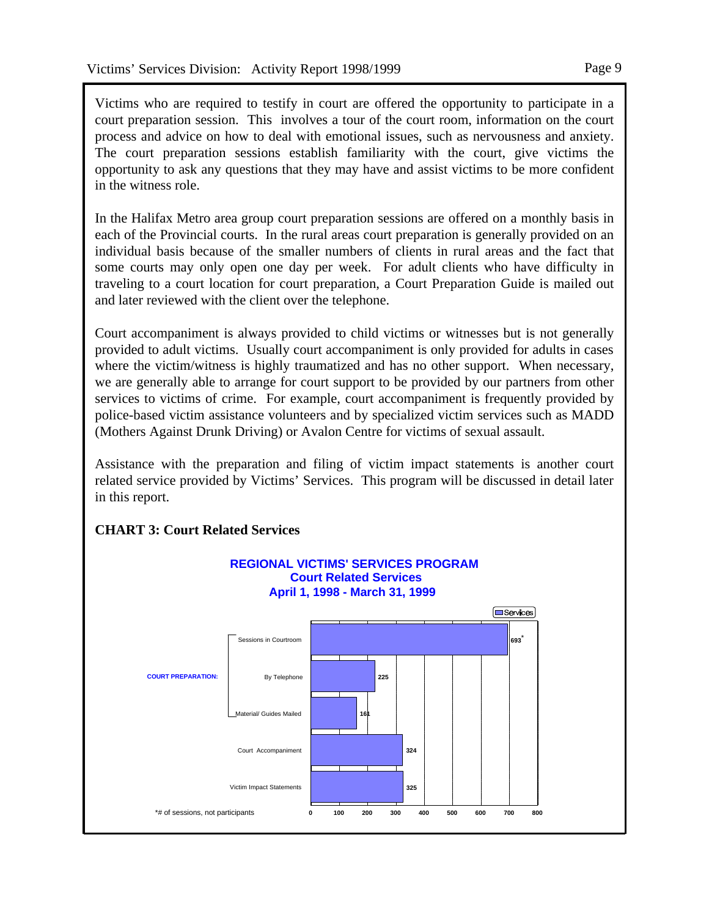Victims who are required to testify in court are offered the opportunity to participate in a court preparation session. This involves a tour of the court room, information on the court process and advice on how to deal with emotional issues, such as nervousness and anxiety. The court preparation sessions establish familiarity with the court, give victims the opportunity to ask any questions that they may have and assist victims to be more confident in the witness role.

In the Halifax Metro area group court preparation sessions are offered on a monthly basis in each of the Provincial courts. In the rural areas court preparation is generally provided on an individual basis because of the smaller numbers of clients in rural areas and the fact that some courts may only open one day per week. For adult clients who have difficulty in traveling to a court location for court preparation, a Court Preparation Guide is mailed out and later reviewed with the client over the telephone.

Court accompaniment is always provided to child victims or witnesses but is not generally provided to adult victims. Usually court accompaniment is only provided for adults in cases where the victim/witness is highly traumatized and has no other support. When necessary, we are generally able to arrange for court support to be provided by our partners from other services to victims of crime. For example, court accompaniment is frequently provided by police-based victim assistance volunteers and by specialized victim services such as MADD (Mothers Against Drunk Driving) or Avalon Centre for victims of sexual assault.

Assistance with the preparation and filing of victim impact statements is another court related service provided by Victims' Services. This program will be discussed in detail later in this report.

**CHART 3: Court Related Services**

**REGIONAL VICTIMS' SERVICES PROGRAM**
**Court Related Services**
**April 1, 1998 - March 31, 1999**

| | | Services |
|---|---|---|
| COURT PREPARATION: | Sessions in Courtroom | 693* |
| | By Telephone | 225 |
| | Material/ Guides Mailed | 161 |
| | Court Accompaniment | 324 |
| | Victim Impact Statements | 325 |

*# of sessions, not participants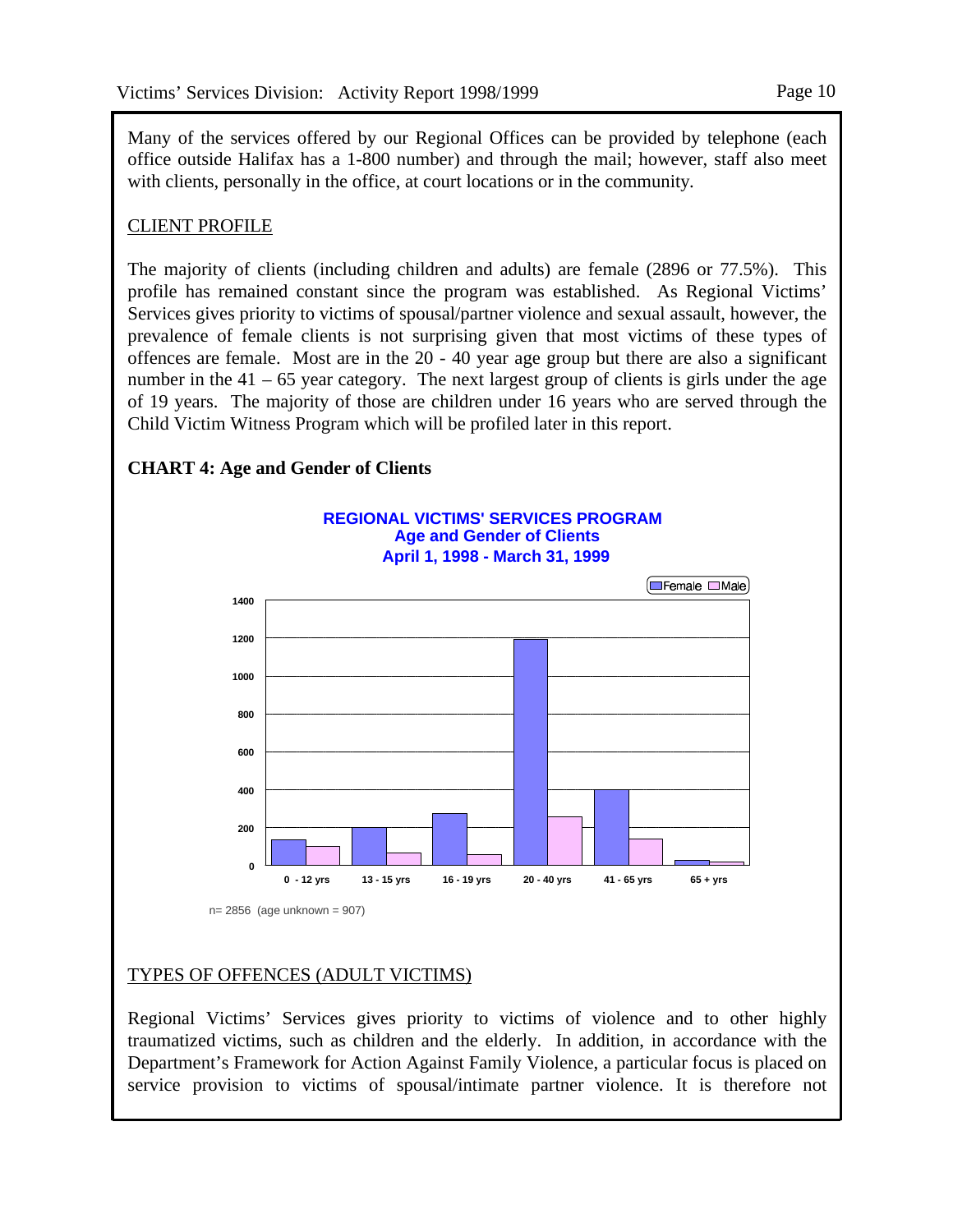Many of the services offered by our Regional Offices can be provided by telephone (each office outside Halifax has a 1-800 number) and through the mail; however, staff also meet with clients, personally in the office, at court locations or in the community.

## CLIENT PROFILE

The majority of clients (including children and adults) are female (2896 or 77.5%). This profile has remained constant since the program was established. As Regional Victims' Services gives priority to victims of spousal/partner violence and sexual assault, however, the prevalence of female clients is not surprising given that most victims of these types of offences are female. Most are in the 20 - 40 year age group but there are also a significant number in the 41 – 65 year category. The next largest group of clients is girls under the age of 19 years. The majority of those are children under 16 years who are served through the Child Victim Witness Program which will be profiled later in this report.

**CHART 4: Age and Gender of Clients**

**REGIONAL VICTIMS' SERVICES PROGRAM**
**Age and Gender of Clients**
**April 1, 1998 - March 31, 1999**

Legend: Female, Male

Y-axis: 0, 200, 400, 600, 800, 1000, 1200, 1400

X-axis: 0 - 12 yrs, 13 - 15 yrs, 16 - 19 yrs, 20 - 40 yrs, 41 - 65 yrs, 65 + yrs

n= 2856 (age unknown = 907)

## TYPES OF OFFENCES (ADULT VICTIMS)

Regional Victims' Services gives priority to victims of violence and to other highly traumatized victims, such as children and the elderly. In addition, in accordance with the Department's Framework for Action Against Family Violence, a particular focus is placed on service provision to victims of spousal/intimate partner violence. It is therefore not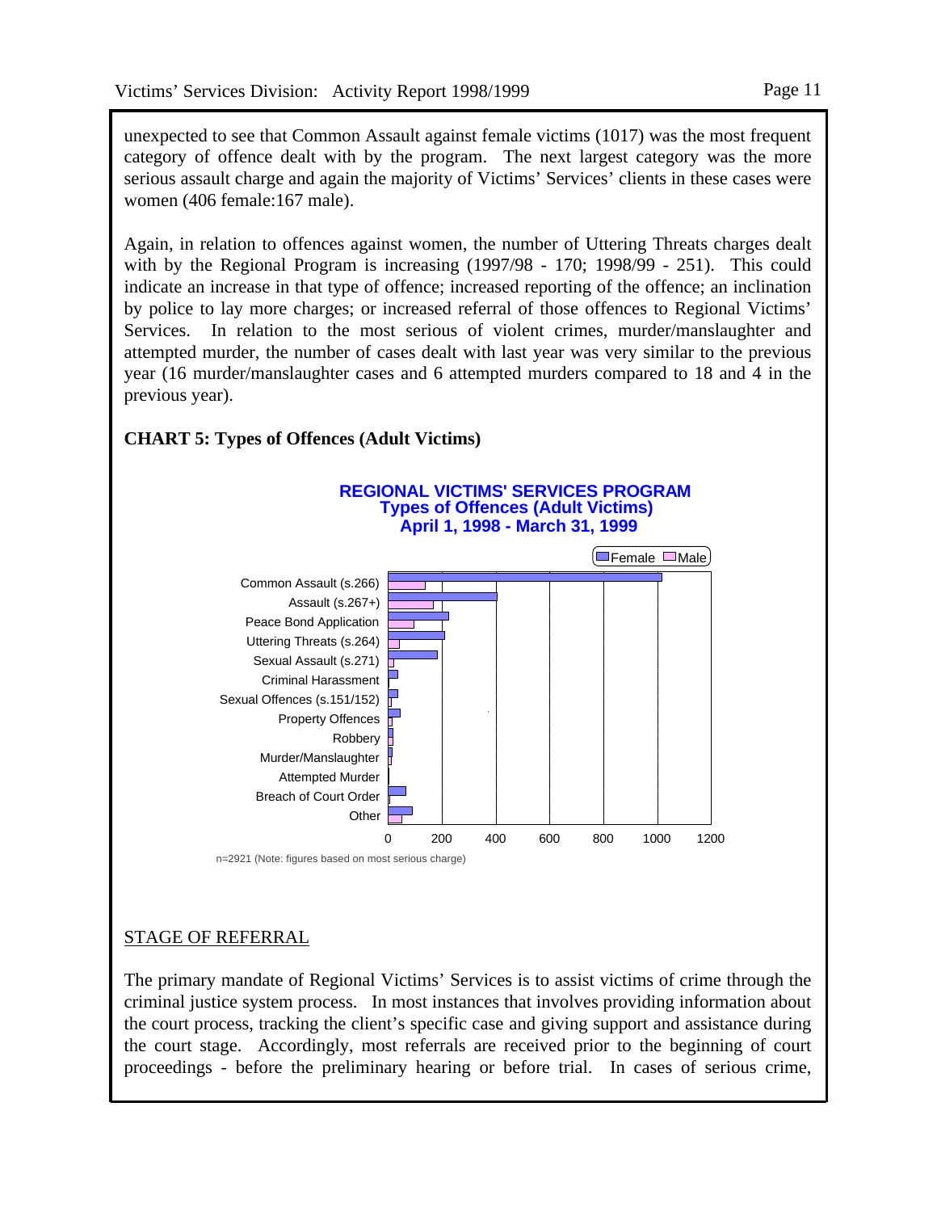unexpected to see that Common Assault against female victims (1017) was the most frequent category of offence dealt with by the program. The next largest category was the more serious assault charge and again the majority of Victims' Services' clients in these cases were women (406 female:167 male).

Again, in relation to offences against women, the number of Uttering Threats charges dealt with by the Regional Program is increasing (1997/98 - 170; 1998/99 - 251). This could indicate an increase in that type of offence; increased reporting of the offence; an inclination by police to lay more charges; or increased referral of those offences to Regional Victims' Services. In relation to the most serious of violent crimes, murder/manslaughter and attempted murder, the number of cases dealt with last year was very similar to the previous year (16 murder/manslaughter cases and 6 attempted murders compared to 18 and 4 in the previous year).

**CHART 5: Types of Offences (Adult Victims)**

**REGIONAL VICTIMS' SERVICES PROGRAM**
**Types of Offences (Adult Victims)**
**April 1, 1998 - March 31, 1999**

Legend: Female, Male

Categories: Common Assault (s.266), Assault (s.267+), Peace Bond Application, Uttering Threats (s.264), Sexual Assault (s.271), Criminal Harassment, Sexual Offences (s.151/152), Property Offences, Robbery, Murder/Manslaughter, Attempted Murder, Breach of Court Order, Other

Axis: 0, 200, 400, 600, 800, 1000, 1200

n=2921 (Note: figures based on most serious charge)

## STAGE OF REFERRAL

The primary mandate of Regional Victims' Services is to assist victims of crime through the criminal justice system process. In most instances that involves providing information about the court process, tracking the client's specific case and giving support and assistance during the court stage. Accordingly, most referrals are received prior to the beginning of court proceedings - before the preliminary hearing or before trial. In cases of serious crime,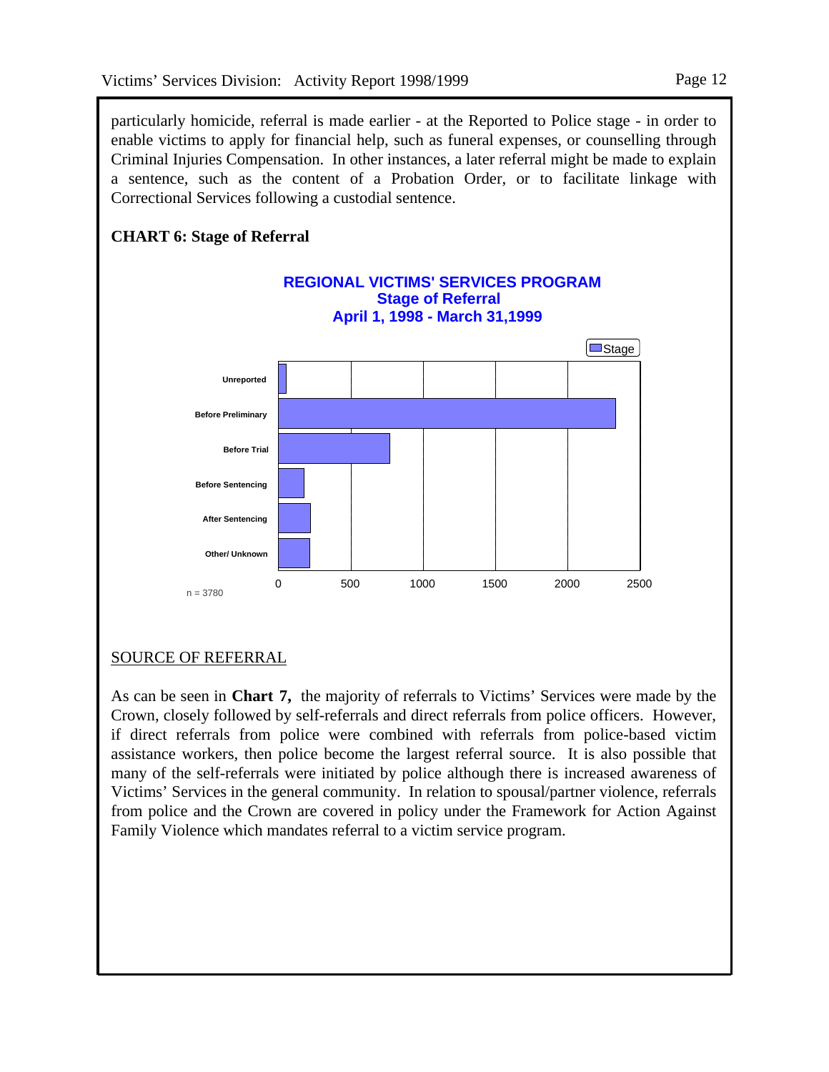particularly homicide, referral is made earlier - at the Reported to Police stage - in order to enable victims to apply for financial help, such as funeral expenses, or counselling through Criminal Injuries Compensation. In other instances, a later referral might be made to explain a sentence, such as the content of a Probation Order, or to facilitate linkage with Correctional Services following a custodial sentence.

**CHART 6: Stage of Referral**

**REGIONAL VICTIMS' SERVICES PROGRAM**
**Stage of Referral**
**April 1, 1998 - March 31,1999**

Legend: Stage

- Unreported
- Before Preliminary
- Before Trial
- Before Sentencing
- After Sentencing
- Other/ Unknown

Axis: 0, 500, 1000, 1500, 2000, 2500

n = 3780

SOURCE OF REFERRAL

As can be seen in **Chart 7,** the majority of referrals to Victims' Services were made by the Crown, closely followed by self-referrals and direct referrals from police officers. However, if direct referrals from police were combined with referrals from police-based victim assistance workers, then police become the largest referral source. It is also possible that many of the self-referrals were initiated by police although there is increased awareness of Victims' Services in the general community. In relation to spousal/partner violence, referrals from police and the Crown are covered in policy under the Framework for Action Against Family Violence which mandates referral to a victim service program.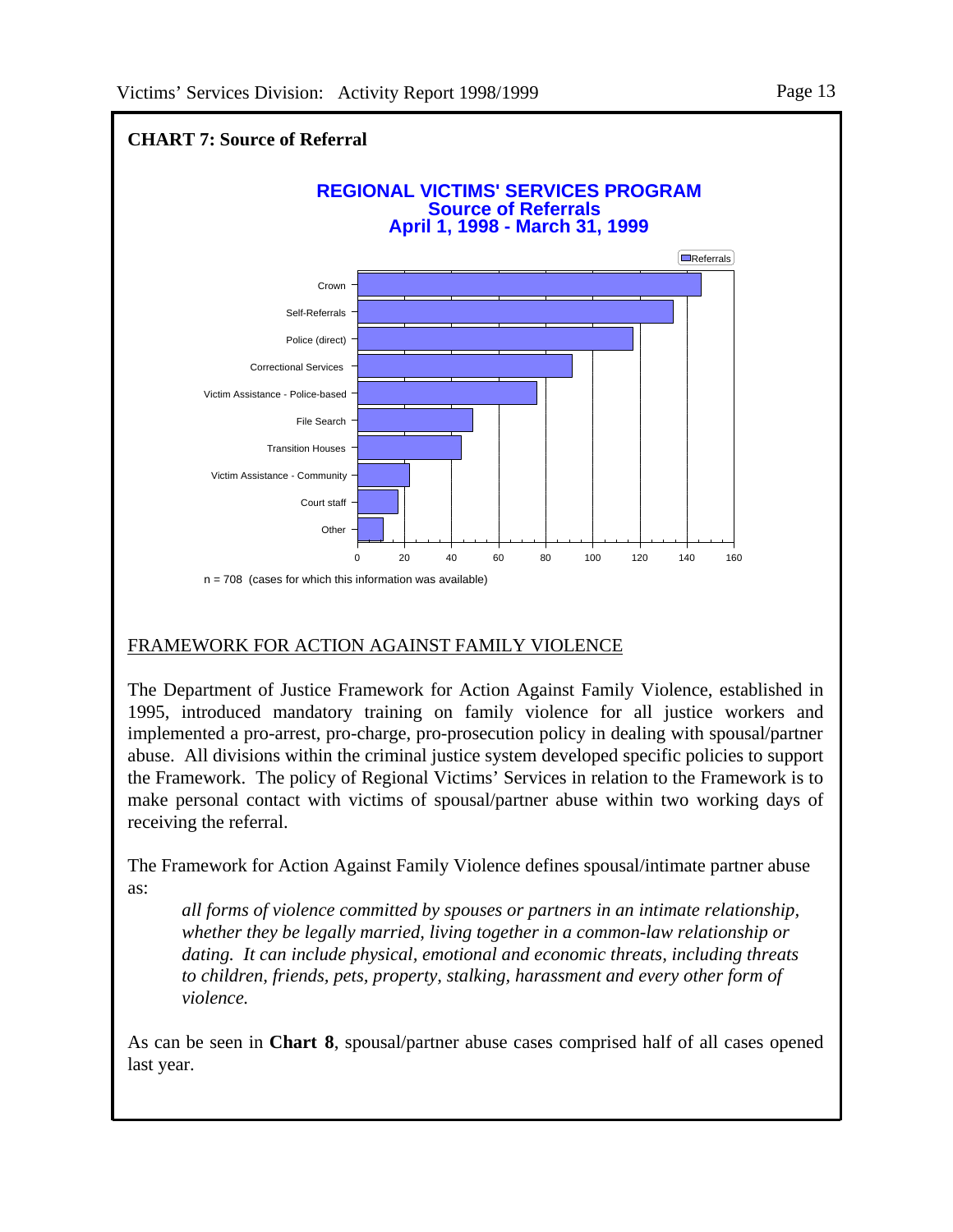**CHART 7: Source of Referral**

**REGIONAL VICTIMS' SERVICES PROGRAM**
**Source of Referrals**
**April 1, 1998 - March 31, 1999**

| Source | Referrals |
|---|---|
| Crown | 146 |
| Self-Referrals | 134 |
| Police (direct) | 117 |
| Correctional Services | 91 |
| Victim Assistance - Police-based | 76 |
| File Search | 49 |
| Transition Houses | 44 |
| Victim Assistance - Community | 22 |
| Court staff | 17 |
| Other | 11 |

n = 708 (cases for which this information was available)

## FRAMEWORK FOR ACTION AGAINST FAMILY VIOLENCE

The Department of Justice Framework for Action Against Family Violence, established in 1995, introduced mandatory training on family violence for all justice workers and implemented a pro-arrest, pro-charge, pro-prosecution policy in dealing with spousal/partner abuse. All divisions within the criminal justice system developed specific policies to support the Framework. The policy of Regional Victims' Services in relation to the Framework is to make personal contact with victims of spousal/partner abuse within two working days of receiving the referral.

The Framework for Action Against Family Violence defines spousal/intimate partner abuse as:

> *all forms of violence committed by spouses or partners in an intimate relationship, whether they be legally married, living together in a common-law relationship or dating. It can include physical, emotional and economic threats, including threats to children, friends, pets, property, stalking, harassment and every other form of violence.*

As can be seen in **Chart 8**, spousal/partner abuse cases comprised half of all cases opened last year.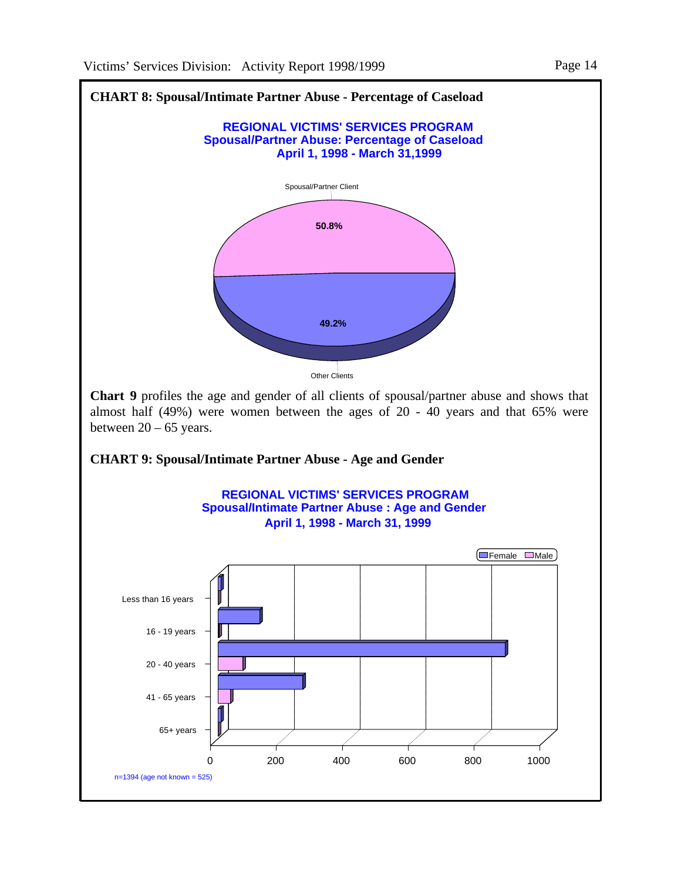**CHART 8: Spousal/Intimate Partner Abuse - Percentage of Caseload**

REGIONAL VICTIMS' SERVICES PROGRAM
Spousal/Partner Abuse: Percentage of Caseload
April 1, 1998 - March 31,1999

Spousal/Partner Client 50.8%

Other Clients 49.2%

**Chart 9** profiles the age and gender of all clients of spousal/partner abuse and shows that almost half (49%) were women between the ages of 20 - 40 years and that 65% were between 20 – 65 years.

**CHART 9: Spousal/Intimate Partner Abuse - Age and Gender**

REGIONAL VICTIMS' SERVICES PROGRAM
Spousal/Intimate Partner Abuse : Age and Gender
April 1, 1998 - March 31, 1999

Female / Male

Less than 16 years
16 - 19 years
20 - 40 years
41 - 65 years
65+ years

0 200 400 600 800 1000

n=1394 (age not known = 525)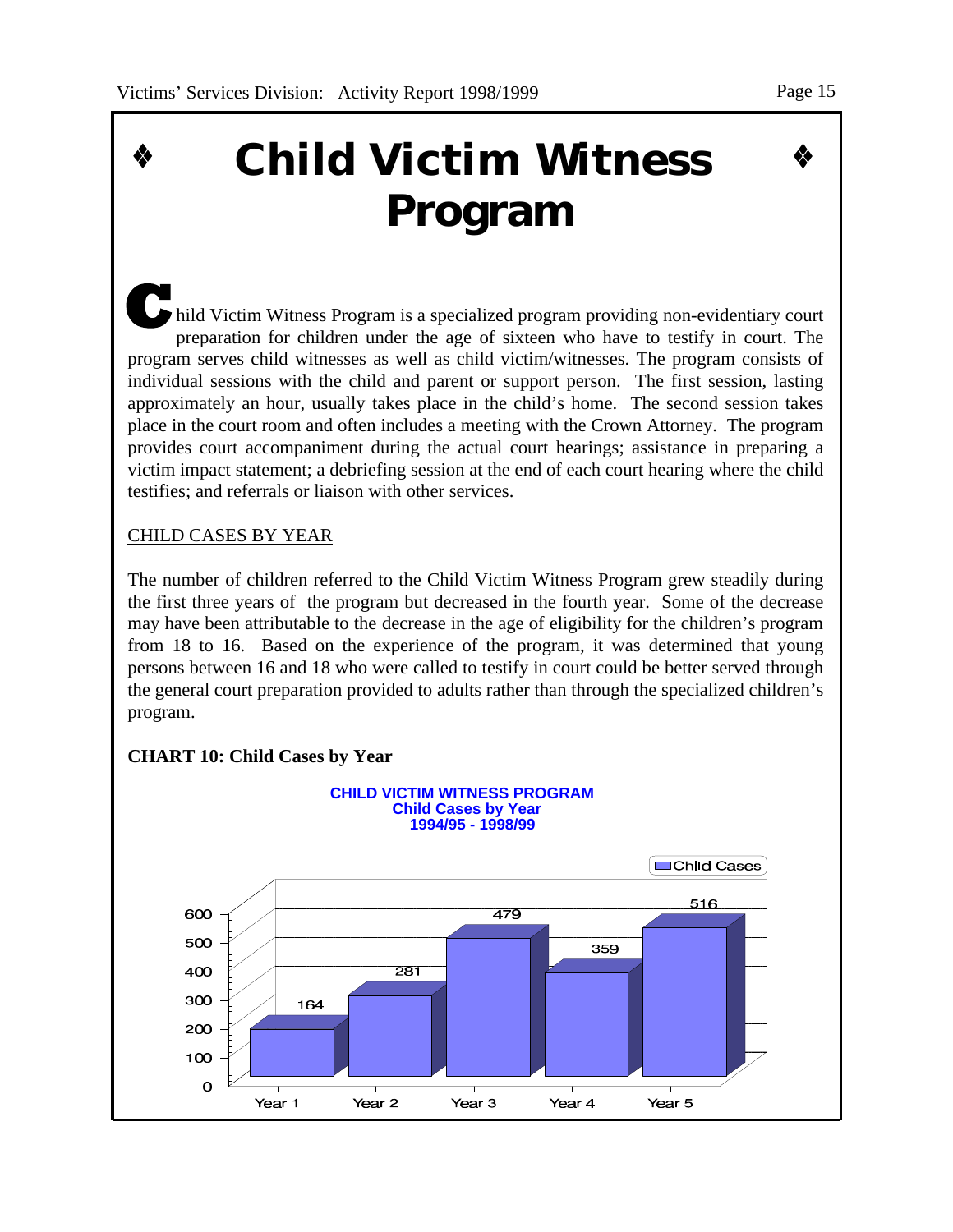# ❖ Child Victim Witness Program ❖

Child Victim Witness Program is a specialized program providing non-evidentiary court preparation for children under the age of sixteen who have to testify in court. The program serves child witnesses as well as child victim/witnesses. The program consists of individual sessions with the child and parent or support person. The first session, lasting approximately an hour, usually takes place in the child's home. The second session takes place in the court room and often includes a meeting with the Crown Attorney. The program provides court accompaniment during the actual court hearings; assistance in preparing a victim impact statement; a debriefing session at the end of each court hearing where the child testifies; and referrals or liaison with other services.

CHILD CASES BY YEAR

The number of children referred to the Child Victim Witness Program grew steadily during the first three years of the program but decreased in the fourth year. Some of the decrease may have been attributable to the decrease in the age of eligibility for the children's program from 18 to 16. Based on the experience of the program, it was determined that young persons between 16 and 18 who were called to testify in court could be better served through the general court preparation provided to adults rather than through the specialized children's program.

**CHART 10: Child Cases by Year**

**CHILD VICTIM WITNESS PROGRAM**
**Child Cases by Year**
**1994/95 - 1998/99**

| | Child Cases |
|---|---|
| Year 1 | 164 |
| Year 2 | 281 |
| Year 3 | 479 |
| Year 4 | 359 |
| Year 5 | 516 |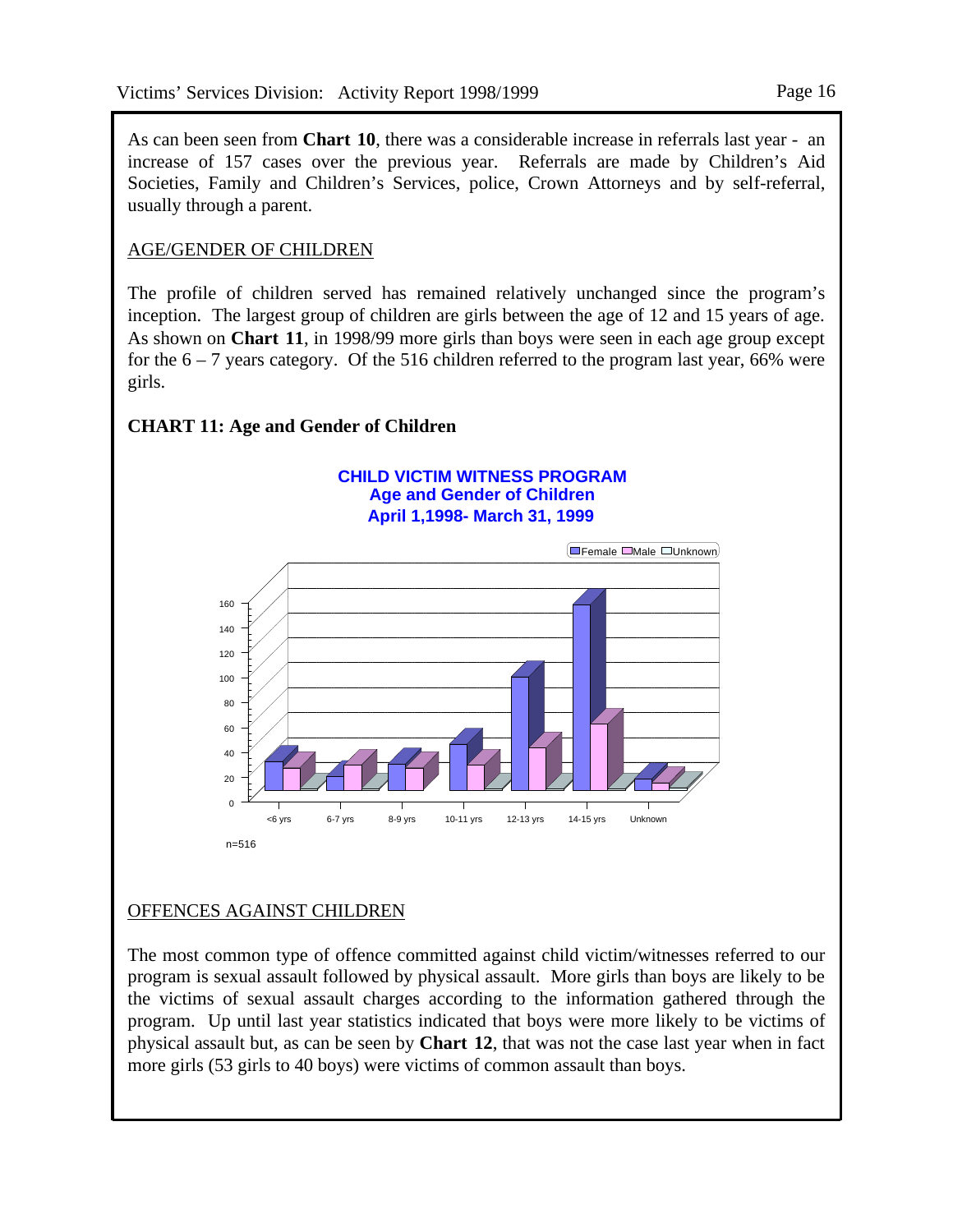As can been seen from **Chart 10**, there was a considerable increase in referrals last year - an increase of 157 cases over the previous year. Referrals are made by Children's Aid Societies, Family and Children's Services, police, Crown Attorneys and by self-referral, usually through a parent.

## AGE/GENDER OF CHILDREN

The profile of children served has remained relatively unchanged since the program's inception. The largest group of children are girls between the age of 12 and 15 years of age. As shown on **Chart 11**, in 1998/99 more girls than boys were seen in each age group except for the 6 – 7 years category. Of the 516 children referred to the program last year, 66% were girls.

**CHART 11: Age and Gender of Children**

**CHILD VICTIM WITNESS PROGRAM**
**Age and Gender of Children**
**April 1,1998- March 31, 1999**

Female | Male | Unknown

<6 yrs | 6-7 yrs | 8-9 yrs | 10-11 yrs | 12-13 yrs | 14-15 yrs | Unknown

n=516

## OFFENCES AGAINST CHILDREN

The most common type of offence committed against child victim/witnesses referred to our program is sexual assault followed by physical assault. More girls than boys are likely to be the victims of sexual assault charges according to the information gathered through the program. Up until last year statistics indicated that boys were more likely to be victims of physical assault but, as can be seen by **Chart 12**, that was not the case last year when in fact more girls (53 girls to 40 boys) were victims of common assault than boys.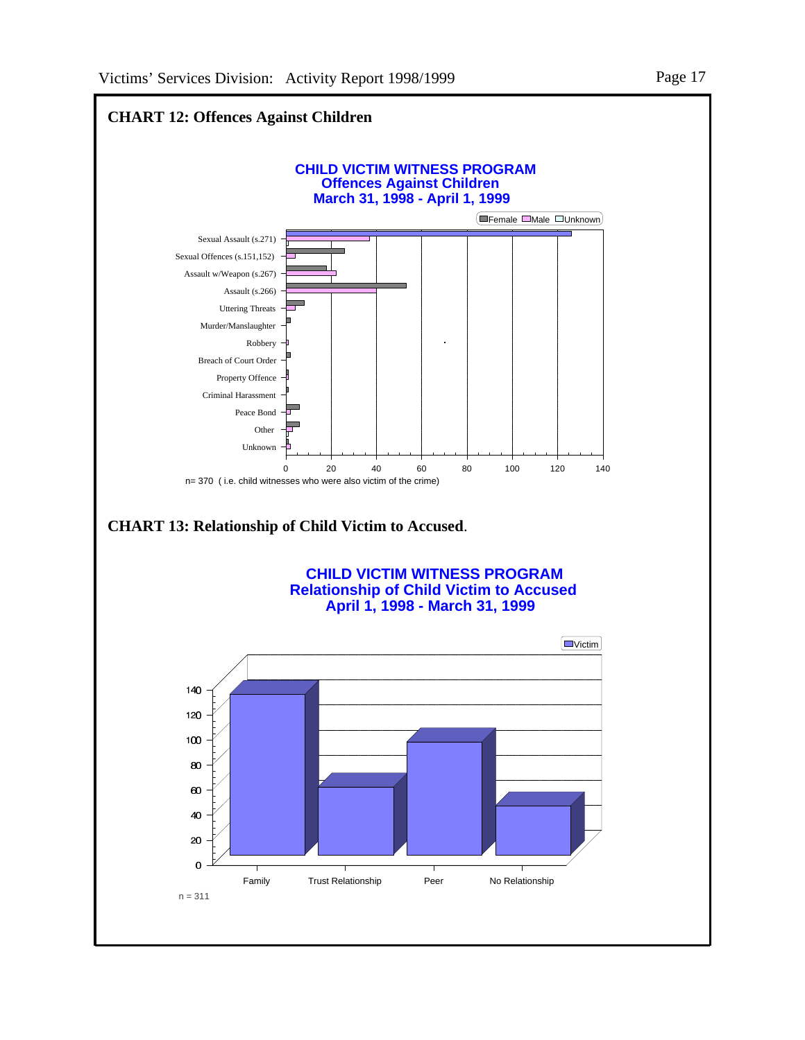## CHART 12: Offences Against Children

**CHILD VICTIM WITNESS PROGRAM**
**Offences Against Children**
**March 31, 1998 - April 1, 1999**

Female | Male | Unknown

Sexual Assault (s.271)
Sexual Offences (s.151,152)
Assault w/Weapon (s.267)
Assault (s.266)
Uttering Threats
Murder/Manslaughter
Robbery
Breach of Court Order
Property Offence
Criminal Harassment
Peace Bond
Other
Unknown

0 20 40 60 80 100 120 140

n= 370 ( i.e. child witnesses who were also victim of the crime)

## CHART 13: Relationship of Child Victim to Accused.

**CHILD VICTIM WITNESS PROGRAM**
**Relationship of Child Victim to Accused**
**April 1, 1998 - March 31, 1999**

Victim

0 20 40 60 80 100 120 140

Family | Trust Relationship | Peer | No Relationship

n = 311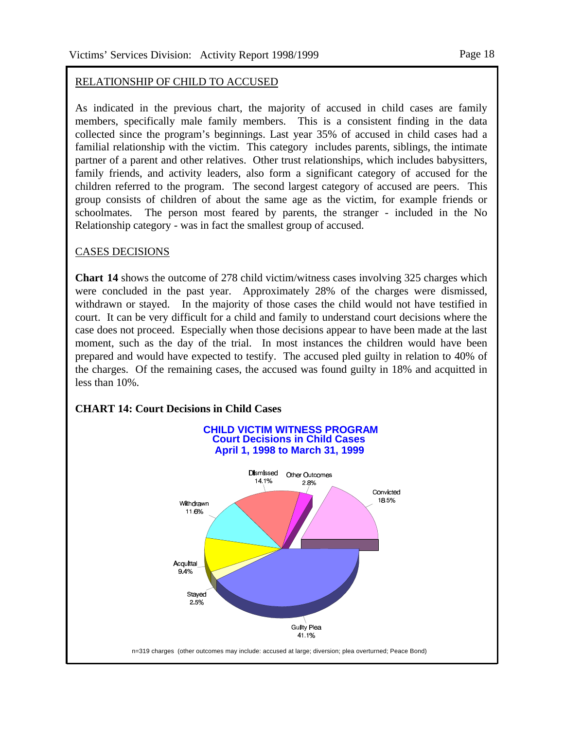## RELATIONSHIP OF CHILD TO ACCUSED

As indicated in the previous chart, the majority of accused in child cases are family members, specifically male family members. This is a consistent finding in the data collected since the program's beginnings. Last year 35% of accused in child cases had a familial relationship with the victim. This category includes parents, siblings, the intimate partner of a parent and other relatives. Other trust relationships, which includes babysitters, family friends, and activity leaders, also form a significant category of accused for the children referred to the program. The second largest category of accused are peers. This group consists of children of about the same age as the victim, for example friends or schoolmates. The person most feared by parents, the stranger - included in the No Relationship category - was in fact the smallest group of accused.

## CASES DECISIONS

**Chart 14** shows the outcome of 278 child victim/witness cases involving 325 charges which were concluded in the past year. Approximately 28% of the charges were dismissed, withdrawn or stayed. In the majority of those cases the child would not have testified in court. It can be very difficult for a child and family to understand court decisions where the case does not proceed. Especially when those decisions appear to have been made at the last moment, such as the day of the trial. In most instances the children would have been prepared and would have expected to testify. The accused pled guilty in relation to 40% of the charges. Of the remaining cases, the accused was found guilty in 18% and acquitted in less than 10%.

**CHART 14: Court Decisions in Child Cases**

**CHILD VICTIM WITNESS PROGRAM**
**Court Decisions in Child Cases**
**April 1, 1998 to March 31, 1999**

| Outcome | Percentage |
|---|---|
| Guilty Plea | 41.1% |
| Convicted | 18.5% |
| Dismissed | 14.1% |
| Withdrawn | 11.6% |
| Acquittal | 9.4% |
| Other Outcomes | 2.8% |
| Stayed | 2.5% |

n=319 charges (other outcomes may include: accused at large; diversion; plea overturned; Peace Bond)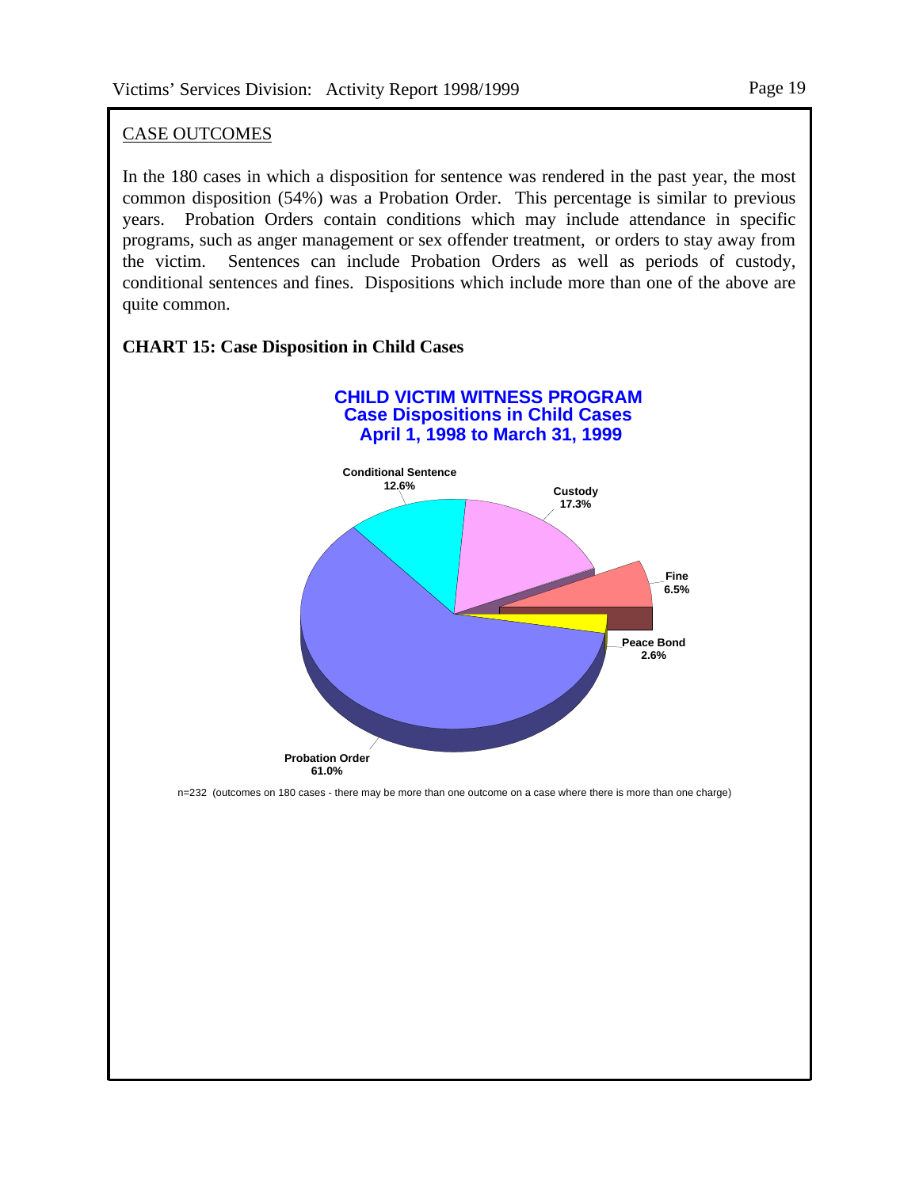## CASE OUTCOMES

In the 180 cases in which a disposition for sentence was rendered in the past year, the most common disposition (54%) was a Probation Order. This percentage is similar to previous years. Probation Orders contain conditions which may include attendance in specific programs, such as anger management or sex offender treatment, or orders to stay away from the victim. Sentences can include Probation Orders as well as periods of custody, conditional sentences and fines. Dispositions which include more than one of the above are quite common.

**CHART 15: Case Disposition in Child Cases**

**CHILD VICTIM WITNESS PROGRAM**
**Case Dispositions in Child Cases**
**April 1, 1998 to March 31, 1999**

| Disposition | Percentage |
|---|---|
| Probation Order | 61.0% |
| Custody | 17.3% |
| Conditional Sentence | 12.6% |
| Fine | 6.5% |
| Peace Bond | 2.6% |

n=232 (outcomes on 180 cases - there may be more than one outcome on a case where there is more than one charge)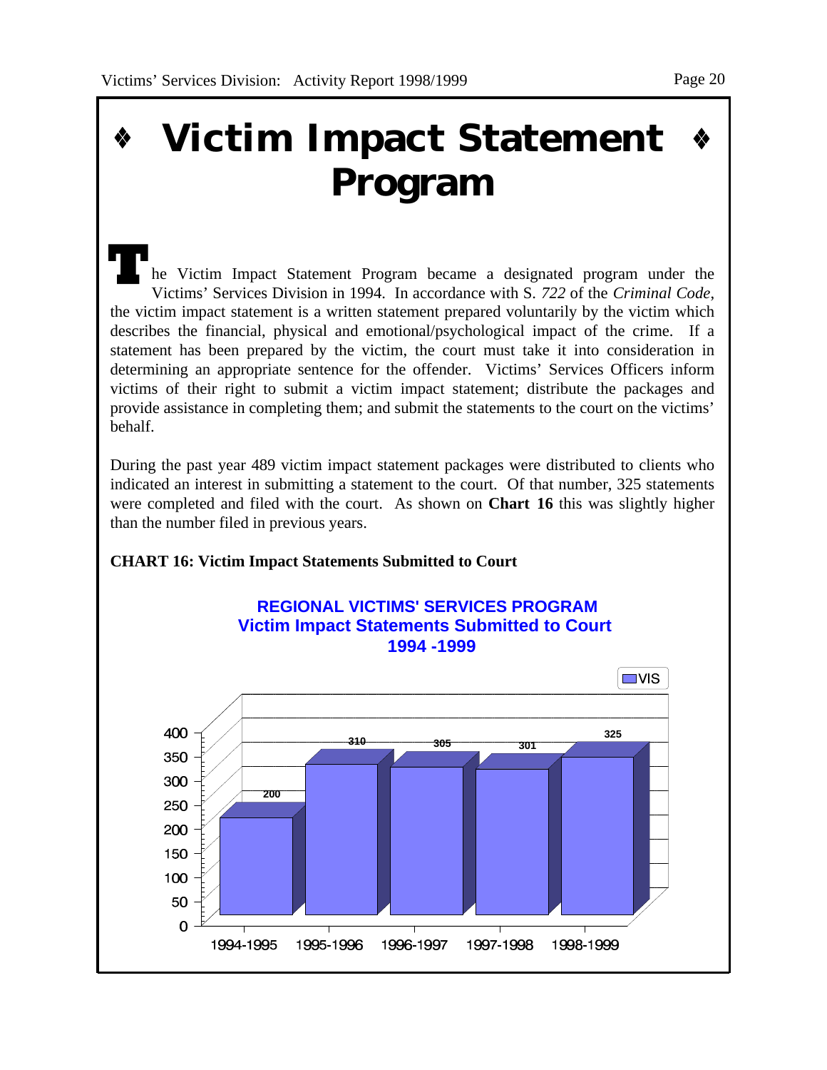# ❖ Victim Impact Statement Program ❖

The Victim Impact Statement Program became a designated program under the Victims' Services Division in 1994. In accordance with S. *722* of the *Criminal Code*, the victim impact statement is a written statement prepared voluntarily by the victim which describes the financial, physical and emotional/psychological impact of the crime. If a statement has been prepared by the victim, the court must take it into consideration in determining an appropriate sentence for the offender. Victims' Services Officers inform victims of their right to submit a victim impact statement; distribute the packages and provide assistance in completing them; and submit the statements to the court on the victims' behalf.

During the past year 489 victim impact statement packages were distributed to clients who indicated an interest in submitting a statement to the court. Of that number, 325 statements were completed and filed with the court. As shown on **Chart 16** this was slightly higher than the number filed in previous years.

**CHART 16: Victim Impact Statements Submitted to Court**

**REGIONAL VICTIMS' SERVICES PROGRAM**
**Victim Impact Statements Submitted to Court**
**1994 -1999**

| Year | VIS |
|---|---|
| 1994-1995 | 200 |
| 1995-1996 | 310 |
| 1996-1997 | 305 |
| 1997-1998 | 301 |
| 1998-1999 | 325 |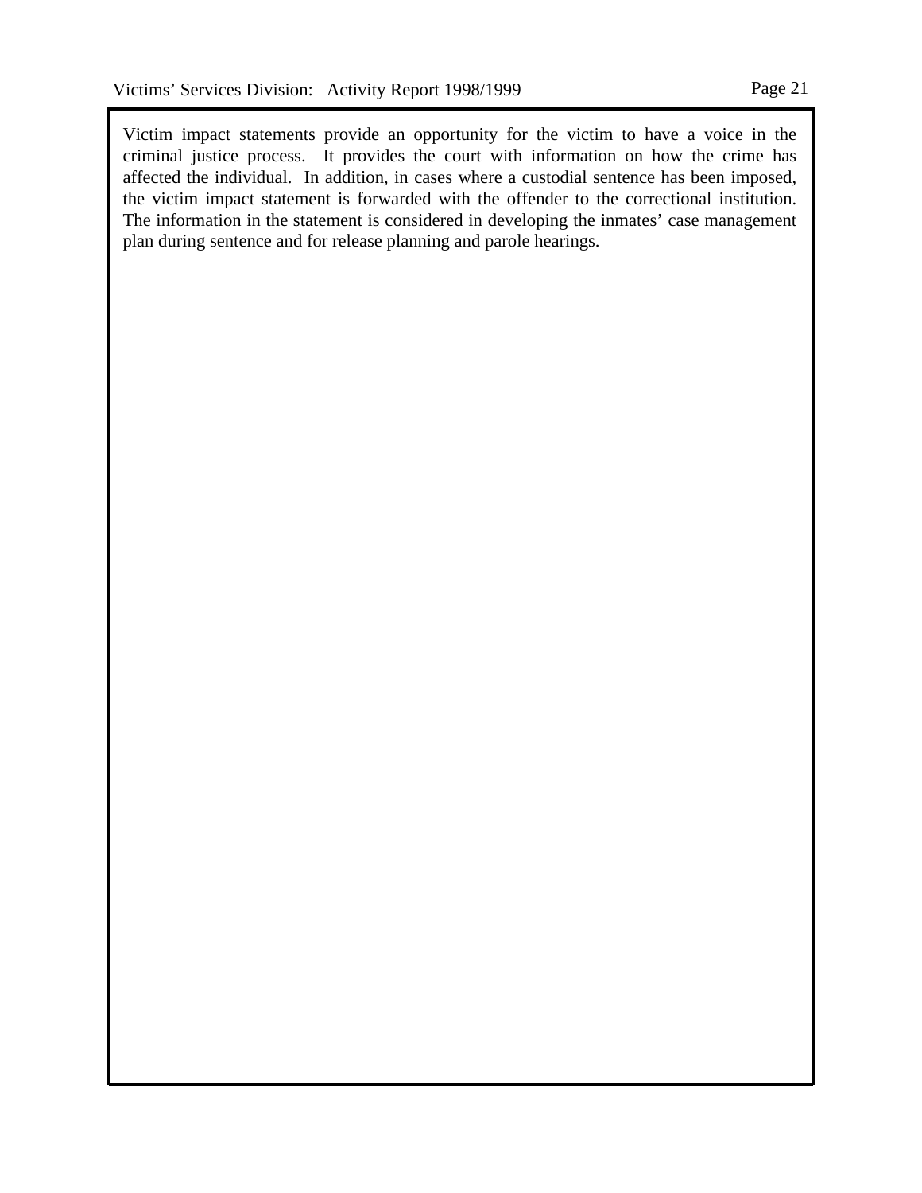Victim impact statements provide an opportunity for the victim to have a voice in the criminal justice process. It provides the court with information on how the crime has affected the individual. In addition, in cases where a custodial sentence has been imposed, the victim impact statement is forwarded with the offender to the correctional institution. The information in the statement is considered in developing the inmates' case management plan during sentence and for release planning and parole hearings.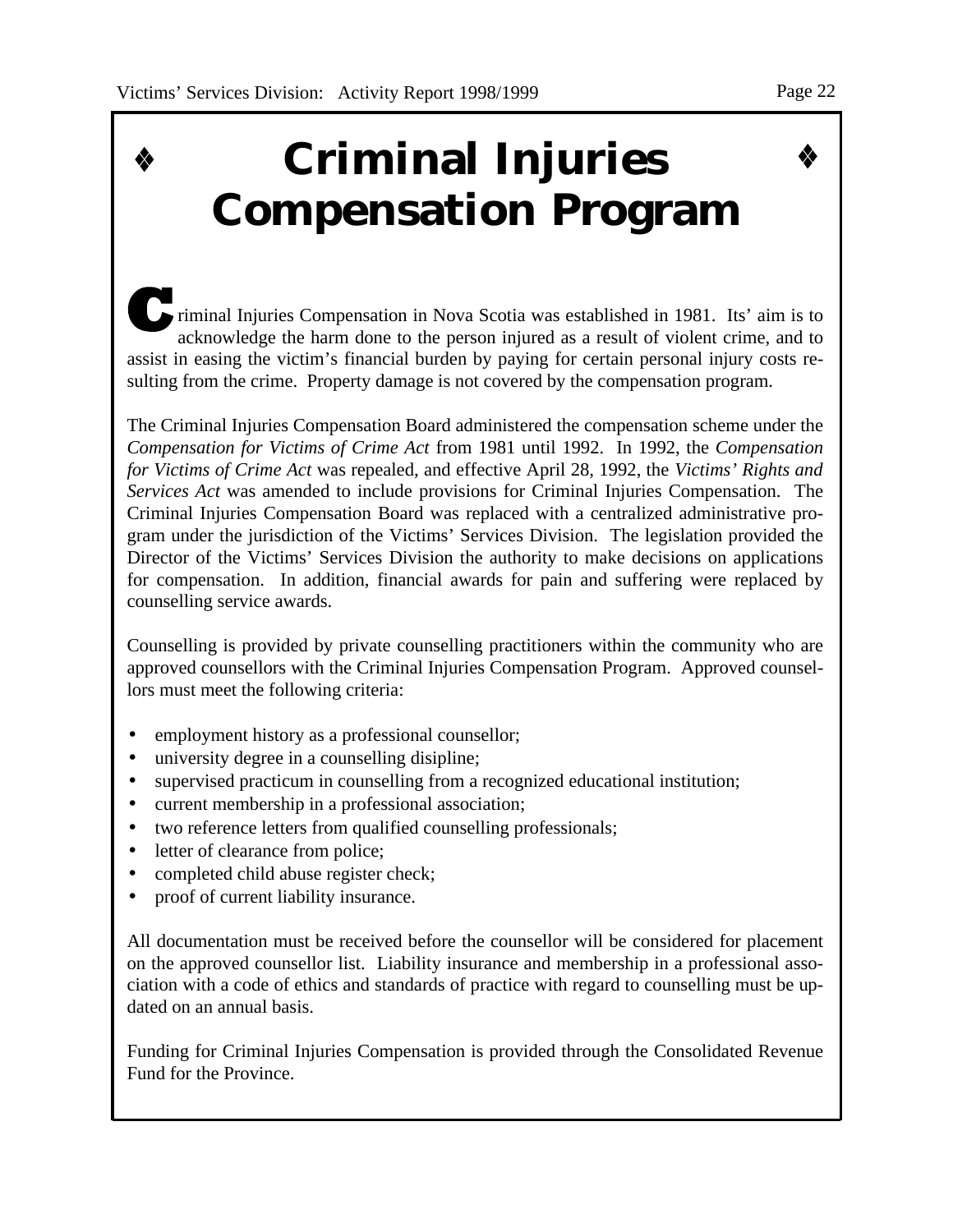# Criminal Injuries Compensation Program

Criminal Injuries Compensation in Nova Scotia was established in 1981. Its' aim is to acknowledge the harm done to the person injured as a result of violent crime, and to assist in easing the victim's financial burden by paying for certain personal injury costs resulting from the crime. Property damage is not covered by the compensation program.

The Criminal Injuries Compensation Board administered the compensation scheme under the *Compensation for Victims of Crime Act* from 1981 until 1992. In 1992, the *Compensation for Victims of Crime Act* was repealed, and effective April 28, 1992, the *Victims' Rights and Services Act* was amended to include provisions for Criminal Injuries Compensation. The Criminal Injuries Compensation Board was replaced with a centralized administrative program under the jurisdiction of the Victims' Services Division. The legislation provided the Director of the Victims' Services Division the authority to make decisions on applications for compensation. In addition, financial awards for pain and suffering were replaced by counselling service awards.

Counselling is provided by private counselling practitioners within the community who are approved counsellors with the Criminal Injuries Compensation Program. Approved counsellors must meet the following criteria:

- employment history as a professional counsellor;
- university degree in a counselling disipline;
- supervised practicum in counselling from a recognized educational institution;
- current membership in a professional association;
- two reference letters from qualified counselling professionals;
- letter of clearance from police;
- completed child abuse register check;
- proof of current liability insurance.

All documentation must be received before the counsellor will be considered for placement on the approved counsellor list. Liability insurance and membership in a professional association with a code of ethics and standards of practice with regard to counselling must be updated on an annual basis.

Funding for Criminal Injuries Compensation is provided through the Consolidated Revenue Fund for the Province.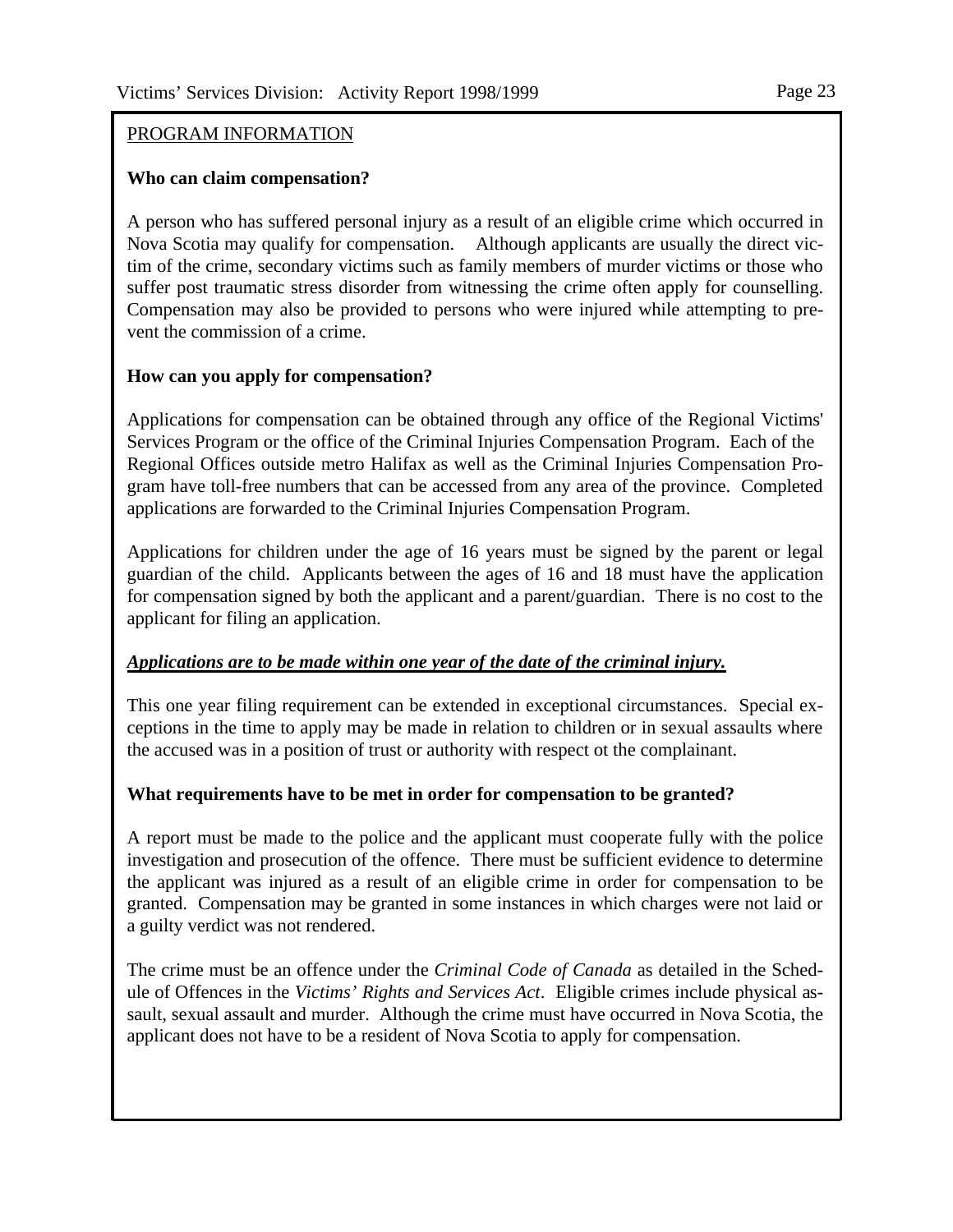## PROGRAM INFORMATION

### Who can claim compensation?

A person who has suffered personal injury as a result of an eligible crime which occurred in Nova Scotia may qualify for compensation. Although applicants are usually the direct victim of the crime, secondary victims such as family members of murder victims or those who suffer post traumatic stress disorder from witnessing the crime often apply for counselling. Compensation may also be provided to persons who were injured while attempting to prevent the commission of a crime.

### How can you apply for compensation?

Applications for compensation can be obtained through any office of the Regional Victims' Services Program or the office of the Criminal Injuries Compensation Program. Each of the Regional Offices outside metro Halifax as well as the Criminal Injuries Compensation Program have toll-free numbers that can be accessed from any area of the province. Completed applications are forwarded to the Criminal Injuries Compensation Program.

Applications for children under the age of 16 years must be signed by the parent or legal guardian of the child. Applicants between the ages of 16 and 18 must have the application for compensation signed by both the applicant and a parent/guardian. There is no cost to the applicant for filing an application.

***Applications are to be made within one year of the date of the criminal injury.***

This one year filing requirement can be extended in exceptional circumstances. Special exceptions in the time to apply may be made in relation to children or in sexual assaults where the accused was in a position of trust or authority with respect ot the complainant.

### What requirements have to be met in order for compensation to be granted?

A report must be made to the police and the applicant must cooperate fully with the police investigation and prosecution of the offence. There must be sufficient evidence to determine the applicant was injured as a result of an eligible crime in order for compensation to be granted. Compensation may be granted in some instances in which charges were not laid or a guilty verdict was not rendered.

The crime must be an offence under the *Criminal Code of Canada* as detailed in the Schedule of Offences in the *Victims' Rights and Services Act*. Eligible crimes include physical assault, sexual assault and murder. Although the crime must have occurred in Nova Scotia, the applicant does not have to be a resident of Nova Scotia to apply for compensation.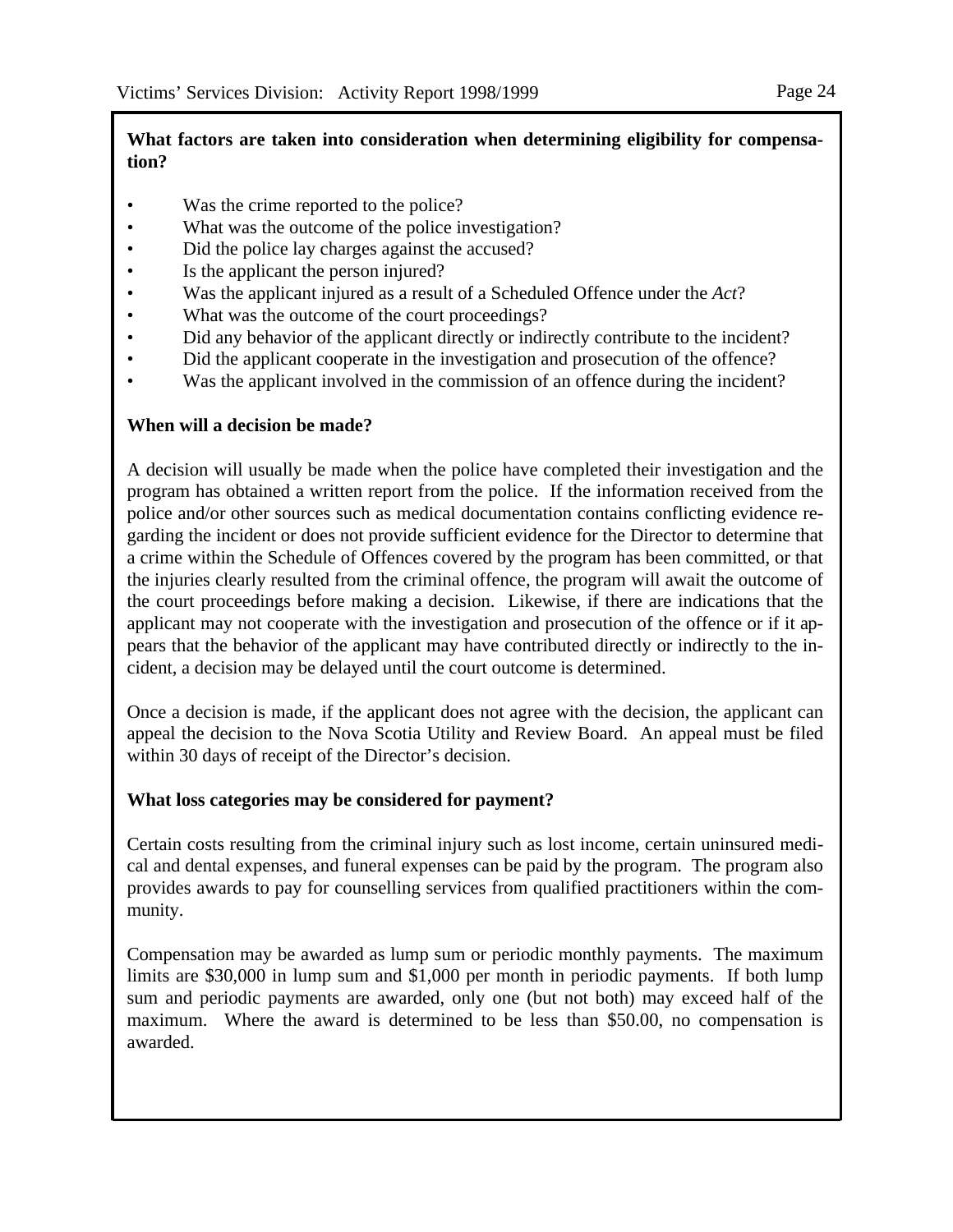**What factors are taken into consideration when determining eligibility for compensation?**

- Was the crime reported to the police?
- What was the outcome of the police investigation?
- Did the police lay charges against the accused?
- Is the applicant the person injured?
- Was the applicant injured as a result of a Scheduled Offence under the *Act*?
- What was the outcome of the court proceedings?
- Did any behavior of the applicant directly or indirectly contribute to the incident?
- Did the applicant cooperate in the investigation and prosecution of the offence?
- Was the applicant involved in the commission of an offence during the incident?

**When will a decision be made?**

A decision will usually be made when the police have completed their investigation and the program has obtained a written report from the police. If the information received from the police and/or other sources such as medical documentation contains conflicting evidence regarding the incident or does not provide sufficient evidence for the Director to determine that a crime within the Schedule of Offences covered by the program has been committed, or that the injuries clearly resulted from the criminal offence, the program will await the outcome of the court proceedings before making a decision. Likewise, if there are indications that the applicant may not cooperate with the investigation and prosecution of the offence or if it appears that the behavior of the applicant may have contributed directly or indirectly to the incident, a decision may be delayed until the court outcome is determined.

Once a decision is made, if the applicant does not agree with the decision, the applicant can appeal the decision to the Nova Scotia Utility and Review Board. An appeal must be filed within 30 days of receipt of the Director's decision.

**What loss categories may be considered for payment?**

Certain costs resulting from the criminal injury such as lost income, certain uninsured medical and dental expenses, and funeral expenses can be paid by the program. The program also provides awards to pay for counselling services from qualified practitioners within the community.

Compensation may be awarded as lump sum or periodic monthly payments. The maximum limits are $30,000 in lump sum and $1,000 per month in periodic payments. If both lump sum and periodic payments are awarded, only one (but not both) may exceed half of the maximum. Where the award is determined to be less than $50.00, no compensation is awarded.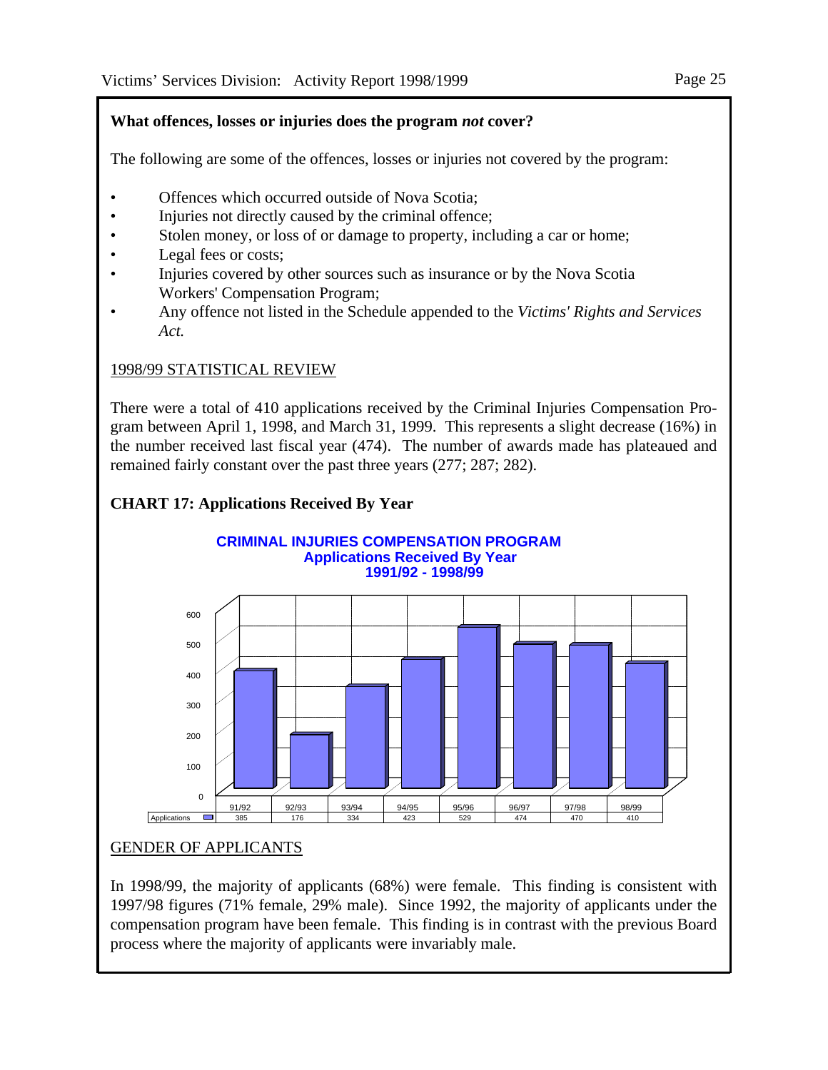**What offences, losses or injuries does the program *not* cover?**

The following are some of the offences, losses or injuries not covered by the program:

- Offences which occurred outside of Nova Scotia;
- Injuries not directly caused by the criminal offence;
- Stolen money, or loss of or damage to property, including a car or home;
- Legal fees or costs;
- Injuries covered by other sources such as insurance or by the Nova Scotia Workers' Compensation Program;
- Any offence not listed in the Schedule appended to the *Victims' Rights and Services Act.*

## 1998/99 STATISTICAL REVIEW

There were a total of 410 applications received by the Criminal Injuries Compensation Program between April 1, 1998, and March 31, 1999. This represents a slight decrease (16%) in the number received last fiscal year (474). The number of awards made has plateaued and remained fairly constant over the past three years (277; 287; 282).

**CHART 17: Applications Received By Year**

**CRIMINAL INJURIES COMPENSATION PROGRAM**
**Applications Received By Year**
**1991/92 - 1998/99**

| | 91/92 | 92/93 | 93/94 | 94/95 | 95/96 | 96/97 | 97/98 | 98/99 |
|---|---|---|---|---|---|---|---|---|
| Applications | 385 | 176 | 334 | 423 | 529 | 474 | 470 | 410 |

## GENDER OF APPLICANTS

In 1998/99, the majority of applicants (68%) were female. This finding is consistent with 1997/98 figures (71% female, 29% male). Since 1992, the majority of applicants under the compensation program have been female. This finding is in contrast with the previous Board process where the majority of applicants were invariably male.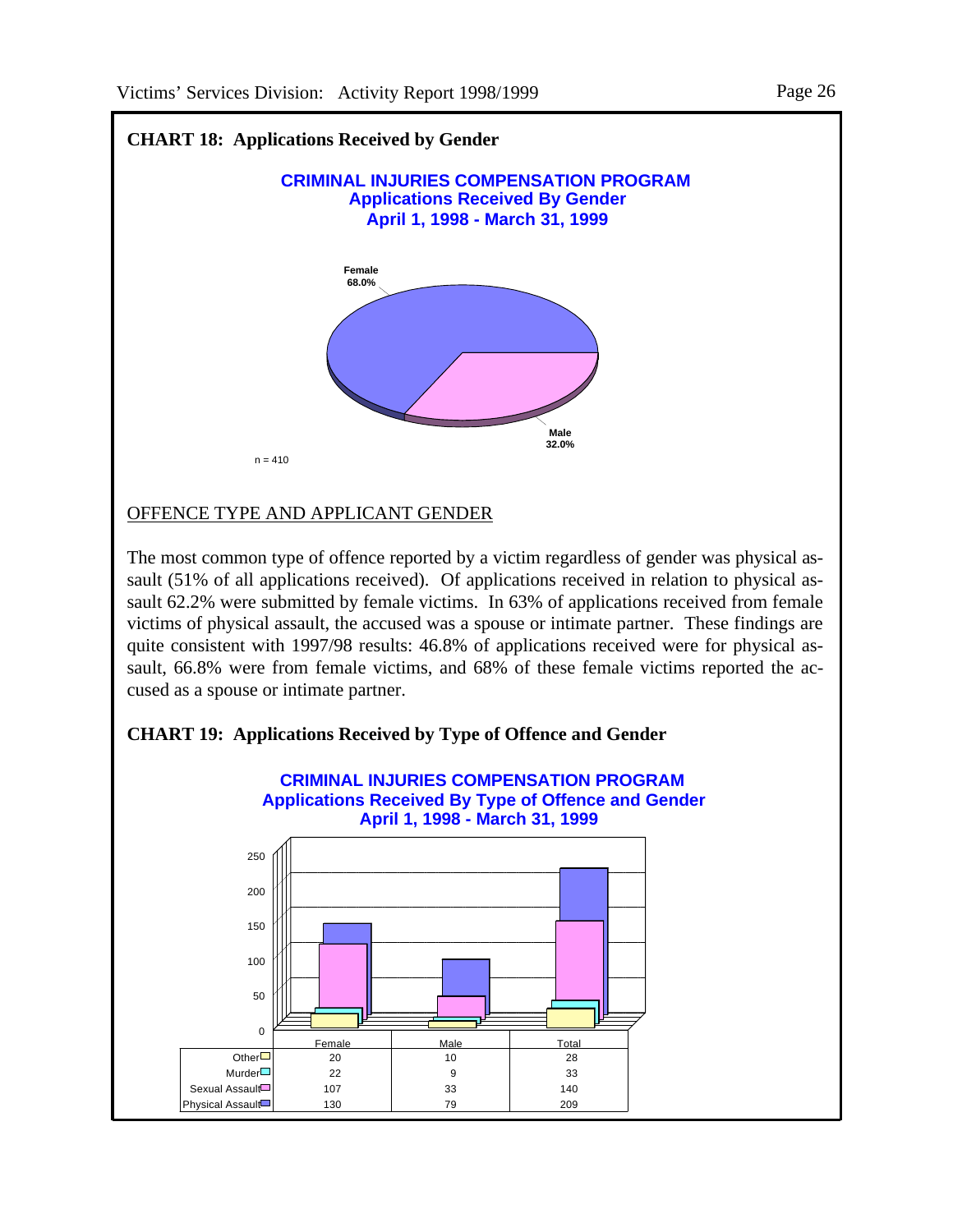**CHART 18: Applications Received by Gender**

**CRIMINAL INJURIES COMPENSATION PROGRAM**
**Applications Received By Gender**
**April 1, 1998 - March 31, 1999**

Female 68.0%

Male 32.0%

n = 410

## OFFENCE TYPE AND APPLICANT GENDER

The most common type of offence reported by a victim regardless of gender was physical assault (51% of all applications received). Of applications received in relation to physical assault 62.2% were submitted by female victims. In 63% of applications received from female victims of physical assault, the accused was a spouse or intimate partner. These findings are quite consistent with 1997/98 results: 46.8% of applications received were for physical assault, 66.8% were from female victims, and 68% of these female victims reported the accused as a spouse or intimate partner.

**CHART 19: Applications Received by Type of Offence and Gender**

**CRIMINAL INJURIES COMPENSATION PROGRAM**
**Applications Received By Type of Offence and Gender**
**April 1, 1998 - March 31, 1999**

| | Female | Male | Total |
|---|---|---|---|
| Other | 20 | 10 | 28 |
| Murder | 22 | 9 | 33 |
| Sexual Assault | 107 | 33 | 140 |
| Physical Assault | 130 | 79 | 209 |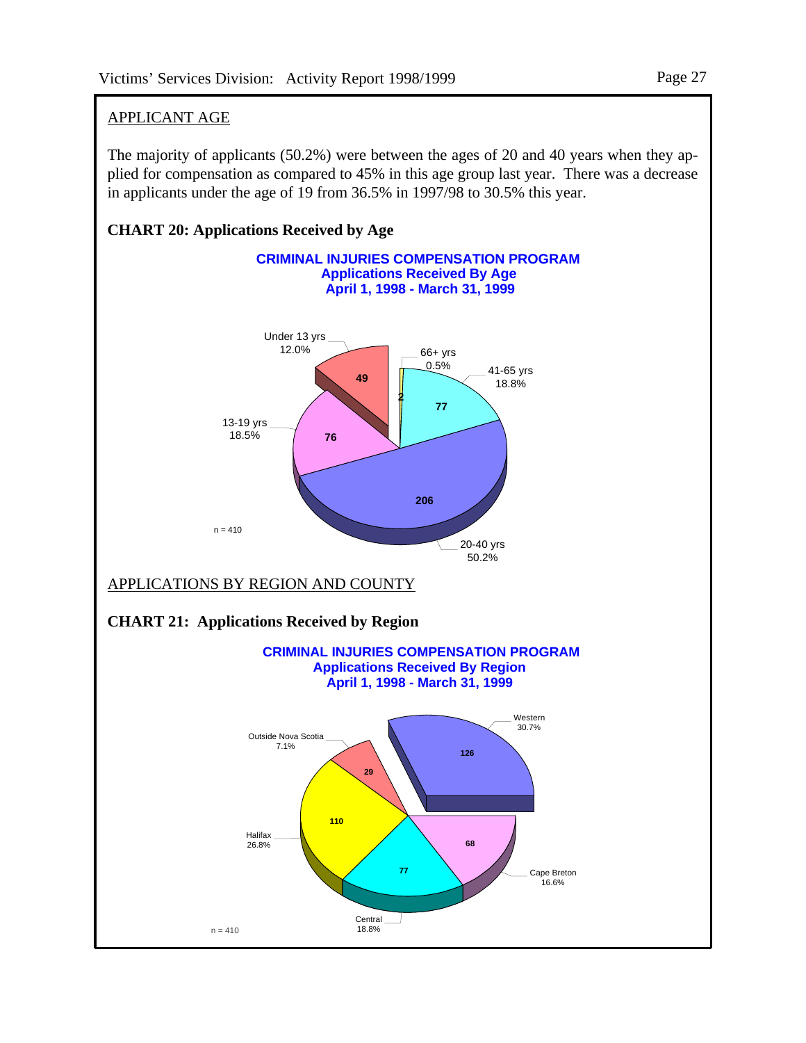## APPLICANT AGE

The majority of applicants (50.2%) were between the ages of 20 and 40 years when they applied for compensation as compared to 45% in this age group last year. There was a decrease in applicants under the age of 19 from 36.5% in 1997/98 to 30.5% this year.

**CHART 20: Applications Received by Age**

**CRIMINAL INJURIES COMPENSATION PROGRAM**
**Applications Received By Age**
**April 1, 1998 - March 31, 1999**

| Age | Applications | Percent |
|---|---|---|
| Under 13 yrs | 49 | 12.0% |
| 13-19 yrs | 76 | 18.5% |
| 20-40 yrs | 206 | 50.2% |
| 41-65 yrs | 77 | 18.8% |
| 66+ yrs | 2 | 0.5% |

n = 410

## APPLICATIONS BY REGION AND COUNTY

**CHART 21: Applications Received by Region**

**CRIMINAL INJURIES COMPENSATION PROGRAM**
**Applications Received By Region**
**April 1, 1998 - March 31, 1999**

| Region | Applications | Percent |
|---|---|---|
| Western | 126 | 30.7% |
| Cape Breton | 68 | 16.6% |
| Central | 77 | 18.8% |
| Halifax | 110 | 26.8% |
| Outside Nova Scotia | 29 | 7.1% |

n = 410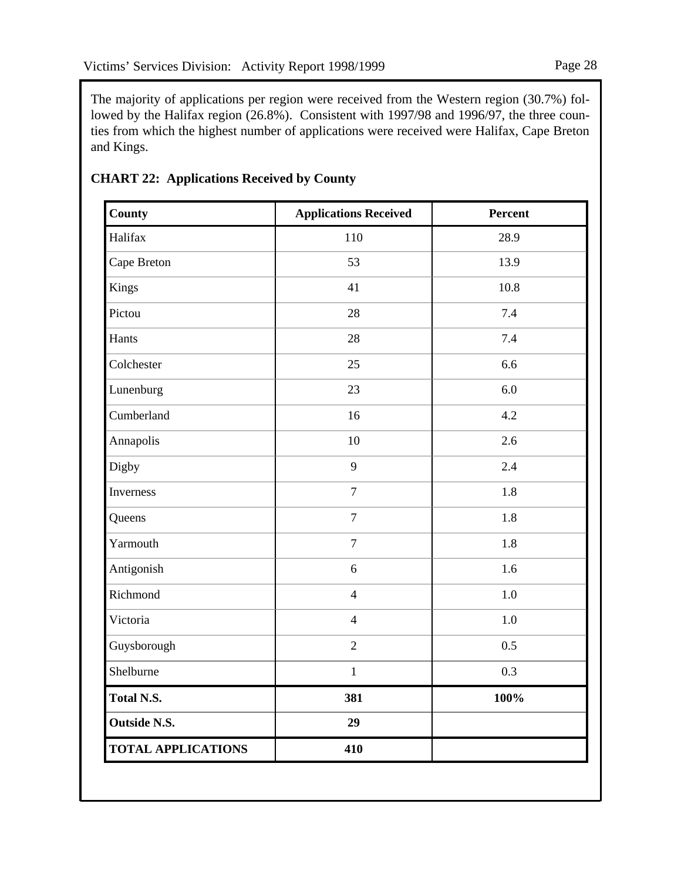The majority of applications per region were received from the Western region (30.7%) followed by the Halifax region (26.8%). Consistent with 1997/98 and 1996/97, the three counties from which the highest number of applications were received were Halifax, Cape Breton and Kings.

**CHART 22: Applications Received by County**

| County | Applications Received | Percent |
|---|---|---|
| Halifax | 110 | 28.9 |
| Cape Breton | 53 | 13.9 |
| Kings | 41 | 10.8 |
| Pictou | 28 | 7.4 |
| Hants | 28 | 7.4 |
| Colchester | 25 | 6.6 |
| Lunenburg | 23 | 6.0 |
| Cumberland | 16 | 4.2 |
| Annapolis | 10 | 2.6 |
| Digby | 9 | 2.4 |
| Inverness | 7 | 1.8 |
| Queens | 7 | 1.8 |
| Yarmouth | 7 | 1.8 |
| Antigonish | 6 | 1.6 |
| Richmond | 4 | 1.0 |
| Victoria | 4 | 1.0 |
| Guysborough | 2 | 0.5 |
| Shelburne | 1 | 0.3 |
| **Total N.S.** | **381** | **100%** |
| **Outside N.S.** | **29** | |
| **TOTAL APPLICATIONS** | **410** | |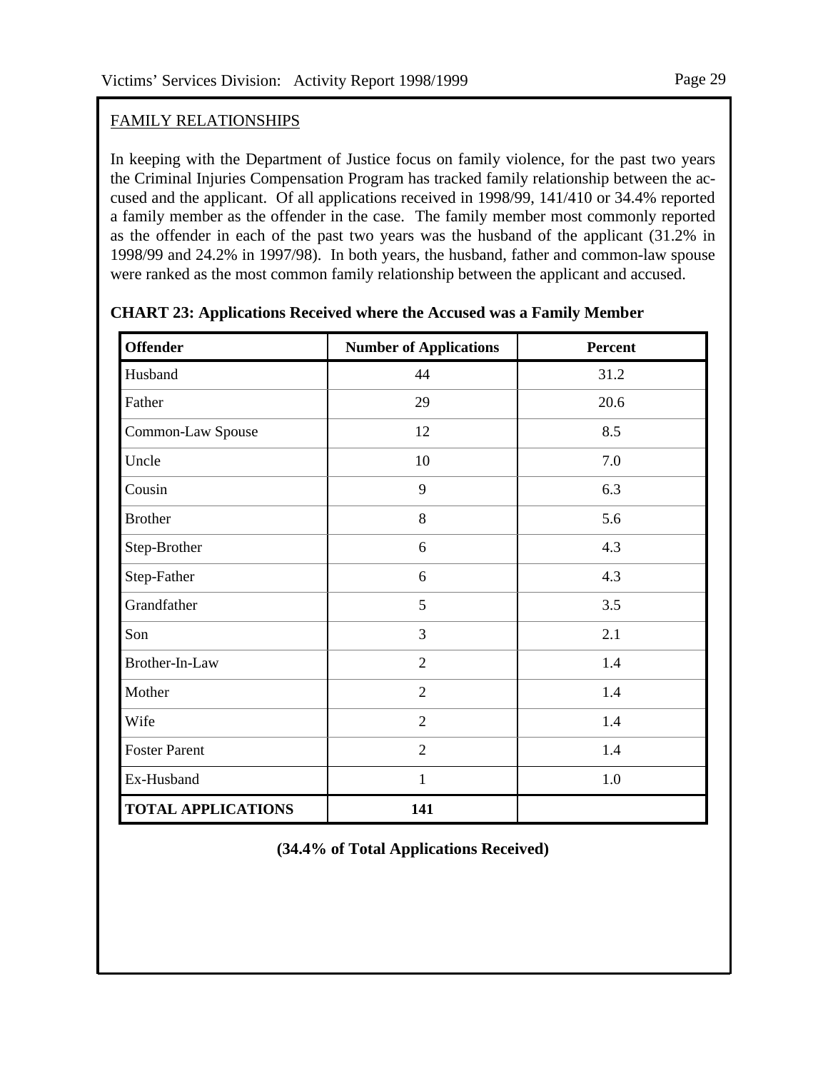## FAMILY RELATIONSHIPS

In keeping with the Department of Justice focus on family violence, for the past two years the Criminal Injuries Compensation Program has tracked family relationship between the accused and the applicant. Of all applications received in 1998/99, 141/410 or 34.4% reported a family member as the offender in the case. The family member most commonly reported as the offender in each of the past two years was the husband of the applicant (31.2% in 1998/99 and 24.2% in 1997/98). In both years, the husband, father and common-law spouse were ranked as the most common family relationship between the applicant and accused.

**CHART 23: Applications Received where the Accused was a Family Member**

| Offender | Number of Applications | Percent |
|---|---|---|
| Husband | 44 | 31.2 |
| Father | 29 | 20.6 |
| Common-Law Spouse | 12 | 8.5 |
| Uncle | 10 | 7.0 |
| Cousin | 9 | 6.3 |
| Brother | 8 | 5.6 |
| Step-Brother | 6 | 4.3 |
| Step-Father | 6 | 4.3 |
| Grandfather | 5 | 3.5 |
| Son | 3 | 2.1 |
| Brother-In-Law | 2 | 1.4 |
| Mother | 2 | 1.4 |
| Wife | 2 | 1.4 |
| Foster Parent | 2 | 1.4 |
| Ex-Husband | 1 | 1.0 |
| **TOTAL APPLICATIONS** | **141** | |

**(34.4% of Total Applications Received)**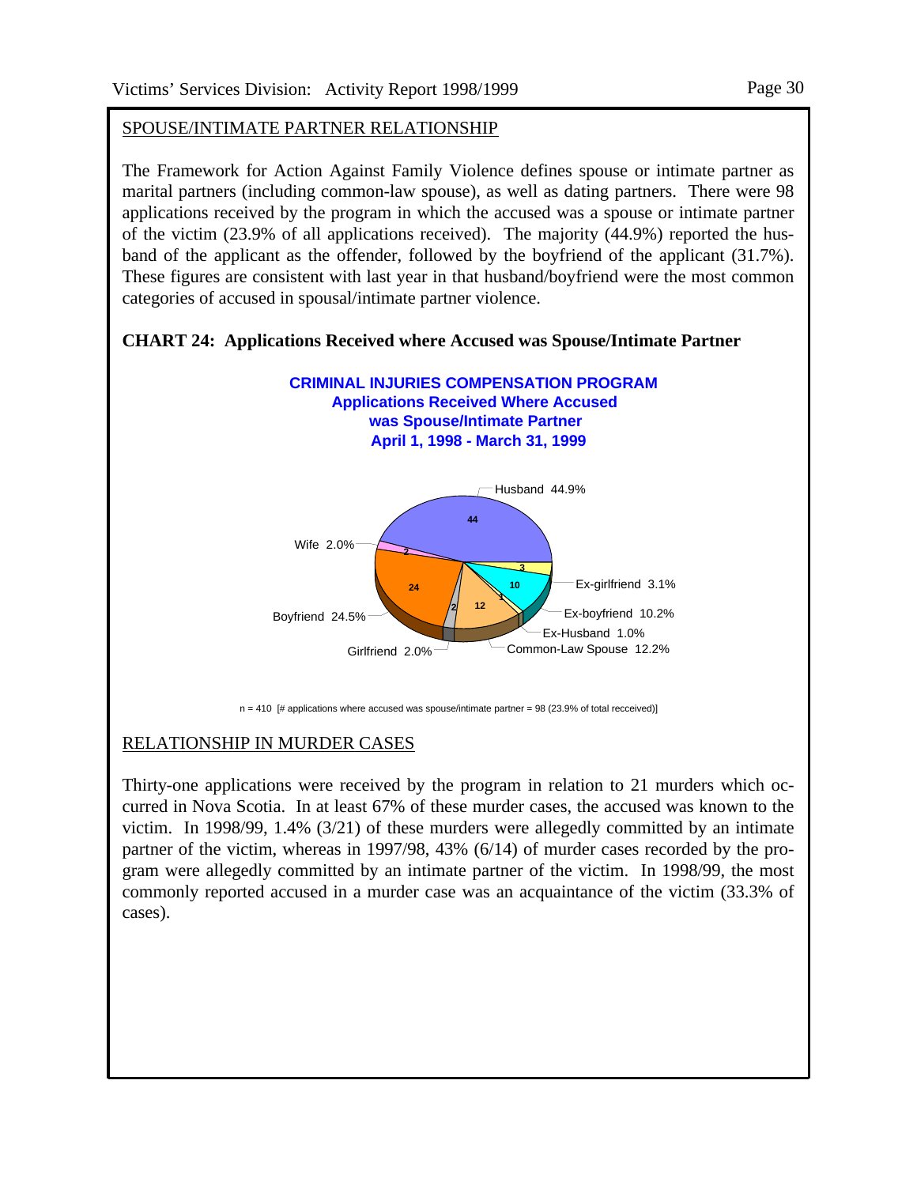## SPOUSE/INTIMATE PARTNER RELATIONSHIP

The Framework for Action Against Family Violence defines spouse or intimate partner as marital partners (including common-law spouse), as well as dating partners. There were 98 applications received by the program in which the accused was a spouse or intimate partner of the victim (23.9% of all applications received). The majority (44.9%) reported the husband of the applicant as the offender, followed by the boyfriend of the applicant (31.7%). These figures are consistent with last year in that husband/boyfriend were the most common categories of accused in spousal/intimate partner violence.

**CHART 24: Applications Received where Accused was Spouse/Intimate Partner**

**CRIMINAL INJURIES COMPENSATION PROGRAM**
**Applications Received Where Accused was Spouse/Intimate Partner**
**April 1, 1998 - March 31, 1999**

| Accused | Applications | Percent |
|---|---|---|
| Husband | 44 | 44.9% |
| Ex-girlfriend | 3 | 3.1% |
| Ex-boyfriend | 10 | 10.2% |
| Ex-Husband | 1 | 1.0% |
| Common-Law Spouse | 12 | 12.2% |
| Girlfriend | 2 | 2.0% |
| Boyfriend | 24 | 24.5% |
| Wife | 2 | 2.0% |

n = 410 [# applications where accused was spouse/intimate partner = 98 (23.9% of total recceived)]

## RELATIONSHIP IN MURDER CASES

Thirty-one applications were received by the program in relation to 21 murders which occurred in Nova Scotia. In at least 67% of these murder cases, the accused was known to the victim. In 1998/99, 1.4% (3/21) of these murders were allegedly committed by an intimate partner of the victim, whereas in 1997/98, 43% (6/14) of murder cases recorded by the program were allegedly committed by an intimate partner of the victim. In 1998/99, the most commonly reported accused in a murder case was an acquaintance of the victim (33.3% of cases).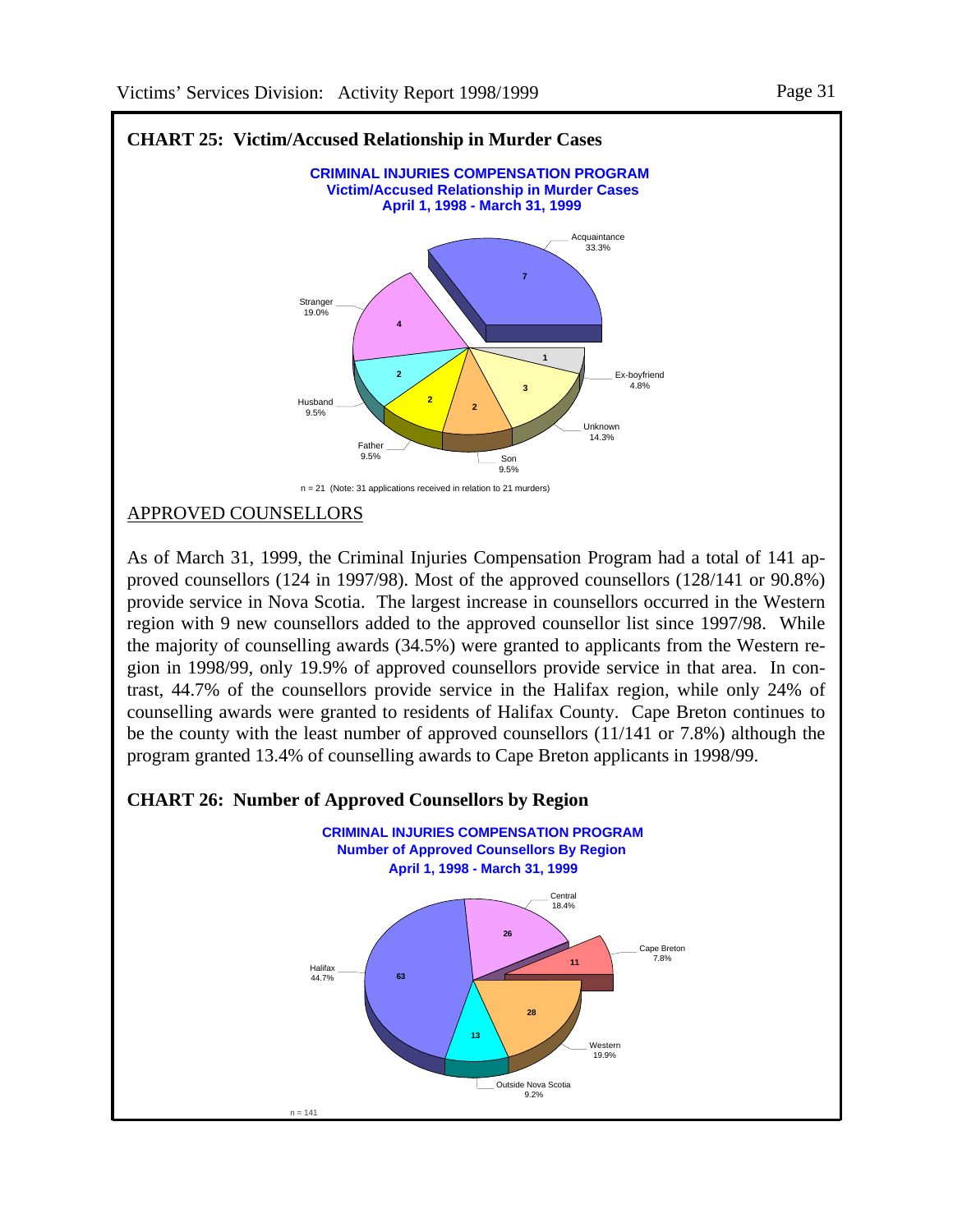## CHART 25: Victim/Accused Relationship in Murder Cases

**CRIMINAL INJURIES COMPENSATION PROGRAM**
**Victim/Accused Relationship in Murder Cases**
**April 1, 1998 - March 31, 1999**

| Relationship | Number | Percent |
|---|---|---|
| Acquaintance | 7 | 33.3% |
| Ex-boyfriend | 1 | 4.8% |
| Unknown | 3 | 14.3% |
| Son | 2 | 9.5% |
| Father | 2 | 9.5% |
| Husband | 2 | 9.5% |
| Stranger | 4 | 19.0% |

n = 21 (Note: 31 applications received in relation to 21 murders)

APPROVED COUNSELLORS

As of March 31, 1999, the Criminal Injuries Compensation Program had a total of 141 approved counsellors (124 in 1997/98). Most of the approved counsellors (128/141 or 90.8%) provide service in Nova Scotia. The largest increase in counsellors occurred in the Western region with 9 new counsellors added to the approved counsellor list since 1997/98. While the majority of counselling awards (34.5%) were granted to applicants from the Western region in 1998/99, only 19.9% of approved counsellors provide service in that area. In contrast, 44.7% of the counsellors provide service in the Halifax region, while only 24% of counselling awards were granted to residents of Halifax County. Cape Breton continues to be the county with the least number of approved counsellors (11/141 or 7.8%) although the program granted 13.4% of counselling awards to Cape Breton applicants in 1998/99.

## CHART 26: Number of Approved Counsellors by Region

**CRIMINAL INJURIES COMPENSATION PROGRAM**
**Number of Approved Counsellors By Region**
**April 1, 1998 - March 31, 1999**

| Region | Number | Percent |
|---|---|---|
| Central | 26 | 18.4% |
| Cape Breton | 11 | 7.8% |
| Western | 28 | 19.9% |
| Outside Nova Scotia | 13 | 9.2% |
| Halifax | 63 | 44.7% |

n = 141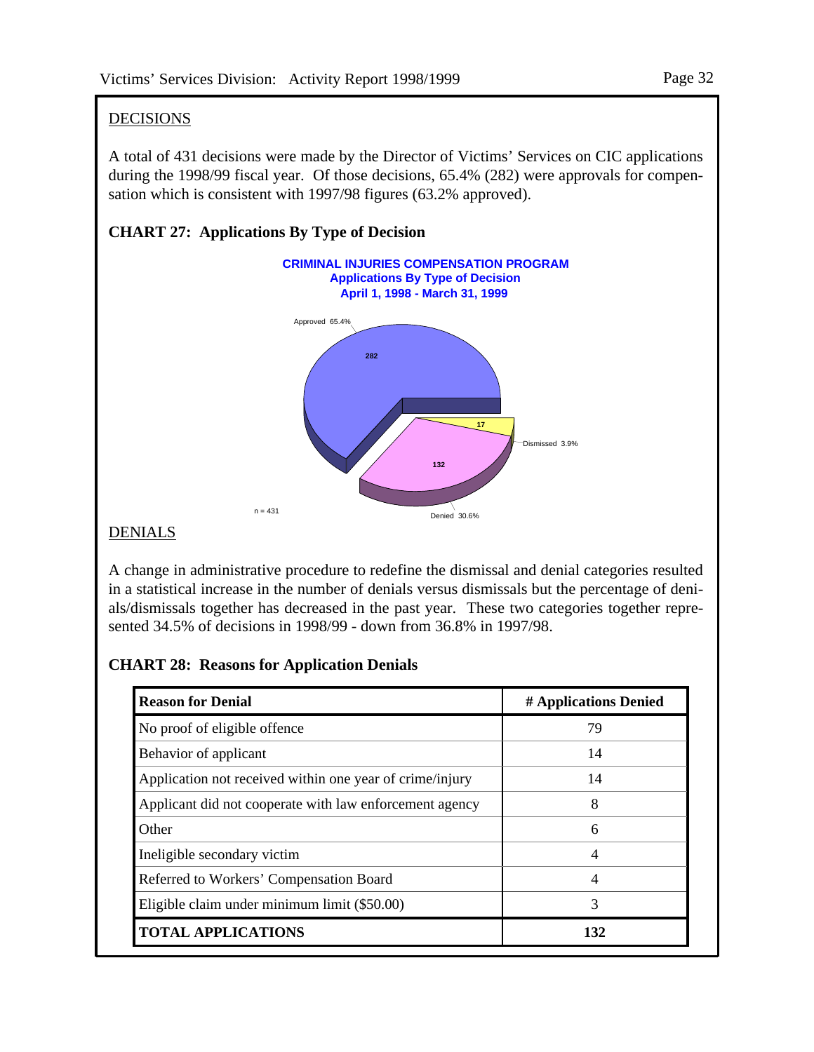## DECISIONS

A total of 431 decisions were made by the Director of Victims' Services on CIC applications during the 1998/99 fiscal year. Of those decisions, 65.4% (282) were approvals for compensation which is consistent with 1997/98 figures (63.2% approved).

**CHART 27: Applications By Type of Decision**

**CRIMINAL INJURIES COMPENSATION PROGRAM**
**Applications By Type of Decision**
**April 1, 1998 - March 31, 1999**

Approved 65.4%

282

17

Dismissed 3.9%

132

Denied 30.6%

n = 431

## DENIALS

A change in administrative procedure to redefine the dismissal and denial categories resulted in a statistical increase in the number of denials versus dismissals but the percentage of denials/dismissals together has decreased in the past year. These two categories together represented 34.5% of decisions in 1998/99 - down from 36.8% in 1997/98.

**CHART 28: Reasons for Application Denials**

| Reason for Denial | # Applications Denied |
|---|---|
| No proof of eligible offence | 79 |
| Behavior of applicant | 14 |
| Application not received within one year of crime/injury | 14 |
| Applicant did not cooperate with law enforcement agency | 8 |
| Other | 6 |
| Ineligible secondary victim | 4 |
| Referred to Workers' Compensation Board | 4 |
| Eligible claim under minimum limit ($50.00) | 3 |
| **TOTAL APPLICATIONS** | **132** |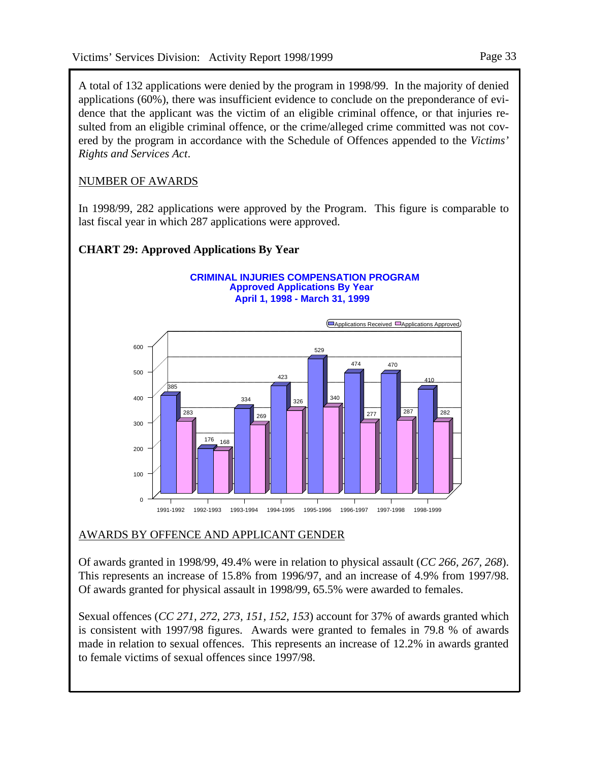A total of 132 applications were denied by the program in 1998/99. In the majority of denied applications (60%), there was insufficient evidence to conclude on the preponderance of evidence that the applicant was the victim of an eligible criminal offence, or that injuries resulted from an eligible criminal offence, or the crime/alleged crime committed was not covered by the program in accordance with the Schedule of Offences appended to the *Victims' Rights and Services Act*.

NUMBER OF AWARDS

In 1998/99, 282 applications were approved by the Program. This figure is comparable to last fiscal year in which 287 applications were approved.

**CHART 29: Approved Applications By Year**

**CRIMINAL INJURIES COMPENSATION PROGRAM**
**Approved Applications By Year**
**April 1, 1998 - March 31, 1999**

| Year | Applications Received | Applications Approved |
|---|---|---|
| 1991-1992 | 385 | 283 |
| 1992-1993 | 176 | 168 |
| 1993-1994 | 334 | 269 |
| 1994-1995 | 423 | 326 |
| 1995-1996 | 529 | 340 |
| 1996-1997 | 474 | 277 |
| 1997-1998 | 470 | 287 |
| 1998-1999 | 410 | 282 |

AWARDS BY OFFENCE AND APPLICANT GENDER

Of awards granted in 1998/99, 49.4% were in relation to physical assault (*CC 266, 267, 268*). This represents an increase of 15.8% from 1996/97, and an increase of 4.9% from 1997/98. Of awards granted for physical assault in 1998/99, 65.5% were awarded to females.

Sexual offences (*CC 271, 272, 273, 151, 152, 153*) account for 37% of awards granted which is consistent with 1997/98 figures. Awards were granted to females in 79.8 % of awards made in relation to sexual offences. This represents an increase of 12.2% in awards granted to female victims of sexual offences since 1997/98.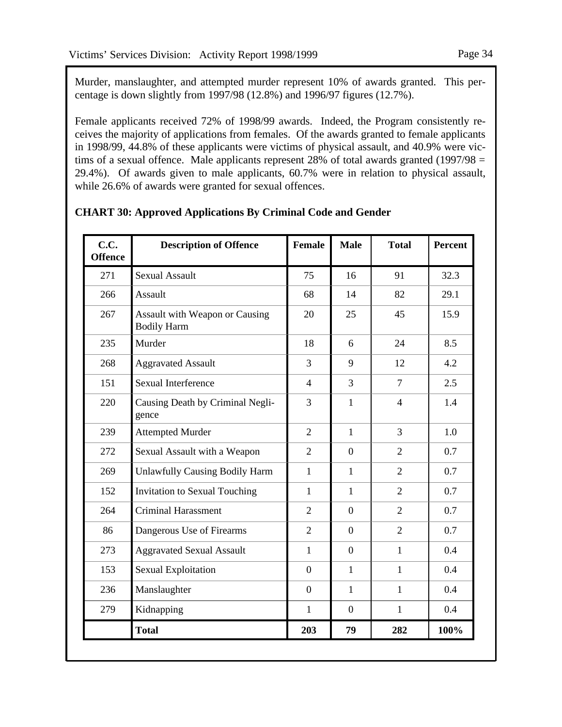Murder, manslaughter, and attempted murder represent 10% of awards granted. This percentage is down slightly from 1997/98 (12.8%) and 1996/97 figures (12.7%).

Female applicants received 72% of 1998/99 awards. Indeed, the Program consistently receives the majority of applications from females. Of the awards granted to female applicants in 1998/99, 44.8% of these applicants were victims of physical assault, and 40.9% were victims of a sexual offence. Male applicants represent 28% of total awards granted (1997/98 = 29.4%). Of awards given to male applicants, 60.7% were in relation to physical assault, while 26.6% of awards were granted for sexual offences.

**CHART 30: Approved Applications By Criminal Code and Gender**

| C.C. Offence | Description of Offence | Female | Male | Total | Percent |
|---|---|---|---|---|---|
| 271 | Sexual Assault | 75 | 16 | 91 | 32.3 |
| 266 | Assault | 68 | 14 | 82 | 29.1 |
| 267 | Assault with Weapon or Causing Bodily Harm | 20 | 25 | 45 | 15.9 |
| 235 | Murder | 18 | 6 | 24 | 8.5 |
| 268 | Aggravated Assault | 3 | 9 | 12 | 4.2 |
| 151 | Sexual Interference | 4 | 3 | 7 | 2.5 |
| 220 | Causing Death by Criminal Negligence | 3 | 1 | 4 | 1.4 |
| 239 | Attempted Murder | 2 | 1 | 3 | 1.0 |
| 272 | Sexual Assault with a Weapon | 2 | 0 | 2 | 0.7 |
| 269 | Unlawfully Causing Bodily Harm | 1 | 1 | 2 | 0.7 |
| 152 | Invitation to Sexual Touching | 1 | 1 | 2 | 0.7 |
| 264 | Criminal Harassment | 2 | 0 | 2 | 0.7 |
| 86 | Dangerous Use of Firearms | 2 | 0 | 2 | 0.7 |
| 273 | Aggravated Sexual Assault | 1 | 0 | 1 | 0.4 |
| 153 | Sexual Exploitation | 0 | 1 | 1 | 0.4 |
| 236 | Manslaughter | 0 | 1 | 1 | 0.4 |
| 279 | Kidnapping | 1 | 0 | 1 | 0.4 |
| | **Total** | **203** | **79** | **282** | **100%** |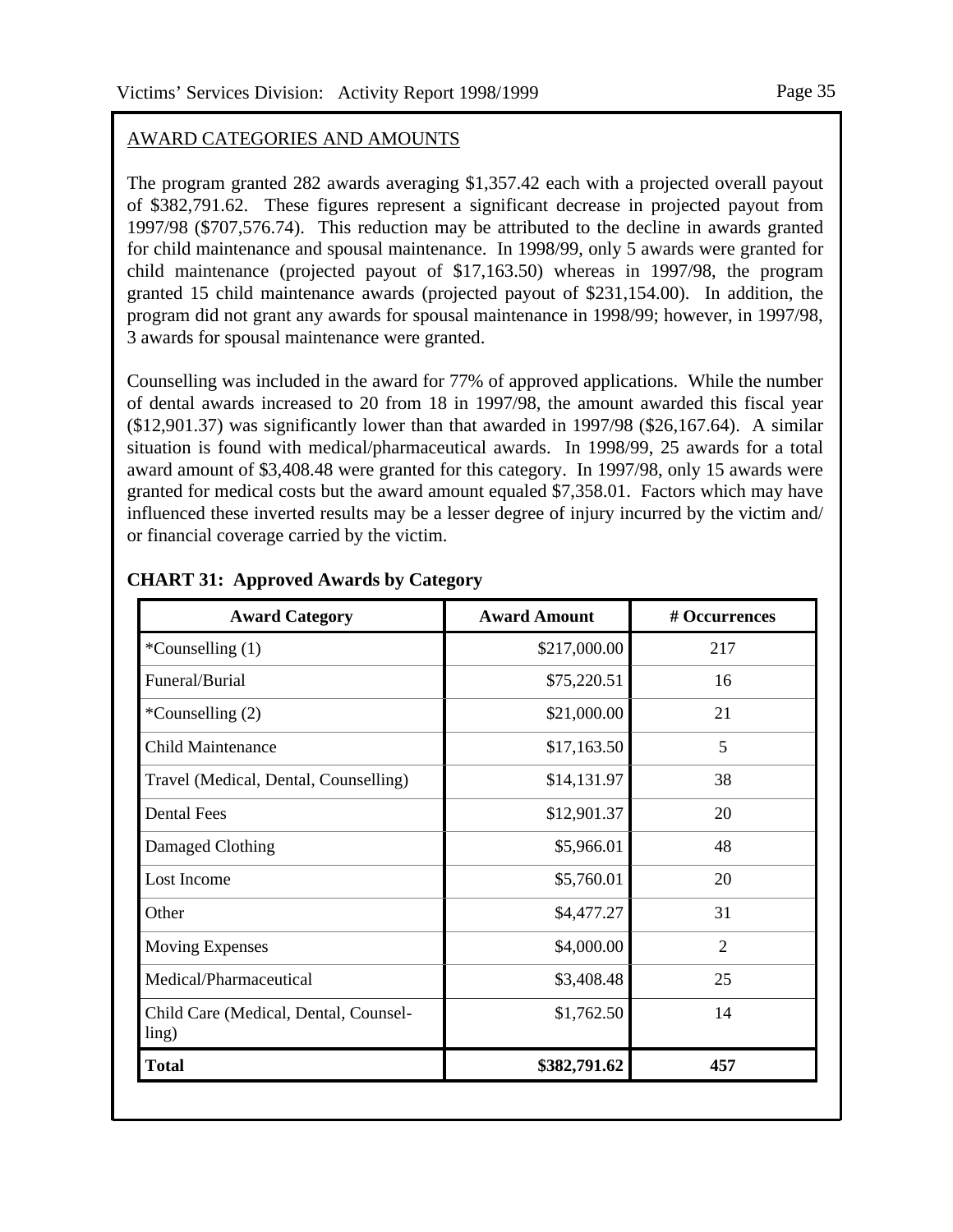## AWARD CATEGORIES AND AMOUNTS

The program granted 282 awards averaging $1,357.42 each with a projected overall payout of $382,791.62. These figures represent a significant decrease in projected payout from 1997/98 ($707,576.74). This reduction may be attributed to the decline in awards granted for child maintenance and spousal maintenance. In 1998/99, only 5 awards were granted for child maintenance (projected payout of $17,163.50) whereas in 1997/98, the program granted 15 child maintenance awards (projected payout of $231,154.00). In addition, the program did not grant any awards for spousal maintenance in 1998/99; however, in 1997/98, 3 awards for spousal maintenance were granted.

Counselling was included in the award for 77% of approved applications. While the number of dental awards increased to 20 from 18 in 1997/98, the amount awarded this fiscal year ($12,901.37) was significantly lower than that awarded in 1997/98 ($26,167.64). A similar situation is found with medical/pharmaceutical awards. In 1998/99, 25 awards for a total award amount of $3,408.48 were granted for this category. In 1997/98, only 15 awards were granted for medical costs but the award amount equaled $7,358.01. Factors which may have influenced these inverted results may be a lesser degree of injury incurred by the victim and/ or financial coverage carried by the victim.

**CHART 31: Approved Awards by Category**

| Award Category | Award Amount | # Occurrences |
|---|---:|:---:|
| *Counselling (1) | $217,000.00 | 217 |
| Funeral/Burial | $75,220.51 | 16 |
| *Counselling (2) | $21,000.00 | 21 |
| Child Maintenance | $17,163.50 | 5 |
| Travel (Medical, Dental, Counselling) | $14,131.97 | 38 |
| Dental Fees | $12,901.37 | 20 |
| Damaged Clothing | $5,966.01 | 48 |
| Lost Income | $5,760.01 | 20 |
| Other | $4,477.27 | 31 |
| Moving Expenses | $4,000.00 | 2 |
| Medical/Pharmaceutical | $3,408.48 | 25 |
| Child Care (Medical, Dental, Counselling) | $1,762.50 | 14 |
| **Total** | **$382,791.62** | **457** |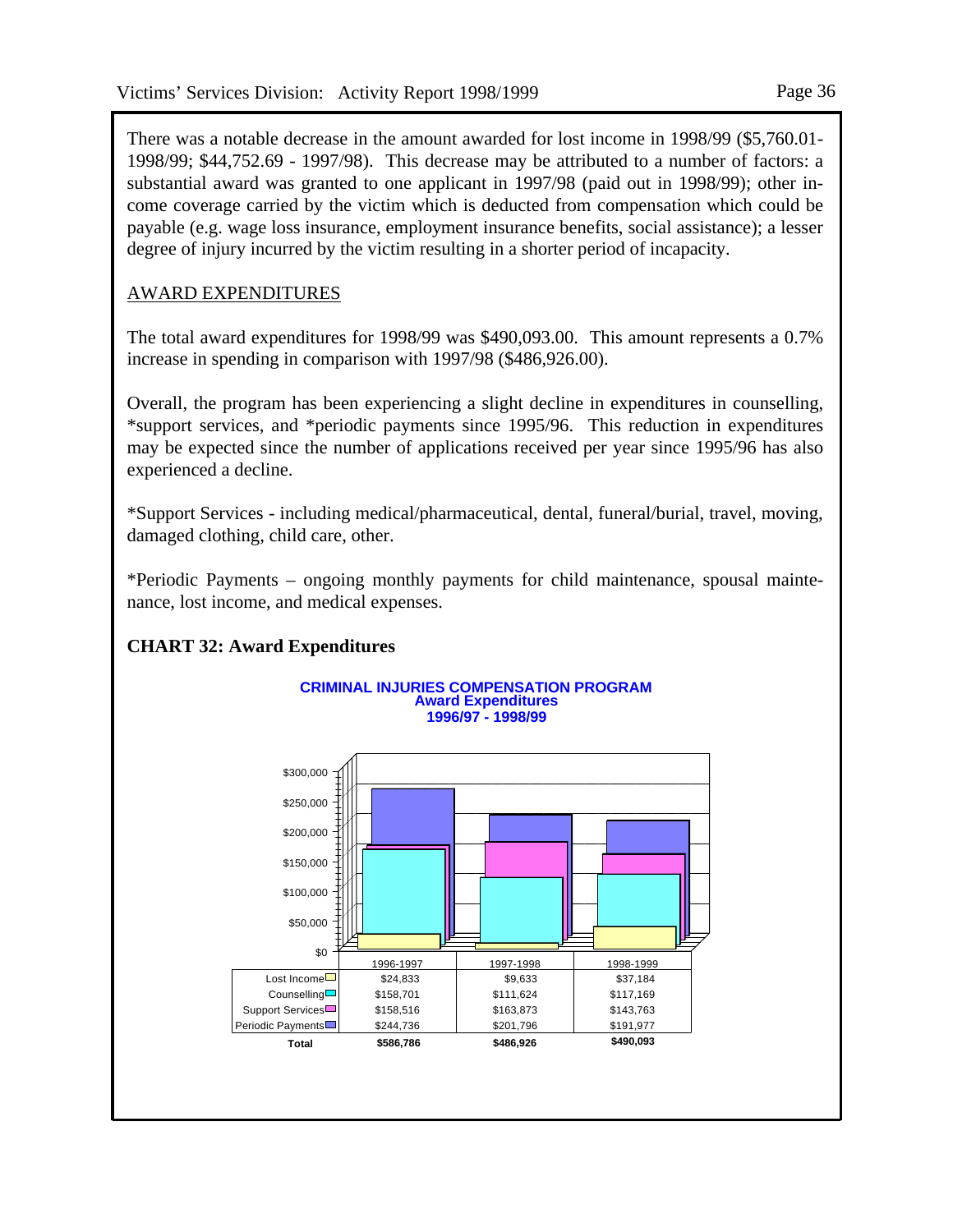There was a notable decrease in the amount awarded for lost income in 1998/99 ($5,760.01- 1998/99; $44,752.69 - 1997/98). This decrease may be attributed to a number of factors: a substantial award was granted to one applicant in 1997/98 (paid out in 1998/99); other income coverage carried by the victim which is deducted from compensation which could be payable (e.g. wage loss insurance, employment insurance benefits, social assistance); a lesser degree of injury incurred by the victim resulting in a shorter period of incapacity.

## AWARD EXPENDITURES

The total award expenditures for 1998/99 was $490,093.00. This amount represents a 0.7% increase in spending in comparison with 1997/98 ($486,926.00).

Overall, the program has been experiencing a slight decline in expenditures in counselling, *support services, and *periodic payments since 1995/96. This reduction in expenditures may be expected since the number of applications received per year since 1995/96 has also experienced a decline.

*Support Services - including medical/pharmaceutical, dental, funeral/burial, travel, moving, damaged clothing, child care, other.

*Periodic Payments – ongoing monthly payments for child maintenance, spousal maintenance, lost income, and medical expenses.

**CHART 32: Award Expenditures**

**CRIMINAL INJURIES COMPENSATION PROGRAM**
**Award Expenditures**
**1996/97 - 1998/99**

| | 1996-1997 | 1997-1998 | 1998-1999 |
|---|---|---|---|
| Lost Income | $24,833 | $9,633 | $37,184 |
| Counselling | $158,701 | $111,624 | $117,169 |
| Support Services | $158,516 | $163,873 | $143,763 |
| Periodic Payments | $244,736 | $201,796 | $191,977 |
| **Total** | **$586,786** | **$486,926** | **$490,093** |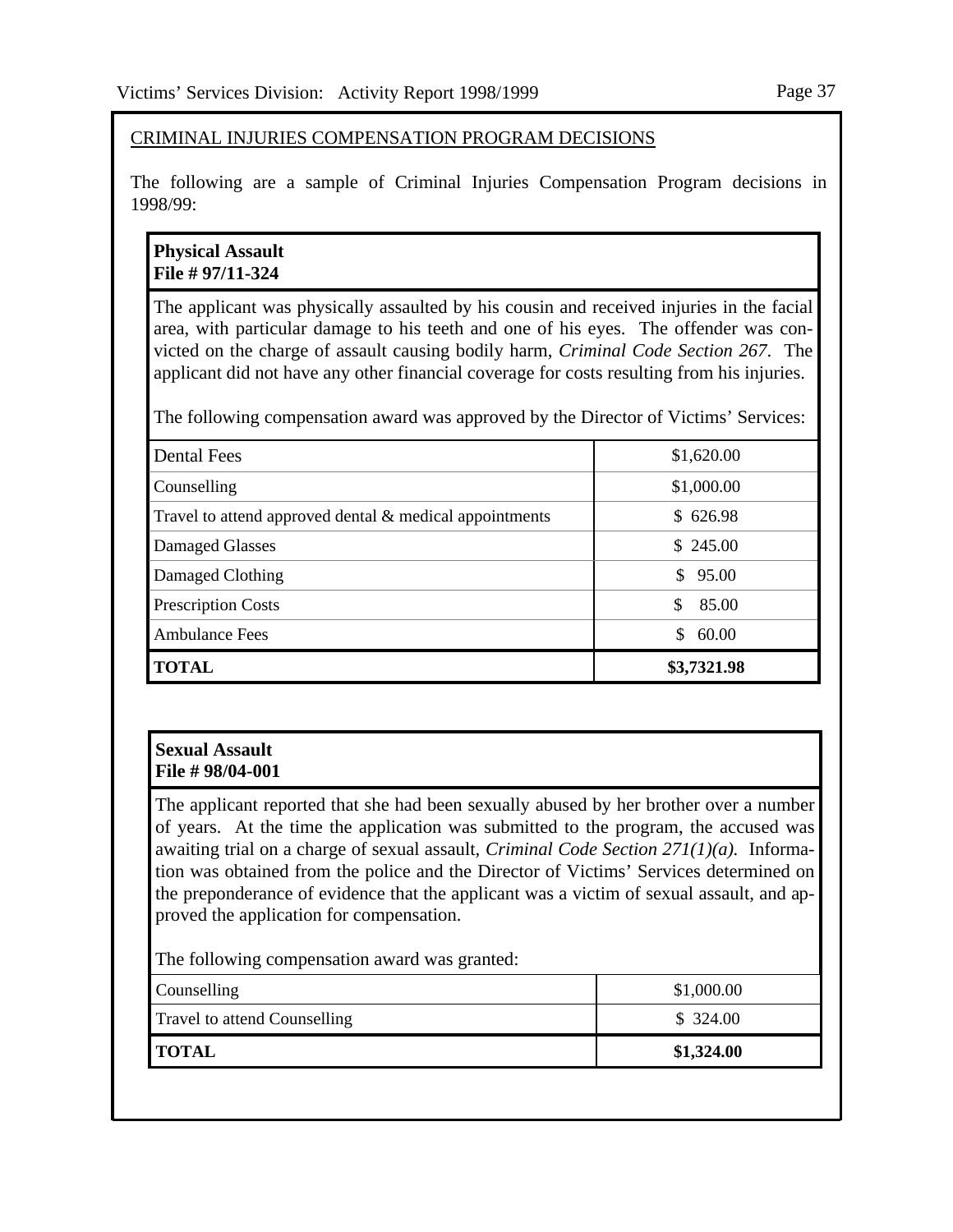CRIMINAL INJURIES COMPENSATION PROGRAM DECISIONS

The following are a sample of Criminal Injuries Compensation Program decisions in 1998/99:

**Physical Assault**
**File # 97/11-324**

The applicant was physically assaulted by his cousin and received injuries in the facial area, with particular damage to his teeth and one of his eyes. The offender was convicted on the charge of assault causing bodily harm, *Criminal Code Section 267*. The applicant did not have any other financial coverage for costs resulting from his injuries.

The following compensation award was approved by the Director of Victims' Services:

| | |
|---|---|
| Dental Fees | $1,620.00 |
| Counselling | $1,000.00 |
| Travel to attend approved dental & medical appointments | $ 626.98 |
| Damaged Glasses | $ 245.00 |
| Damaged Clothing | $ 95.00 |
| Prescription Costs | $ 85.00 |
| Ambulance Fees | $ 60.00 |
| **TOTAL** | **$3,7321.98** |

**Sexual Assault**
**File # 98/04-001**

The applicant reported that she had been sexually abused by her brother over a number of years. At the time the application was submitted to the program, the accused was awaiting trial on a charge of sexual assault, *Criminal Code Section 271(1)(a).* Information was obtained from the police and the Director of Victims' Services determined on the preponderance of evidence that the applicant was a victim of sexual assault, and approved the application for compensation.

The following compensation award was granted:

| | |
|---|---|
| Counselling | $1,000.00 |
| Travel to attend Counselling | $ 324.00 |
| **TOTAL** | **$1,324.00** |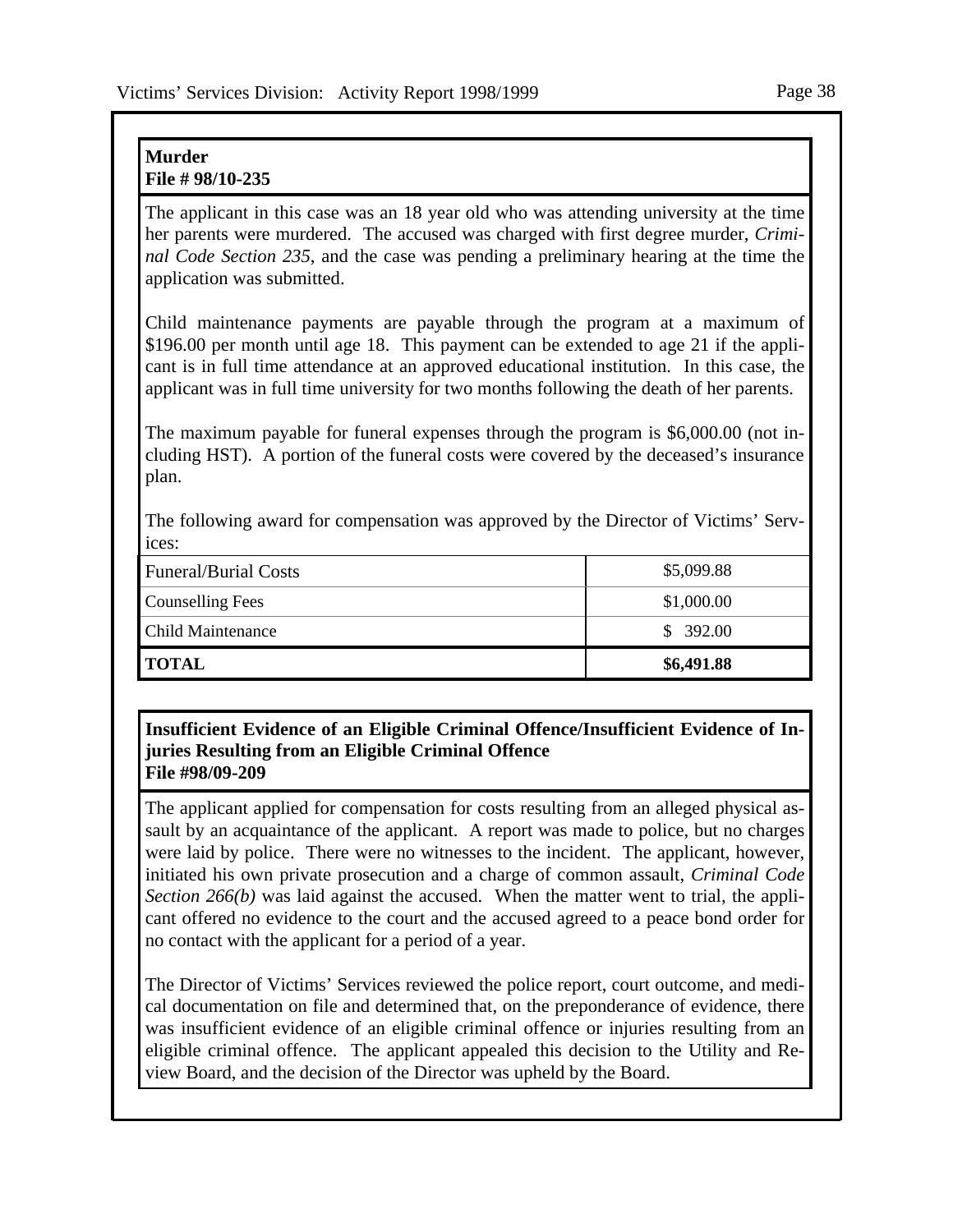**Murder**
**File # 98/10-235**

The applicant in this case was an 18 year old who was attending university at the time her parents were murdered. The accused was charged with first degree murder, *Criminal Code Section 235*, and the case was pending a preliminary hearing at the time the application was submitted.

Child maintenance payments are payable through the program at a maximum of $196.00 per month until age 18. This payment can be extended to age 21 if the applicant is in full time attendance at an approved educational institution. In this case, the applicant was in full time university for two months following the death of her parents.

The maximum payable for funeral expenses through the program is $6,000.00 (not including HST). A portion of the funeral costs were covered by the deceased's insurance plan.

The following award for compensation was approved by the Director of Victims' Services:

| | |
|---|---|
| Funeral/Burial Costs | $5,099.88 |
| Counselling Fees | $1,000.00 |
| Child Maintenance | $ 392.00 |
| **TOTAL** | **$6,491.88** |

**Insufficient Evidence of an Eligible Criminal Offence/Insufficient Evidence of Injuries Resulting from an Eligible Criminal Offence**
**File #98/09-209**

The applicant applied for compensation for costs resulting from an alleged physical assault by an acquaintance of the applicant. A report was made to police, but no charges were laid by police. There were no witnesses to the incident. The applicant, however, initiated his own private prosecution and a charge of common assault, *Criminal Code Section 266(b)* was laid against the accused. When the matter went to trial, the applicant offered no evidence to the court and the accused agreed to a peace bond order for no contact with the applicant for a period of a year.

The Director of Victims' Services reviewed the police report, court outcome, and medical documentation on file and determined that, on the preponderance of evidence, there was insufficient evidence of an eligible criminal offence or injuries resulting from an eligible criminal offence. The applicant appealed this decision to the Utility and Review Board, and the decision of the Director was upheld by the Board.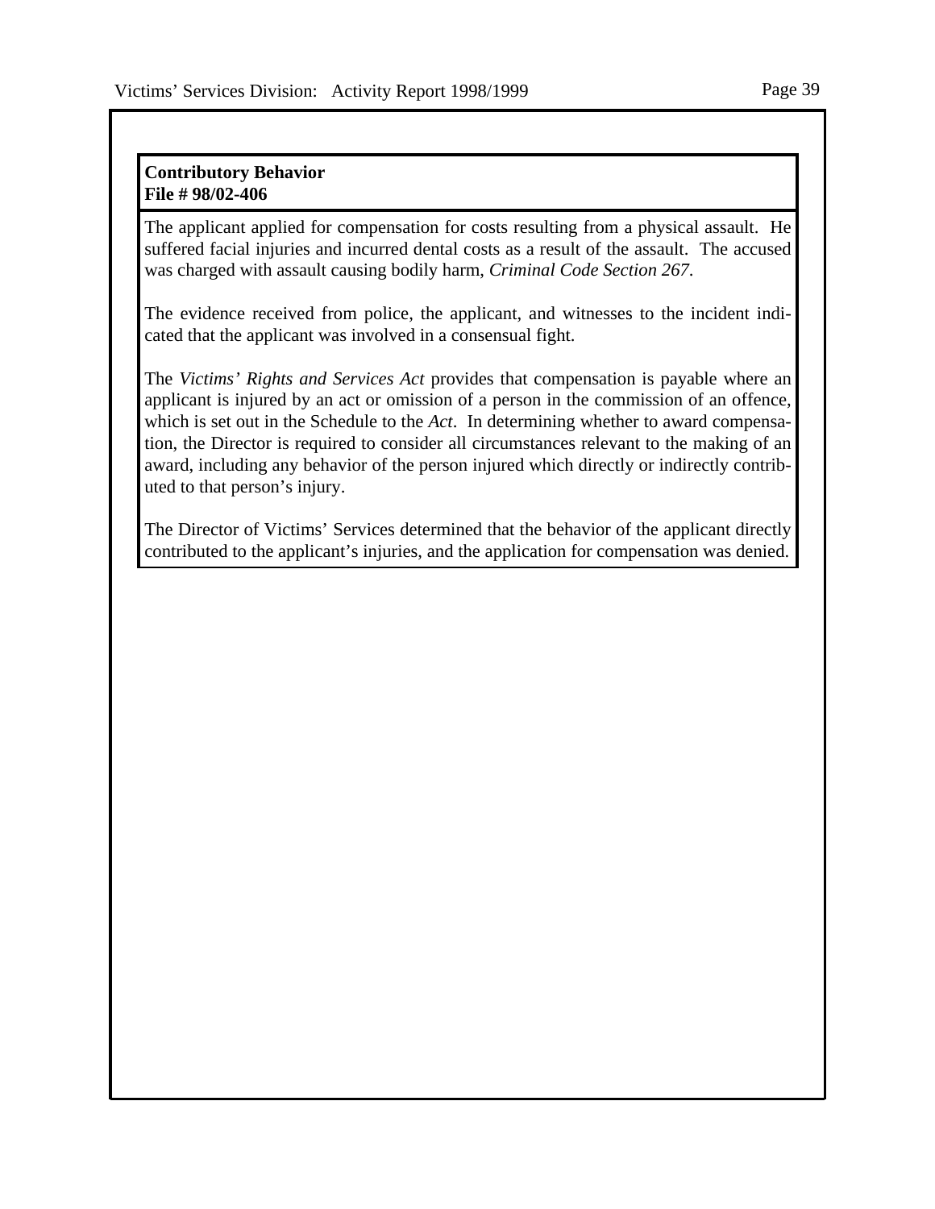**Contributory Behavior**
**File # 98/02-406**

The applicant applied for compensation for costs resulting from a physical assault. He suffered facial injuries and incurred dental costs as a result of the assault. The accused was charged with assault causing bodily harm, *Criminal Code Section 267*.

The evidence received from police, the applicant, and witnesses to the incident indicated that the applicant was involved in a consensual fight.

The *Victims' Rights and Services Act* provides that compensation is payable where an applicant is injured by an act or omission of a person in the commission of an offence, which is set out in the Schedule to the *Act*. In determining whether to award compensation, the Director is required to consider all circumstances relevant to the making of an award, including any behavior of the person injured which directly or indirectly contributed to that person's injury.

The Director of Victims' Services determined that the behavior of the applicant directly contributed to the applicant's injuries, and the application for compensation was denied.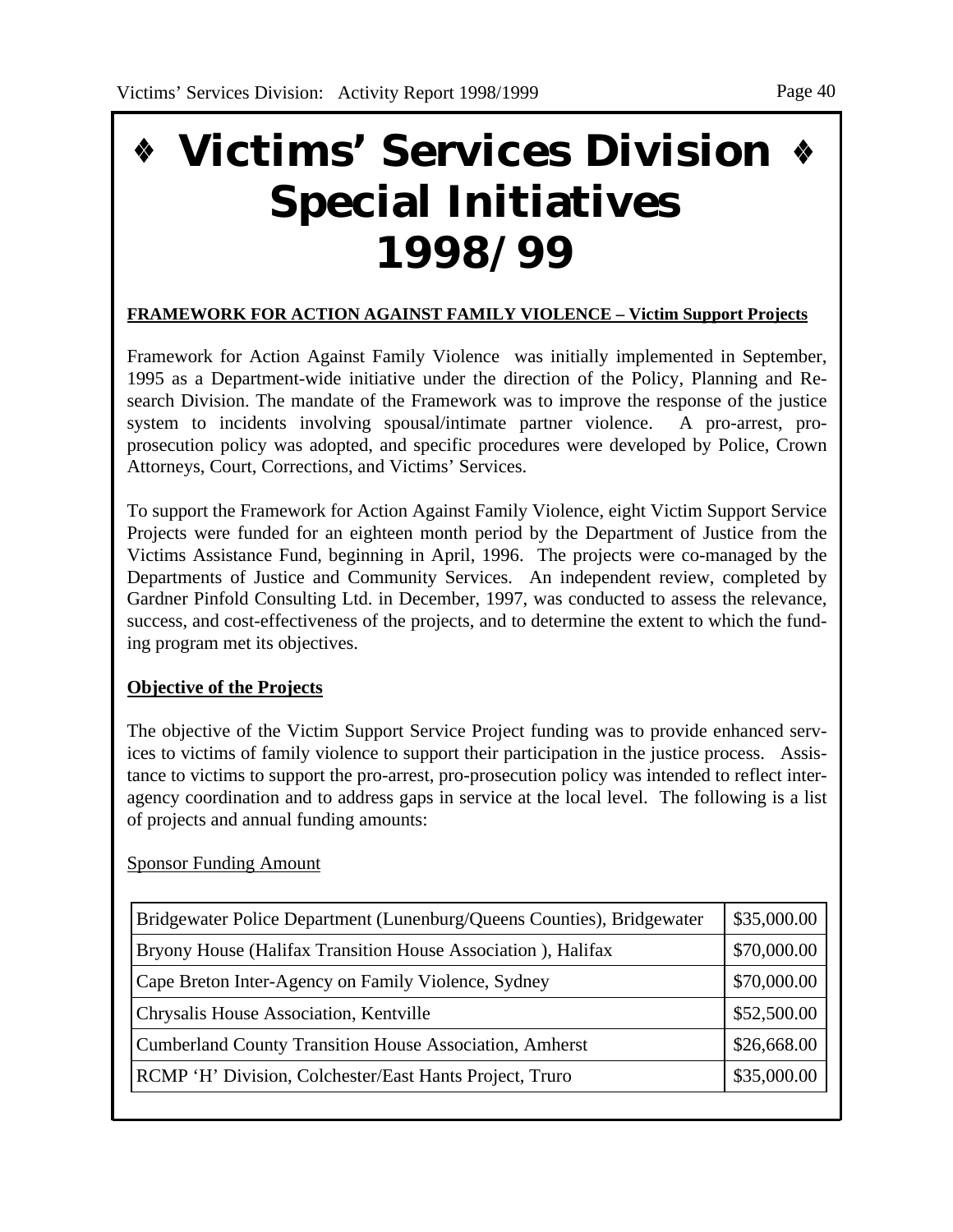# ♦ Victims' Services Division ♦ Special Initiatives 1998/99

**FRAMEWORK FOR ACTION AGAINST FAMILY VIOLENCE – Victim Support Projects**

Framework for Action Against Family Violence was initially implemented in September, 1995 as a Department-wide initiative under the direction of the Policy, Planning and Research Division. The mandate of the Framework was to improve the response of the justice system to incidents involving spousal/intimate partner violence. A pro-arrest, pro-prosecution policy was adopted, and specific procedures were developed by Police, Crown Attorneys, Court, Corrections, and Victims' Services.

To support the Framework for Action Against Family Violence, eight Victim Support Service Projects were funded for an eighteen month period by the Department of Justice from the Victims Assistance Fund, beginning in April, 1996. The projects were co-managed by the Departments of Justice and Community Services. An independent review, completed by Gardner Pinfold Consulting Ltd. in December, 1997, was conducted to assess the relevance, success, and cost-effectiveness of the projects, and to determine the extent to which the funding program met its objectives.

**Objective of the Projects**

The objective of the Victim Support Service Project funding was to provide enhanced services to victims of family violence to support their participation in the justice process. Assistance to victims to support the pro-arrest, pro-prosecution policy was intended to reflect interagency coordination and to address gaps in service at the local level. The following is a list of projects and annual funding amounts:

Sponsor Funding Amount

| Sponsor | Funding Amount |
|---|---|
| Bridgewater Police Department (Lunenburg/Queens Counties), Bridgewater | \$35,000.00 |
| Bryony House (Halifax Transition House Association ), Halifax | \$70,000.00 |
| Cape Breton Inter-Agency on Family Violence, Sydney | \$70,000.00 |
| Chrysalis House Association, Kentville | \$52,500.00 |
| Cumberland County Transition House Association, Amherst | \$26,668.00 |
| RCMP 'H' Division, Colchester/East Hants Project, Truro | \$35,000.00 |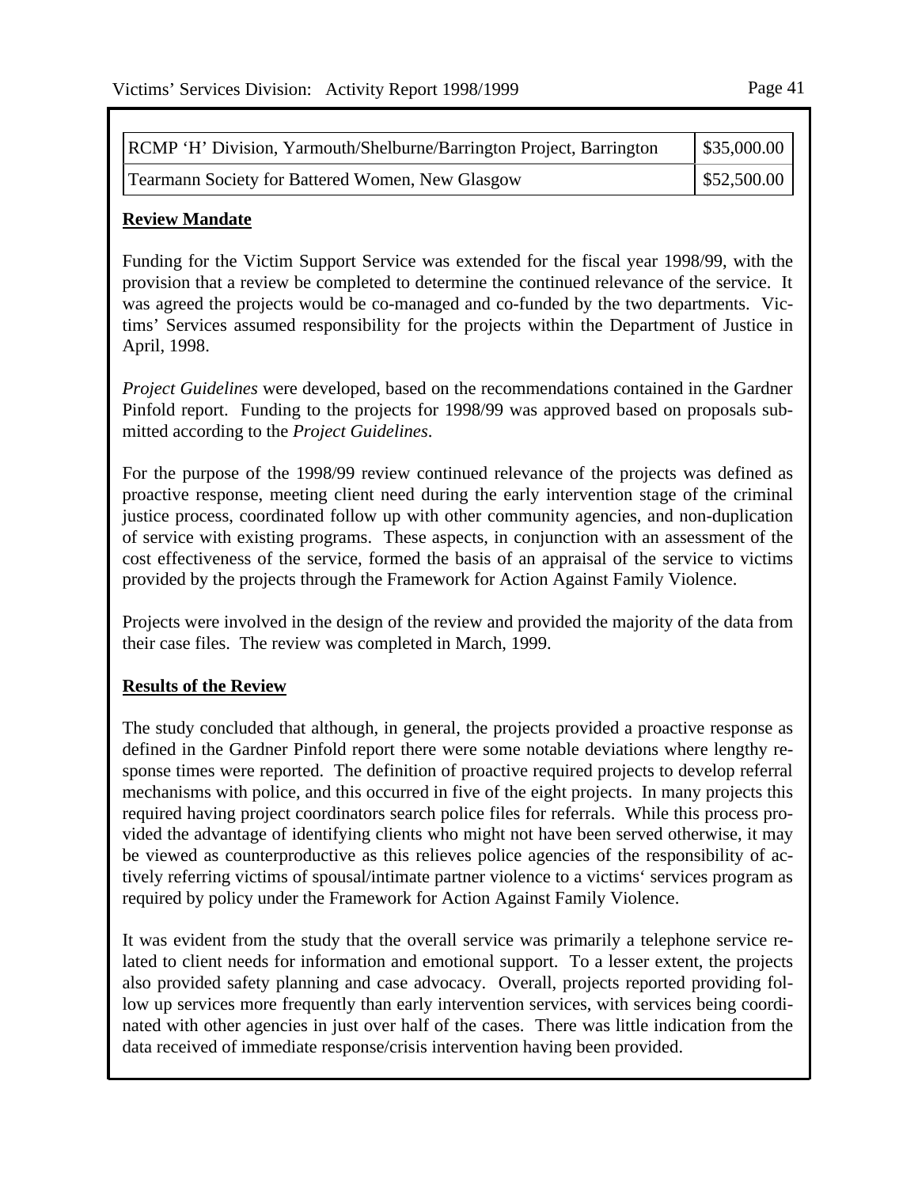| RCMP 'H' Division, Yarmouth/Shelburne/Barrington Project, Barrington | $35,000.00 |
|---|---|
| Tearmann Society for Battered Women, New Glasgow | $52,500.00 |

**Review Mandate**

Funding for the Victim Support Service was extended for the fiscal year 1998/99, with the provision that a review be completed to determine the continued relevance of the service. It was agreed the projects would be co-managed and co-funded by the two departments. Victims' Services assumed responsibility for the projects within the Department of Justice in April, 1998.

*Project Guidelines* were developed, based on the recommendations contained in the Gardner Pinfold report. Funding to the projects for 1998/99 was approved based on proposals submitted according to the *Project Guidelines*.

For the purpose of the 1998/99 review continued relevance of the projects was defined as proactive response, meeting client need during the early intervention stage of the criminal justice process, coordinated follow up with other community agencies, and non-duplication of service with existing programs. These aspects, in conjunction with an assessment of the cost effectiveness of the service, formed the basis of an appraisal of the service to victims provided by the projects through the Framework for Action Against Family Violence.

Projects were involved in the design of the review and provided the majority of the data from their case files. The review was completed in March, 1999.

**Results of the Review**

The study concluded that although, in general, the projects provided a proactive response as defined in the Gardner Pinfold report there were some notable deviations where lengthy response times were reported. The definition of proactive required projects to develop referral mechanisms with police, and this occurred in five of the eight projects. In many projects this required having project coordinators search police files for referrals. While this process provided the advantage of identifying clients who might not have been served otherwise, it may be viewed as counterproductive as this relieves police agencies of the responsibility of actively referring victims of spousal/intimate partner violence to a victims' services program as required by policy under the Framework for Action Against Family Violence.

It was evident from the study that the overall service was primarily a telephone service related to client needs for information and emotional support. To a lesser extent, the projects also provided safety planning and case advocacy. Overall, projects reported providing follow up services more frequently than early intervention services, with services being coordinated with other agencies in just over half of the cases. There was little indication from the data received of immediate response/crisis intervention having been provided.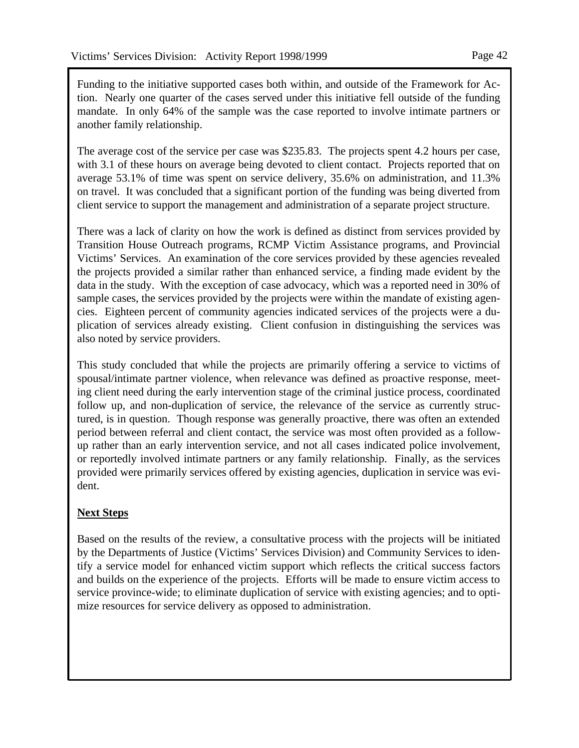Funding to the initiative supported cases both within, and outside of the Framework for Action. Nearly one quarter of the cases served under this initiative fell outside of the funding mandate. In only 64% of the sample was the case reported to involve intimate partners or another family relationship.

The average cost of the service per case was $235.83. The projects spent 4.2 hours per case, with 3.1 of these hours on average being devoted to client contact. Projects reported that on average 53.1% of time was spent on service delivery, 35.6% on administration, and 11.3% on travel. It was concluded that a significant portion of the funding was being diverted from client service to support the management and administration of a separate project structure.

There was a lack of clarity on how the work is defined as distinct from services provided by Transition House Outreach programs, RCMP Victim Assistance programs, and Provincial Victims' Services. An examination of the core services provided by these agencies revealed the projects provided a similar rather than enhanced service, a finding made evident by the data in the study. With the exception of case advocacy, which was a reported need in 30% of sample cases, the services provided by the projects were within the mandate of existing agencies. Eighteen percent of community agencies indicated services of the projects were a duplication of services already existing. Client confusion in distinguishing the services was also noted by service providers.

This study concluded that while the projects are primarily offering a service to victims of spousal/intimate partner violence, when relevance was defined as proactive response, meeting client need during the early intervention stage of the criminal justice process, coordinated follow up, and non-duplication of service, the relevance of the service as currently structured, is in question. Though response was generally proactive, there was often an extended period between referral and client contact, the service was most often provided as a follow-up rather than an early intervention service, and not all cases indicated police involvement, or reportedly involved intimate partners or any family relationship. Finally, as the services provided were primarily services offered by existing agencies, duplication in service was evident.

**Next Steps**

Based on the results of the review, a consultative process with the projects will be initiated by the Departments of Justice (Victims' Services Division) and Community Services to identify a service model for enhanced victim support which reflects the critical success factors and builds on the experience of the projects. Efforts will be made to ensure victim access to service province-wide; to eliminate duplication of service with existing agencies; and to optimize resources for service delivery as opposed to administration.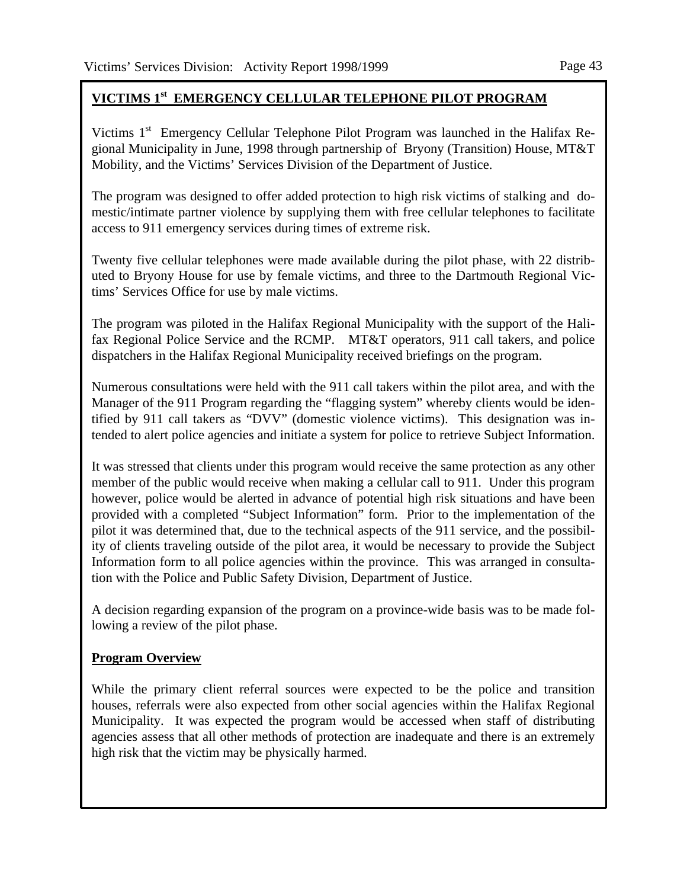## VICTIMS 1st EMERGENCY CELLULAR TELEPHONE PILOT PROGRAM

Victims 1st Emergency Cellular Telephone Pilot Program was launched in the Halifax Regional Municipality in June, 1998 through partnership of Bryony (Transition) House, MT&T Mobility, and the Victims' Services Division of the Department of Justice.

The program was designed to offer added protection to high risk victims of stalking and domestic/intimate partner violence by supplying them with free cellular telephones to facilitate access to 911 emergency services during times of extreme risk.

Twenty five cellular telephones were made available during the pilot phase, with 22 distributed to Bryony House for use by female victims, and three to the Dartmouth Regional Victims' Services Office for use by male victims.

The program was piloted in the Halifax Regional Municipality with the support of the Halifax Regional Police Service and the RCMP. MT&T operators, 911 call takers, and police dispatchers in the Halifax Regional Municipality received briefings on the program.

Numerous consultations were held with the 911 call takers within the pilot area, and with the Manager of the 911 Program regarding the "flagging system" whereby clients would be identified by 911 call takers as "DVV" (domestic violence victims). This designation was intended to alert police agencies and initiate a system for police to retrieve Subject Information.

It was stressed that clients under this program would receive the same protection as any other member of the public would receive when making a cellular call to 911. Under this program however, police would be alerted in advance of potential high risk situations and have been provided with a completed "Subject Information" form. Prior to the implementation of the pilot it was determined that, due to the technical aspects of the 911 service, and the possibility of clients traveling outside of the pilot area, it would be necessary to provide the Subject Information form to all police agencies within the province. This was arranged in consultation with the Police and Public Safety Division, Department of Justice.

A decision regarding expansion of the program on a province-wide basis was to be made following a review of the pilot phase.

### Program Overview

While the primary client referral sources were expected to be the police and transition houses, referrals were also expected from other social agencies within the Halifax Regional Municipality. It was expected the program would be accessed when staff of distributing agencies assess that all other methods of protection are inadequate and there is an extremely high risk that the victim may be physically harmed.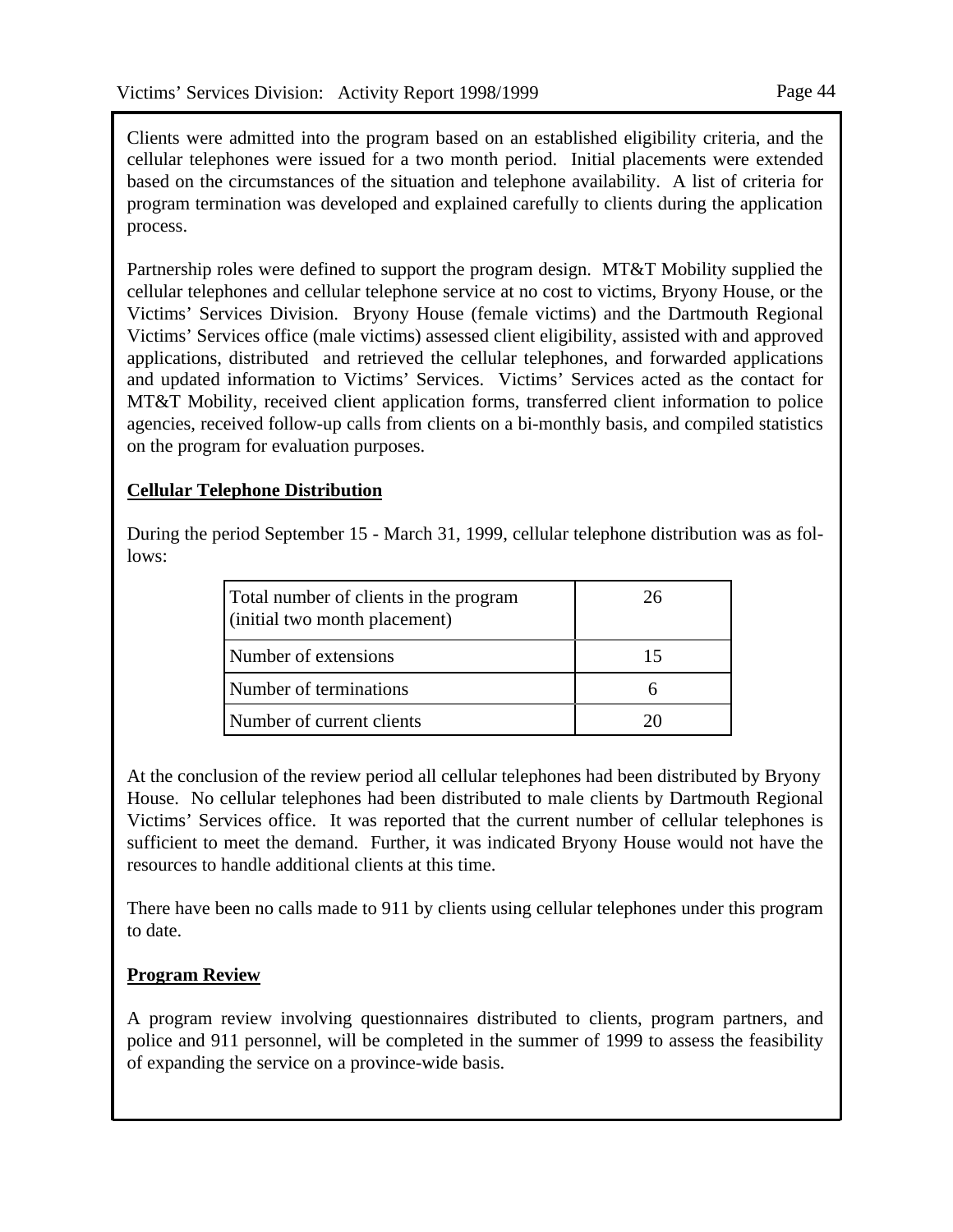Clients were admitted into the program based on an established eligibility criteria, and the cellular telephones were issued for a two month period. Initial placements were extended based on the circumstances of the situation and telephone availability. A list of criteria for program termination was developed and explained carefully to clients during the application process.

Partnership roles were defined to support the program design. MT&T Mobility supplied the cellular telephones and cellular telephone service at no cost to victims, Bryony House, or the Victims' Services Division. Bryony House (female victims) and the Dartmouth Regional Victims' Services office (male victims) assessed client eligibility, assisted with and approved applications, distributed and retrieved the cellular telephones, and forwarded applications and updated information to Victims' Services. Victims' Services acted as the contact for MT&T Mobility, received client application forms, transferred client information to police agencies, received follow-up calls from clients on a bi-monthly basis, and compiled statistics on the program for evaluation purposes.

**Cellular Telephone Distribution**

During the period September 15 - March 31, 1999, cellular telephone distribution was as follows:

| | |
|---|---|
| Total number of clients in the program (initial two month placement) | 26 |
| Number of extensions | 15 |
| Number of terminations | 6 |
| Number of current clients | 20 |

At the conclusion of the review period all cellular telephones had been distributed by Bryony House. No cellular telephones had been distributed to male clients by Dartmouth Regional Victims' Services office. It was reported that the current number of cellular telephones is sufficient to meet the demand. Further, it was indicated Bryony House would not have the resources to handle additional clients at this time.

There have been no calls made to 911 by clients using cellular telephones under this program to date.

**Program Review**

A program review involving questionnaires distributed to clients, program partners, and police and 911 personnel, will be completed in the summer of 1999 to assess the feasibility of expanding the service on a province-wide basis.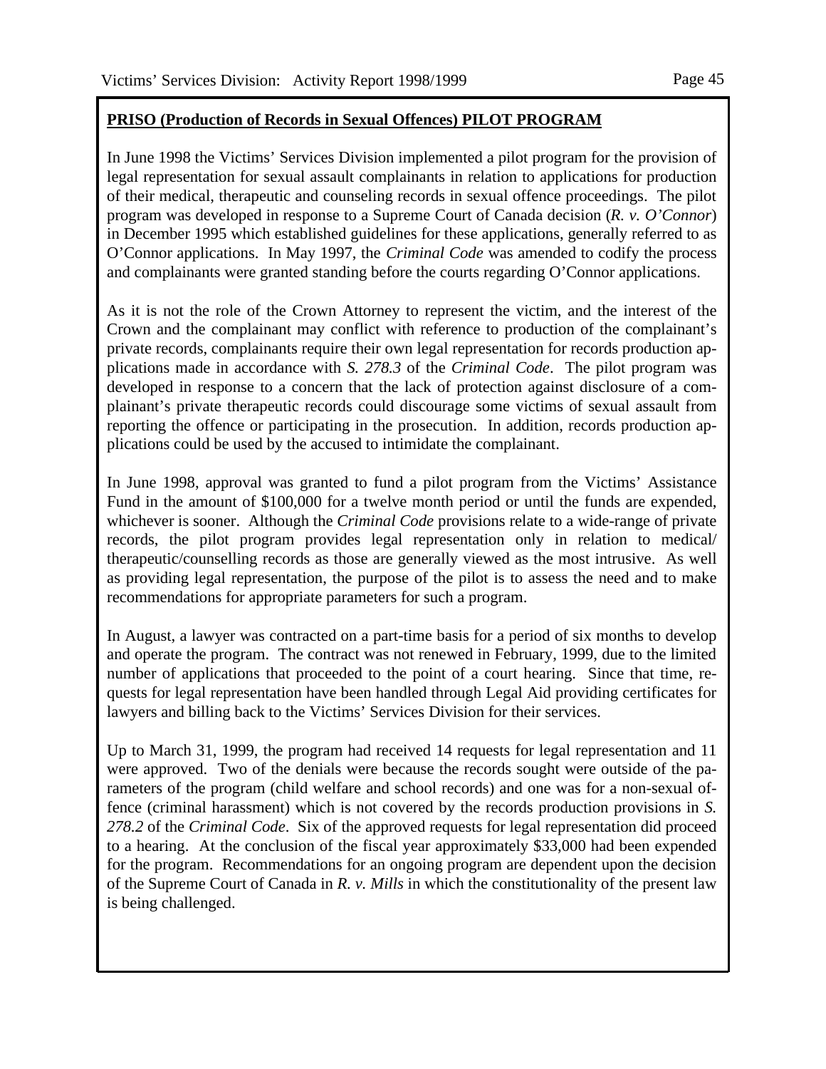## **PRISO (Production of Records in Sexual Offences) PILOT PROGRAM**

In June 1998 the Victims' Services Division implemented a pilot program for the provision of legal representation for sexual assault complainants in relation to applications for production of their medical, therapeutic and counseling records in sexual offence proceedings. The pilot program was developed in response to a Supreme Court of Canada decision (*R. v. O'Connor*) in December 1995 which established guidelines for these applications, generally referred to as O'Connor applications. In May 1997, the *Criminal Code* was amended to codify the process and complainants were granted standing before the courts regarding O'Connor applications.

As it is not the role of the Crown Attorney to represent the victim, and the interest of the Crown and the complainant may conflict with reference to production of the complainant's private records, complainants require their own legal representation for records production applications made in accordance with *S. 278.3* of the *Criminal Code*. The pilot program was developed in response to a concern that the lack of protection against disclosure of a complainant's private therapeutic records could discourage some victims of sexual assault from reporting the offence or participating in the prosecution. In addition, records production applications could be used by the accused to intimidate the complainant.

In June 1998, approval was granted to fund a pilot program from the Victims' Assistance Fund in the amount of $100,000 for a twelve month period or until the funds are expended, whichever is sooner. Although the *Criminal Code* provisions relate to a wide-range of private records, the pilot program provides legal representation only in relation to medical/ therapeutic/counselling records as those are generally viewed as the most intrusive. As well as providing legal representation, the purpose of the pilot is to assess the need and to make recommendations for appropriate parameters for such a program.

In August, a lawyer was contracted on a part-time basis for a period of six months to develop and operate the program. The contract was not renewed in February, 1999, due to the limited number of applications that proceeded to the point of a court hearing. Since that time, requests for legal representation have been handled through Legal Aid providing certificates for lawyers and billing back to the Victims' Services Division for their services.

Up to March 31, 1999, the program had received 14 requests for legal representation and 11 were approved. Two of the denials were because the records sought were outside of the parameters of the program (child welfare and school records) and one was for a non-sexual offence (criminal harassment) which is not covered by the records production provisions in *S. 278.2* of the *Criminal Code*. Six of the approved requests for legal representation did proceed to a hearing. At the conclusion of the fiscal year approximately $33,000 had been expended for the program. Recommendations for an ongoing program are dependent upon the decision of the Supreme Court of Canada in *R. v. Mills* in which the constitutionality of the present law is being challenged.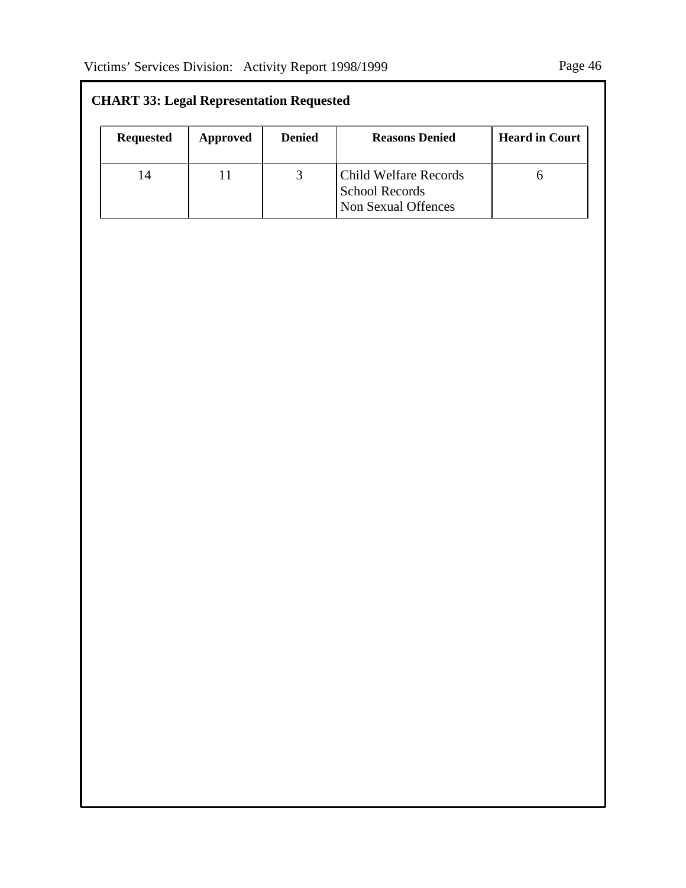**CHART 33: Legal Representation Requested**

| Requested | Approved | Denied | Reasons Denied | Heard in Court |
|---|---|---|---|---|
| 14 | 11 | 3 | Child Welfare Records<br>School Records<br>Non Sexual Offences | 6 |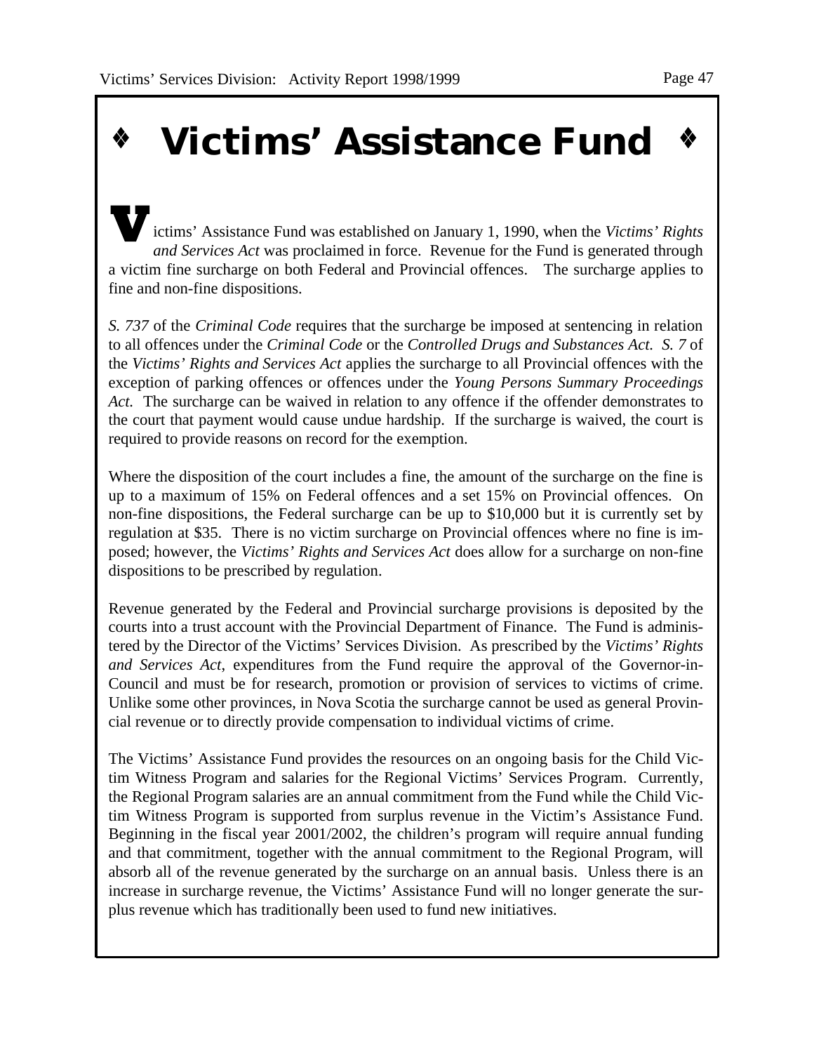# ❖ Victims' Assistance Fund ❖

Victims' Assistance Fund was established on January 1, 1990, when the *Victims' Rights and Services Act* was proclaimed in force. Revenue for the Fund is generated through a victim fine surcharge on both Federal and Provincial offences. The surcharge applies to fine and non-fine dispositions.

*S. 737* of the *Criminal Code* requires that the surcharge be imposed at sentencing in relation to all offences under the *Criminal Code* or the *Controlled Drugs and Substances Act. S. 7* of the *Victims' Rights and Services Act* applies the surcharge to all Provincial offences with the exception of parking offences or offences under the *Young Persons Summary Proceedings Act.* The surcharge can be waived in relation to any offence if the offender demonstrates to the court that payment would cause undue hardship. If the surcharge is waived, the court is required to provide reasons on record for the exemption.

Where the disposition of the court includes a fine, the amount of the surcharge on the fine is up to a maximum of 15% on Federal offences and a set 15% on Provincial offences. On non-fine dispositions, the Federal surcharge can be up to $10,000 but it is currently set by regulation at $35. There is no victim surcharge on Provincial offences where no fine is imposed; however, the *Victims' Rights and Services Act* does allow for a surcharge on non-fine dispositions to be prescribed by regulation.

Revenue generated by the Federal and Provincial surcharge provisions is deposited by the courts into a trust account with the Provincial Department of Finance. The Fund is administered by the Director of the Victims' Services Division. As prescribed by the *Victims' Rights and Services Act*, expenditures from the Fund require the approval of the Governor-in-Council and must be for research, promotion or provision of services to victims of crime. Unlike some other provinces, in Nova Scotia the surcharge cannot be used as general Provincial revenue or to directly provide compensation to individual victims of crime.

The Victims' Assistance Fund provides the resources on an ongoing basis for the Child Victim Witness Program and salaries for the Regional Victims' Services Program. Currently, the Regional Program salaries are an annual commitment from the Fund while the Child Victim Witness Program is supported from surplus revenue in the Victim's Assistance Fund. Beginning in the fiscal year 2001/2002, the children's program will require annual funding and that commitment, together with the annual commitment to the Regional Program, will absorb all of the revenue generated by the surcharge on an annual basis. Unless there is an increase in surcharge revenue, the Victims' Assistance Fund will no longer generate the surplus revenue which has traditionally been used to fund new initiatives.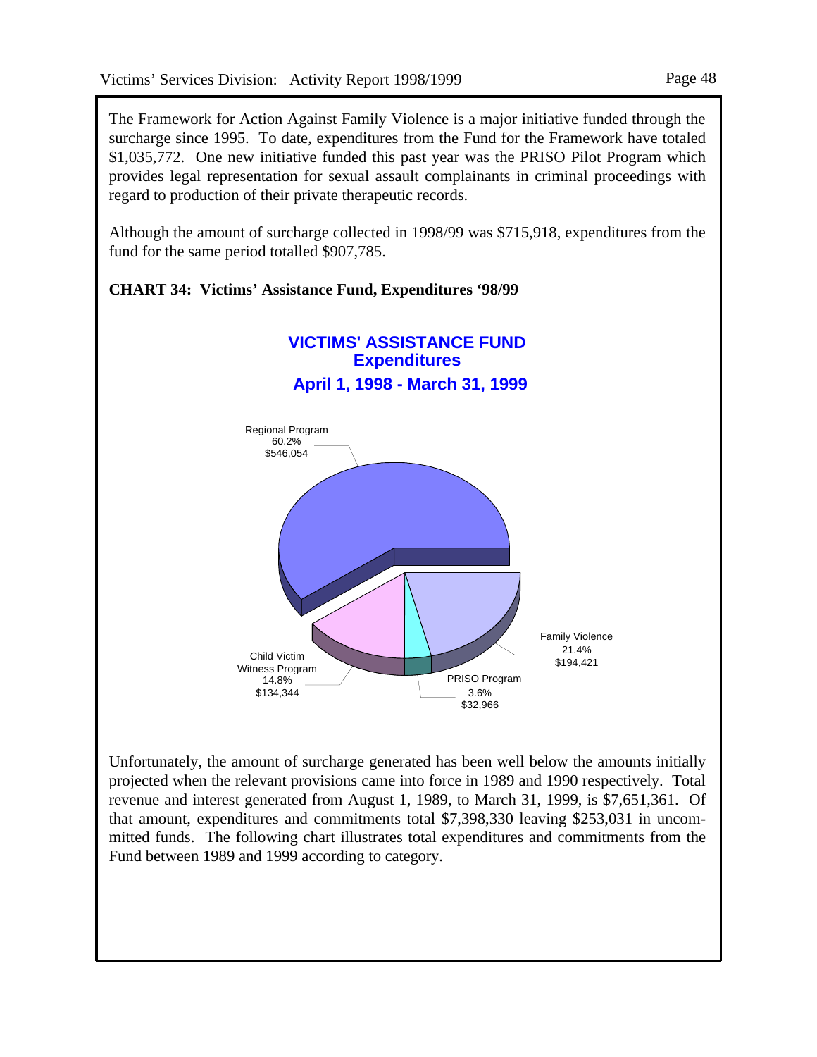The Framework for Action Against Family Violence is a major initiative funded through the surcharge since 1995. To date, expenditures from the Fund for the Framework have totaled $1,035,772. One new initiative funded this past year was the PRISO Pilot Program which provides legal representation for sexual assault complainants in criminal proceedings with regard to production of their private therapeutic records.

Although the amount of surcharge collected in 1998/99 was $715,918, expenditures from the fund for the same period totalled $907,785.

**CHART 34: Victims' Assistance Fund, Expenditures '98/99**

**VICTIMS' ASSISTANCE FUND**
**Expenditures**
**April 1, 1998 - March 31, 1999**

| Category | Percentage | Amount |
|---|---|---|
| Regional Program | 60.2% | $546,054 |
| Family Violence | 21.4% | $194,421 |
| PRISO Program | 3.6% | $32,966 |
| Child Victim Witness Program | 14.8% | $134,344 |

Unfortunately, the amount of surcharge generated has been well below the amounts initially projected when the relevant provisions came into force in 1989 and 1990 respectively. Total revenue and interest generated from August 1, 1989, to March 31, 1999, is $7,651,361. Of that amount, expenditures and commitments total $7,398,330 leaving $253,031 in uncommitted funds. The following chart illustrates total expenditures and commitments from the Fund between 1989 and 1999 according to category.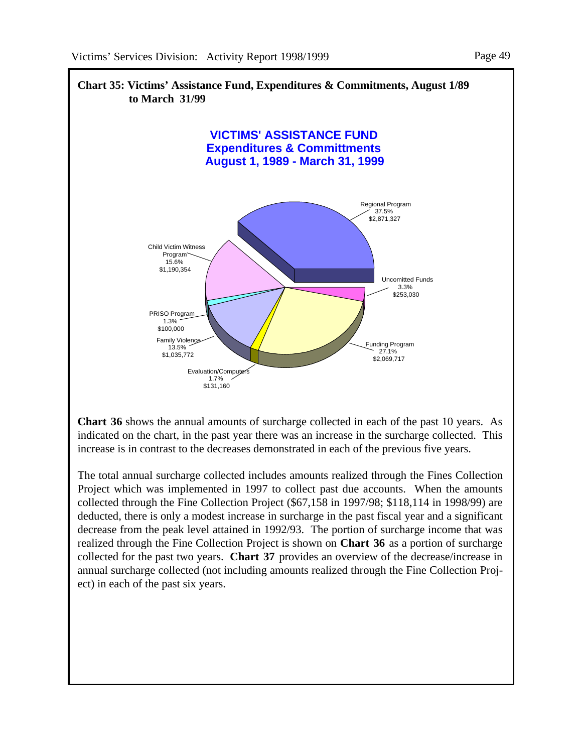**Chart 35: Victims' Assistance Fund, Expenditures & Commitments, August 1/89 to March 31/99**

VICTIMS' ASSISTANCE FUND
Expenditures & Committments
August 1, 1989 - March 31, 1999

| Category | Percentage | Amount |
|---|---|---|
| Regional Program | 37.5% | $2,871,327 |
| Uncomitted Funds | 3.3% | $253,030 |
| Funding Program | 27.1% | $2,069,717 |
| Evaluation/Computers | 1.7% | $131,160 |
| Family Violence | 13.5% | $1,035,772 |
| PRISO Program | 1.3% | $100,000 |
| Child Victim Witness Program | 15.6% | $1,190,354 |

**Chart 36** shows the annual amounts of surcharge collected in each of the past 10 years. As indicated on the chart, in the past year there was an increase in the surcharge collected. This increase is in contrast to the decreases demonstrated in each of the previous five years.

The total annual surcharge collected includes amounts realized through the Fines Collection Project which was implemented in 1997 to collect past due accounts. When the amounts collected through the Fine Collection Project ($67,158 in 1997/98; $118,114 in 1998/99) are deducted, there is only a modest increase in surcharge in the past fiscal year and a significant decrease from the peak level attained in 1992/93. The portion of surcharge income that was realized through the Fine Collection Project is shown on **Chart 36** as a portion of surcharge collected for the past two years. **Chart 37** provides an overview of the decrease/increase in annual surcharge collected (not including amounts realized through the Fine Collection Project) in each of the past six years.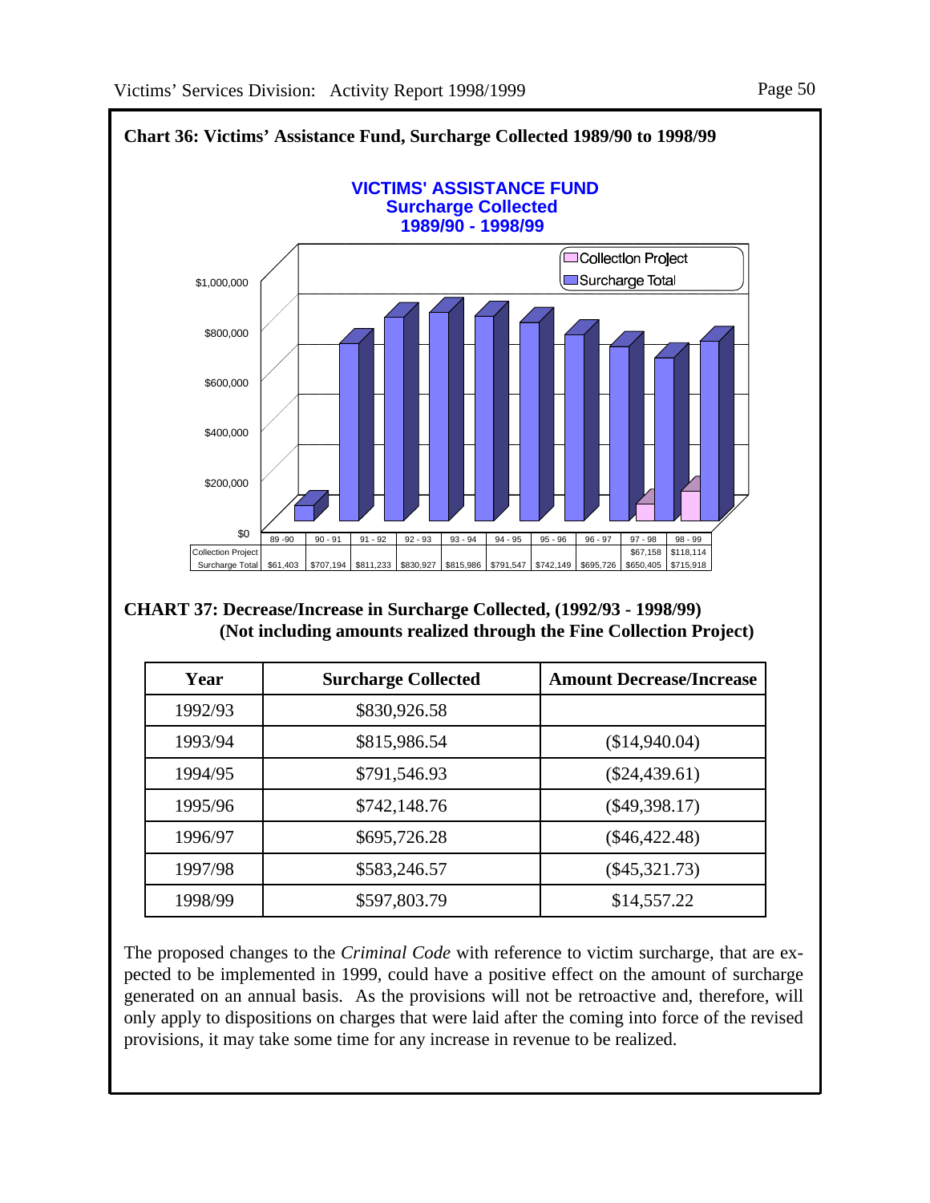**Chart 36: Victims' Assistance Fund, Surcharge Collected 1989/90 to 1998/99**

**VICTIMS' ASSISTANCE FUND**
**Surcharge Collected**
**1989/90 - 1998/99**

| | 89 -90 | 90 - 91 | 91 - 92 | 92 - 93 | 93 - 94 | 94 - 95 | 95 - 96 | 96 - 97 | 97 - 98 | 98 - 99 |
|---|---|---|---|---|---|---|---|---|---|---|
| Collection Project | | | | | | | | | $67,158 | $118,114 |
| Surcharge Total | $61,403 | $707,194 | $811,233 | $830,927 | $815,986 | $791,547 | $742,149 | $695,726 | $650,405 | $715,918 |

**CHART 37: Decrease/Increase in Surcharge Collected, (1992/93 - 1998/99)**
**(Not including amounts realized through the Fine Collection Project)**

| Year | Surcharge Collected | Amount Decrease/Increase |
|---|---|---|
| 1992/93 | $830,926.58 | |
| 1993/94 | $815,986.54 | ($14,940.04) |
| 1994/95 | $791,546.93 | ($24,439.61) |
| 1995/96 | $742,148.76 | ($49,398.17) |
| 1996/97 | $695,726.28 | ($46,422.48) |
| 1997/98 | $583,246.57 | ($45,321.73) |
| 1998/99 | $597,803.79 | $14,557.22 |

The proposed changes to the *Criminal Code* with reference to victim surcharge, that are expected to be implemented in 1999, could have a positive effect on the amount of surcharge generated on an annual basis. As the provisions will not be retroactive and, therefore, will only apply to dispositions on charges that were laid after the coming into force of the revised provisions, it may take some time for any increase in revenue to be realized.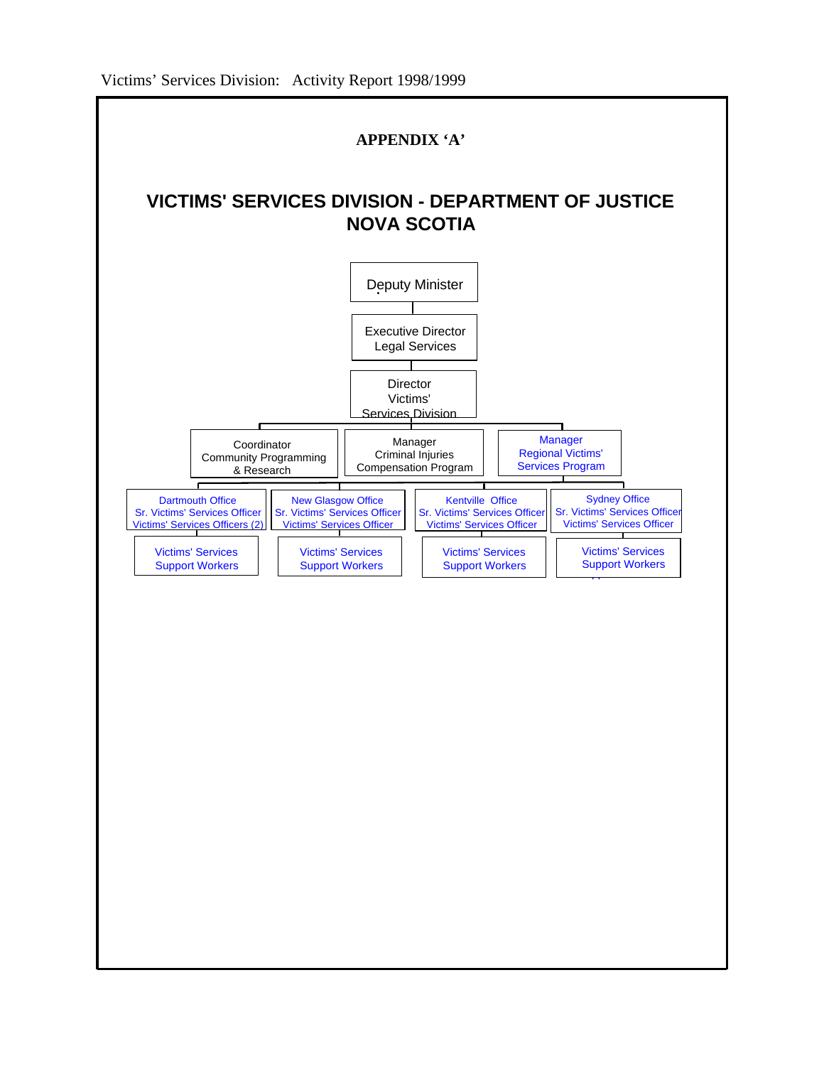## APPENDIX 'A'

# VICTIMS' SERVICES DIVISION - DEPARTMENT OF JUSTICE NOVA SCOTIA

Deputy Minister

Executive Director
Legal Services

Director
Victims'
Services Division

Coordinator
Community Programming
& Research

Manager
Criminal Injuries
Compensation Program

Manager
Regional Victims'
Services Program

Dartmouth Office
Sr. Victims' Services Officer
Victims' Services Officers (2)

Victims' Services
Support Workers

New Glasgow Office
Sr. Victims' Services Officer
Victims' Services Officer

Victims' Services
Support Workers

Kentville Office
Sr. Victims' Services Officer
Victims' Services Officer

Victims' Services
Support Workers

Sydney Office
Sr. Victims' Services Officer
Victims' Services Officer

Victims' Services
Support Workers